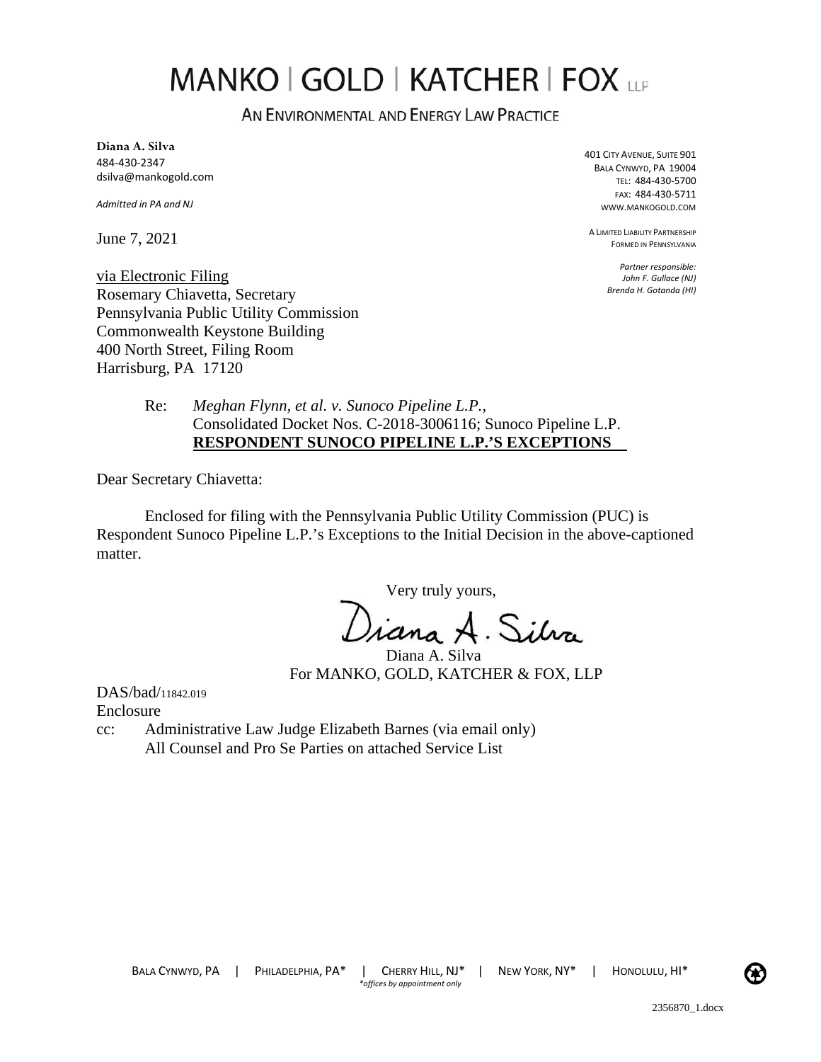# MANKO | GOLD | KATCHER | FOX LLP

AN ENVIRONMENTAL AND ENERGY LAW PRACTICE

**Diana A. Silva**
484-430-2347
dsilva@mankogold.com

*Admitted in PA and NJ*

401 CITY AVENUE, SUITE 901
BALA CYNWYD, PA 19004
TEL: 484-430-5700
FAX: 484-430-5711
WWW.MANKOGOLD.COM

A LIMITED LIABILITY PARTNERSHIP
FORMED IN PENNSYLVANIA

*Partner responsible:*
*John F. Gullace (NJ)*
*Brenda H. Gotanda (HI)*

June 7, 2021

via Electronic Filing
Rosemary Chiavetta, Secretary
Pennsylvania Public Utility Commission
Commonwealth Keystone Building
400 North Street, Filing Room
Harrisburg, PA 17120

Re: *Meghan Flynn, et al. v. Sunoco Pipeline L.P.*,
Consolidated Docket Nos. C-2018-3006116; Sunoco Pipeline L.P.
**RESPONDENT SUNOCO PIPELINE L.P.'S EXCEPTIONS**

Dear Secretary Chiavetta:

Enclosed for filing with the Pennsylvania Public Utility Commission (PUC) is Respondent Sunoco Pipeline L.P.'s Exceptions to the Initial Decision in the above-captioned matter.

Very truly yours,

Diana A. Silva

Diana A. Silva
For MANKO, GOLD, KATCHER & FOX, LLP

DAS/bad/11842.019
Enclosure
cc: Administrative Law Judge Elizabeth Barnes (via email only)
All Counsel and Pro Se Parties on attached Service List

BALA CYNWYD, PA | PHILADELPHIA, PA* | CHERRY HILL, NJ* | NEW YORK, NY* | HONOLULU, HI*
*offices by appointment only

2356870_1.docx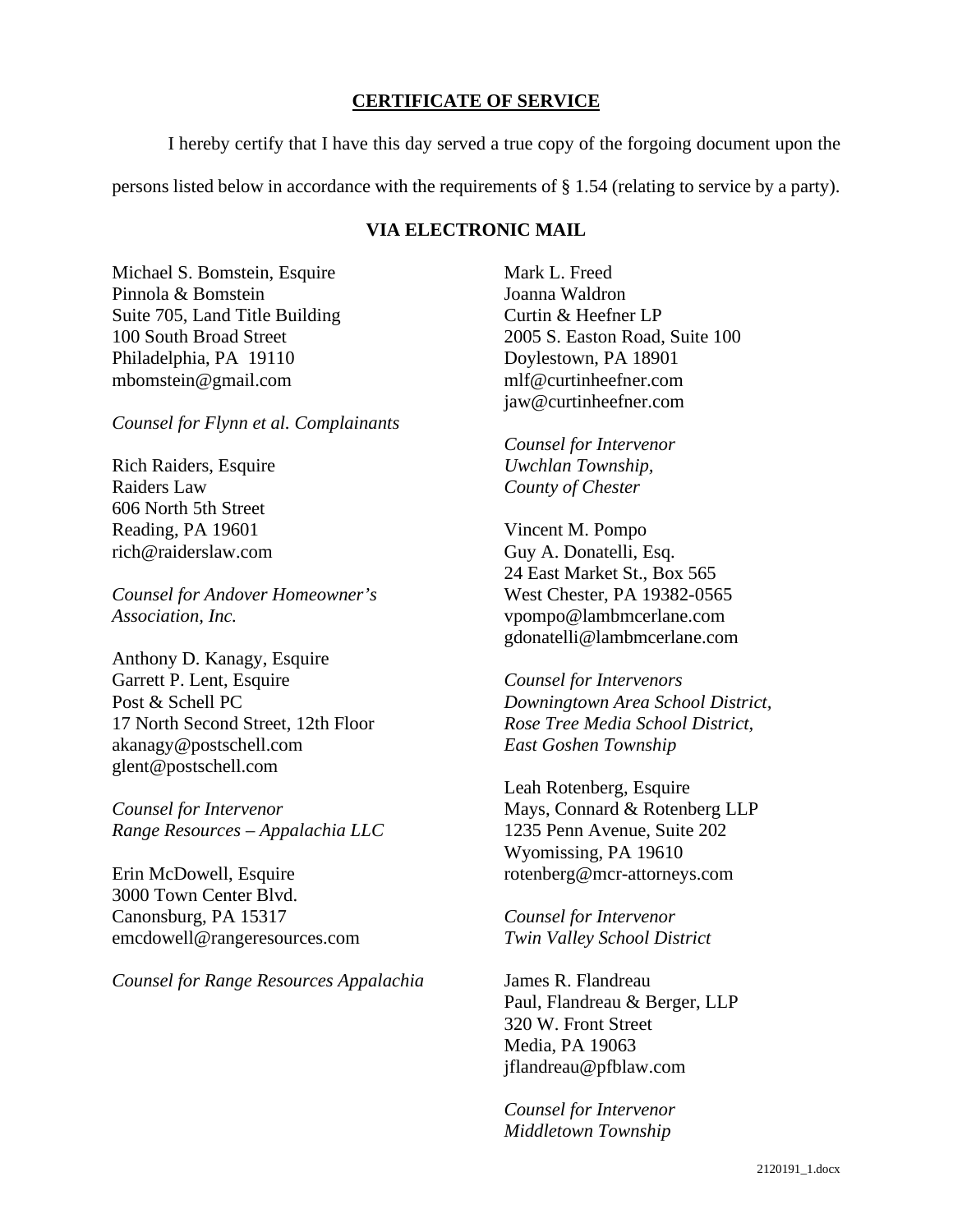## CERTIFICATE OF SERVICE

I hereby certify that I have this day served a true copy of the forgoing document upon the persons listed below in accordance with the requirements of § 1.54 (relating to service by a party).

### VIA ELECTRONIC MAIL

Michael S. Bomstein, Esquire
Pinnola & Bomstein
Suite 705, Land Title Building
100 South Broad Street
Philadelphia, PA 19110
mbomstein@gmail.com

*Counsel for Flynn et al. Complainants*

Rich Raiders, Esquire
Raiders Law
606 North 5th Street
Reading, PA 19601
rich@raiderslaw.com

*Counsel for Andover Homeowner's Association, Inc.*

Anthony D. Kanagy, Esquire
Garrett P. Lent, Esquire
Post & Schell PC
17 North Second Street, 12th Floor
akanagy@postschell.com
glent@postschell.com

*Counsel for Intervenor*
*Range Resources – Appalachia LLC*

Erin McDowell, Esquire
3000 Town Center Blvd.
Canonsburg, PA 15317
emcdowell@rangeresources.com

*Counsel for Range Resources Appalachia*

Mark L. Freed
Joanna Waldron
Curtin & Heefner LP
2005 S. Easton Road, Suite 100
Doylestown, PA 18901
mlf@curtinheefner.com
jaw@curtinheefner.com

*Counsel for Intervenor*
*Uwchlan Township,*
*County of Chester*

Vincent M. Pompo
Guy A. Donatelli, Esq.
24 East Market St., Box 565
West Chester, PA 19382-0565
vpompo@lambmcerlane.com
gdonatelli@lambmcerlane.com

*Counsel for Intervenors*
*Downingtown Area School District,*
*Rose Tree Media School District,*
*East Goshen Township*

Leah Rotenberg, Esquire
Mays, Connard & Rotenberg LLP
1235 Penn Avenue, Suite 202
Wyomissing, PA 19610
rotenberg@mcr-attorneys.com

*Counsel for Intervenor*
*Twin Valley School District*

James R. Flandreau
Paul, Flandreau & Berger, LLP
320 W. Front Street
Media, PA 19063
jflandreau@pfblaw.com

*Counsel for Intervenor*
*Middletown Township*

2120191_1.docx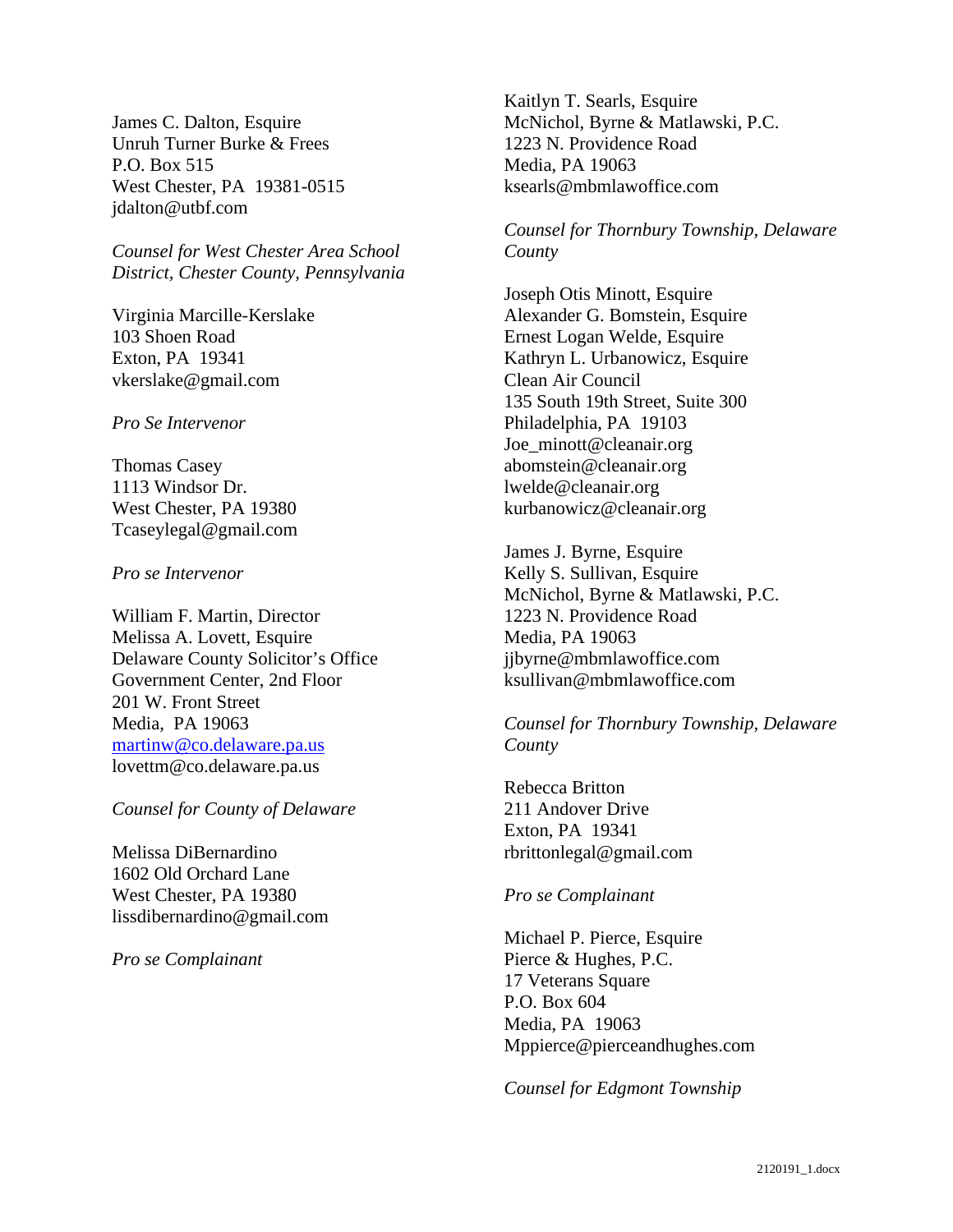James C. Dalton, Esquire
Unruh Turner Burke & Frees
P.O. Box 515
West Chester, PA 19381-0515
jdalton@utbf.com

*Counsel for West Chester Area School District, Chester County, Pennsylvania*

Virginia Marcille-Kerslake
103 Shoen Road
Exton, PA 19341
vkerslake@gmail.com

*Pro Se Intervenor*

Thomas Casey
1113 Windsor Dr.
West Chester, PA 19380
Tcaseylegal@gmail.com

*Pro se Intervenor*

William F. Martin, Director
Melissa A. Lovett, Esquire
Delaware County Solicitor's Office
Government Center, 2nd Floor
201 W. Front Street
Media, PA 19063
martinw@co.delaware.pa.us
lovettm@co.delaware.pa.us

*Counsel for County of Delaware*

Melissa DiBernardino
1602 Old Orchard Lane
West Chester, PA 19380
lissdibernardino@gmail.com

*Pro se Complainant*

Kaitlyn T. Searls, Esquire
McNichol, Byrne & Matlawski, P.C.
1223 N. Providence Road
Media, PA 19063
ksearls@mbmlawoffice.com

*Counsel for Thornbury Township, Delaware County*

Joseph Otis Minott, Esquire
Alexander G. Bomstein, Esquire
Ernest Logan Welde, Esquire
Kathryn L. Urbanowicz, Esquire
Clean Air Council
135 South 19th Street, Suite 300
Philadelphia, PA 19103
Joe_minott@cleanair.org
abomstein@cleanair.org
lwelde@cleanair.org
kurbanowicz@cleanair.org

James J. Byrne, Esquire
Kelly S. Sullivan, Esquire
McNichol, Byrne & Matlawski, P.C.
1223 N. Providence Road
Media, PA 19063
jjbyrne@mbmlawoffice.com
ksullivan@mbmlawoffice.com

*Counsel for Thornbury Township, Delaware County*

Rebecca Britton
211 Andover Drive
Exton, PA 19341
rbrittonlegal@gmail.com

*Pro se Complainant*

Michael P. Pierce, Esquire
Pierce & Hughes, P.C.
17 Veterans Square
P.O. Box 604
Media, PA 19063
Mppierce@pierceandhughes.com

*Counsel for Edgmont Township*

2120191_1.docx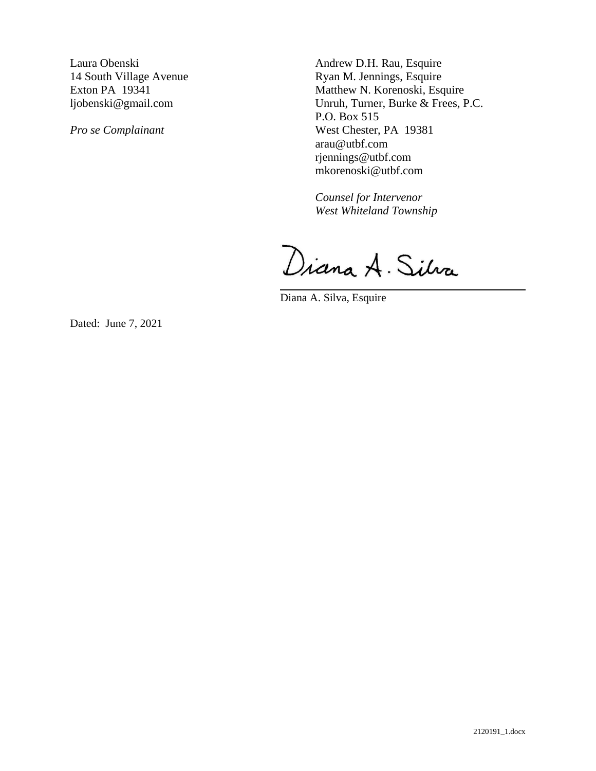Laura Obenski
14 South Village Avenue
Exton PA 19341
ljobenski@gmail.com

*Pro se Complainant*

Andrew D.H. Rau, Esquire
Ryan M. Jennings, Esquire
Matthew N. Korenoski, Esquire
Unruh, Turner, Burke & Frees, P.C.
P.O. Box 515
West Chester, PA 19381
arau@utbf.com
rjennings@utbf.com
mkorenoski@utbf.com

*Counsel for Intervenor*
*West Whiteland Township*

Diana A. Silva

Diana A. Silva, Esquire

Dated: June 7, 2021

2120191_1.docx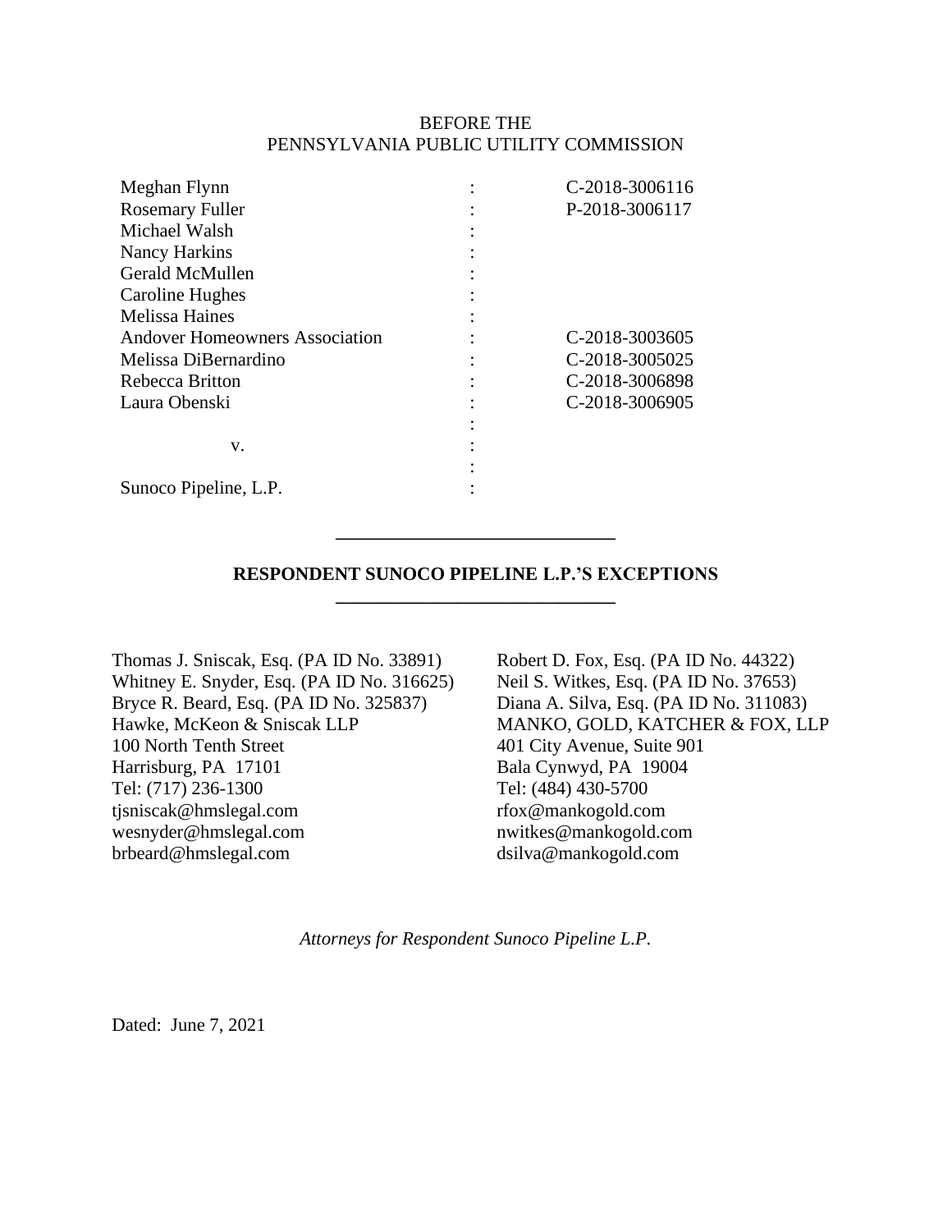BEFORE THE
PENNSYLVANIA PUBLIC UTILITY COMMISSION

| | | |
|---|---|---|
| Meghan Flynn | : | C-2018-3006116 |
| Rosemary Fuller | : | P-2018-3006117 |
| Michael Walsh | : | |
| Nancy Harkins | : | |
| Gerald McMullen | : | |
| Caroline Hughes | : | |
| Melissa Haines | : | |
| Andover Homeowners Association | : | C-2018-3003605 |
| Melissa DiBernardino | : | C-2018-3005025 |
| Rebecca Britton | : | C-2018-3006898 |
| Laura Obenski | : | C-2018-3006905 |
| | : | |
| v. | : | |
| | : | |
| Sunoco Pipeline, L.P. | : | |

---

**RESPONDENT SUNOCO PIPELINE L.P.'S EXCEPTIONS**

---

Thomas J. Sniscak, Esq. (PA ID No. 33891)
Whitney E. Snyder, Esq. (PA ID No. 316625)
Bryce R. Beard, Esq. (PA ID No. 325837)
Hawke, McKeon & Sniscak LLP
100 North Tenth Street
Harrisburg, PA 17101
Tel: (717) 236-1300
tjsniscak@hmslegal.com
wesnyder@hmslegal.com
brbeard@hmslegal.com

Robert D. Fox, Esq. (PA ID No. 44322)
Neil S. Witkes, Esq. (PA ID No. 37653)
Diana A. Silva, Esq. (PA ID No. 311083)
MANKO, GOLD, KATCHER & FOX, LLP
401 City Avenue, Suite 901
Bala Cynwyd, PA 19004
Tel: (484) 430-5700
rfox@mankogold.com
nwitkes@mankogold.com
dsilva@mankogold.com

*Attorneys for Respondent Sunoco Pipeline L.P.*

Dated: June 7, 2021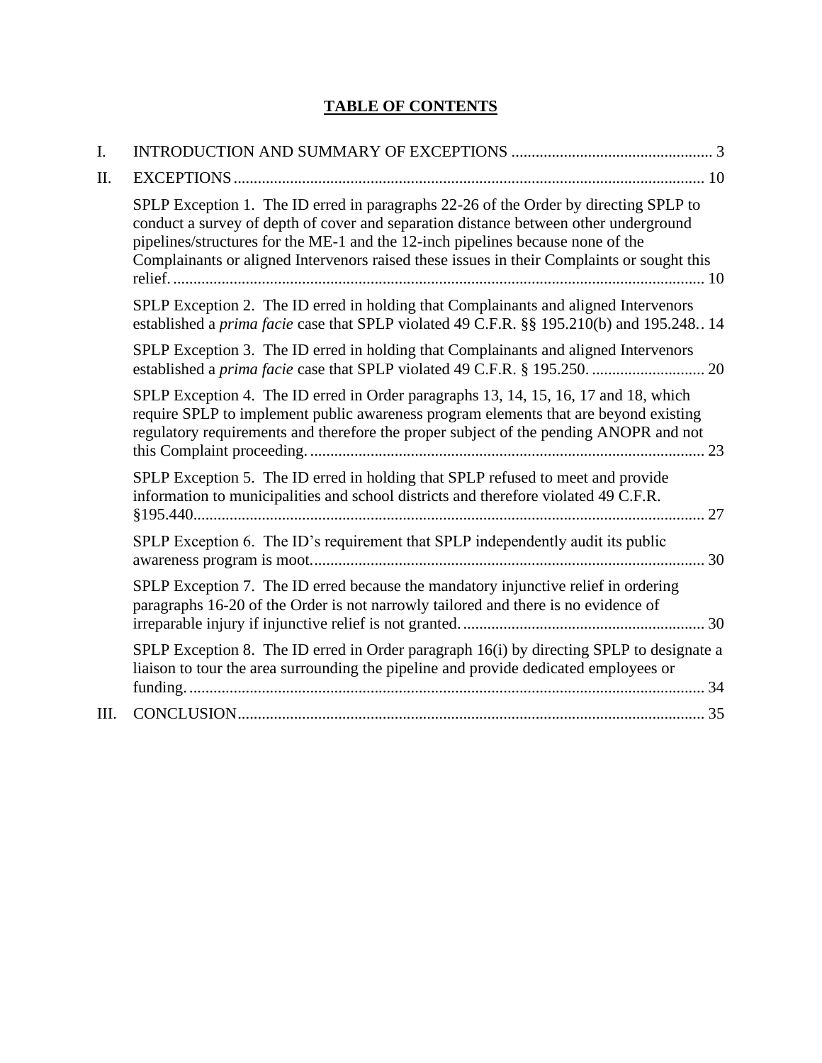## TABLE OF CONTENTS

I. INTRODUCTION AND SUMMARY OF EXCEPTIONS .................................................. 3

II. EXCEPTIONS .................................................................................................................... 10

SPLP Exception 1. The ID erred in paragraphs 22-26 of the Order by directing SPLP to conduct a survey of depth of cover and separation distance between other underground pipelines/structures for the ME-1 and the 12-inch pipelines because none of the Complainants or aligned Intervenors raised these issues in their Complaints or sought this relief. .................................................................................................................................. 10

SPLP Exception 2. The ID erred in holding that Complainants and aligned Intervenors established a *prima facie* case that SPLP violated 49 C.F.R. §§ 195.210(b) and 195.248.. 14

SPLP Exception 3. The ID erred in holding that Complainants and aligned Intervenors established a *prima facie* case that SPLP violated 49 C.F.R. § 195.250. ............................ 20

SPLP Exception 4. The ID erred in Order paragraphs 13, 14, 15, 16, 17 and 18, which require SPLP to implement public awareness program elements that are beyond existing regulatory requirements and therefore the proper subject of the pending ANOPR and not this Complaint proceeding. ................................................................................................. 23

SPLP Exception 5. The ID erred in holding that SPLP refused to meet and provide information to municipalities and school districts and therefore violated 49 C.F.R. §195.440............................................................................................................................. 27

SPLP Exception 6. The ID's requirement that SPLP independently audit its public awareness program is moot................................................................................................. 30

SPLP Exception 7. The ID erred because the mandatory injunctive relief in ordering paragraphs 16-20 of the Order is not narrowly tailored and there is no evidence of irreparable injury if injunctive relief is not granted. ........................................................... 30

SPLP Exception 8. The ID erred in Order paragraph 16(i) by directing SPLP to designate a liaison to tour the area surrounding the pipeline and provide dedicated employees or funding. ............................................................................................................................... 34

III. CONCLUSION .................................................................................................................. 35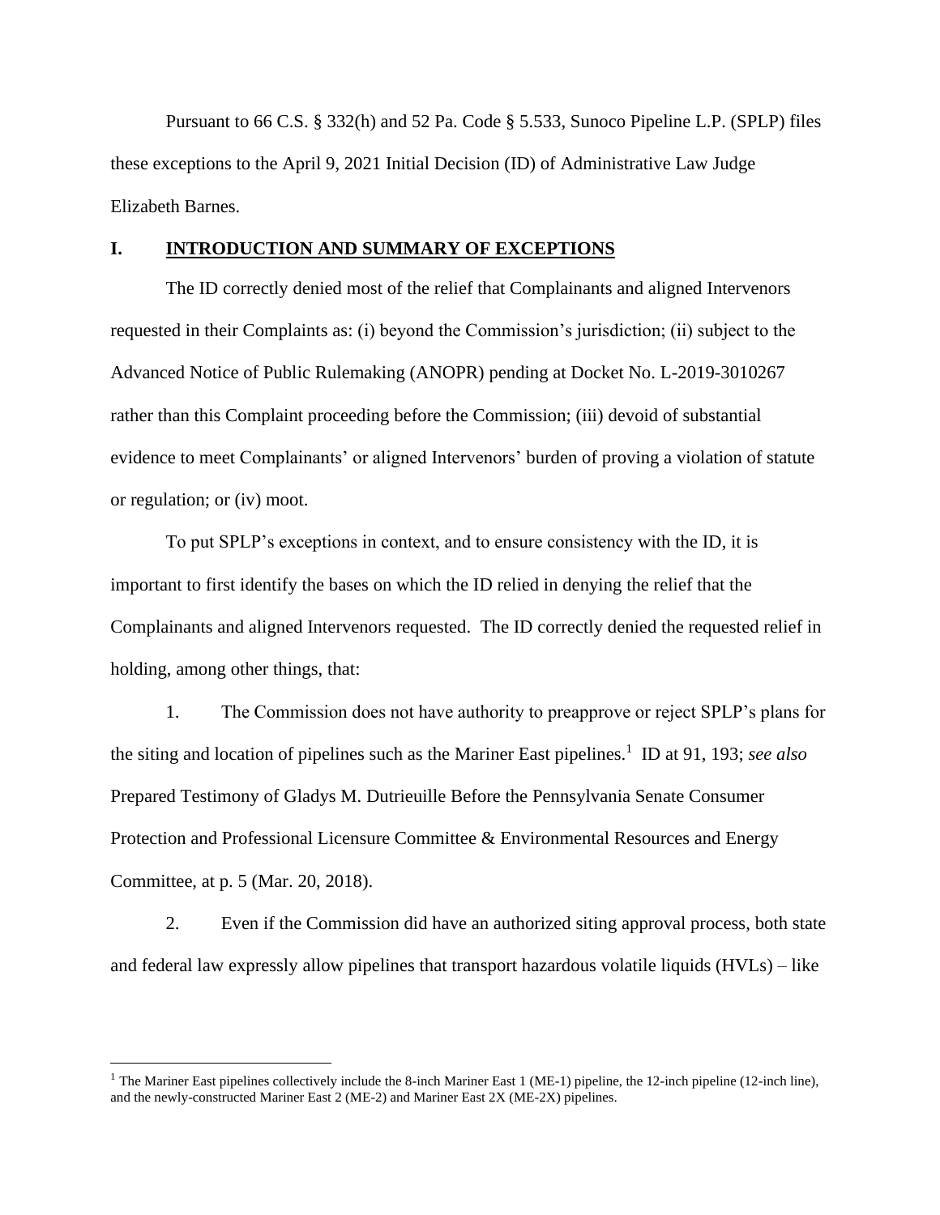Pursuant to 66 C.S. § 332(h) and 52 Pa. Code § 5.533, Sunoco Pipeline L.P. (SPLP) files these exceptions to the April 9, 2021 Initial Decision (ID) of Administrative Law Judge Elizabeth Barnes.

## I. <u>INTRODUCTION AND SUMMARY OF EXCEPTIONS</u>

The ID correctly denied most of the relief that Complainants and aligned Intervenors requested in their Complaints as: (i) beyond the Commission's jurisdiction; (ii) subject to the Advanced Notice of Public Rulemaking (ANOPR) pending at Docket No. L-2019-3010267 rather than this Complaint proceeding before the Commission; (iii) devoid of substantial evidence to meet Complainants' or aligned Intervenors' burden of proving a violation of statute or regulation; or (iv) moot.

To put SPLP's exceptions in context, and to ensure consistency with the ID, it is important to first identify the bases on which the ID relied in denying the relief that the Complainants and aligned Intervenors requested. The ID correctly denied the requested relief in holding, among other things, that:

1. The Commission does not have authority to preapprove or reject SPLP's plans for the siting and location of pipelines such as the Mariner East pipelines.[1] ID at 91, 193; *see also* Prepared Testimony of Gladys M. Dutrieuille Before the Pennsylvania Senate Consumer Protection and Professional Licensure Committee & Environmental Resources and Energy Committee, at p. 5 (Mar. 20, 2018).

2. Even if the Commission did have an authorized siting approval process, both state and federal law expressly allow pipelines that transport hazardous volatile liquids (HVLs) – like

[1] The Mariner East pipelines collectively include the 8-inch Mariner East 1 (ME-1) pipeline, the 12-inch pipeline (12-inch line), and the newly-constructed Mariner East 2 (ME-2) and Mariner East 2X (ME-2X) pipelines.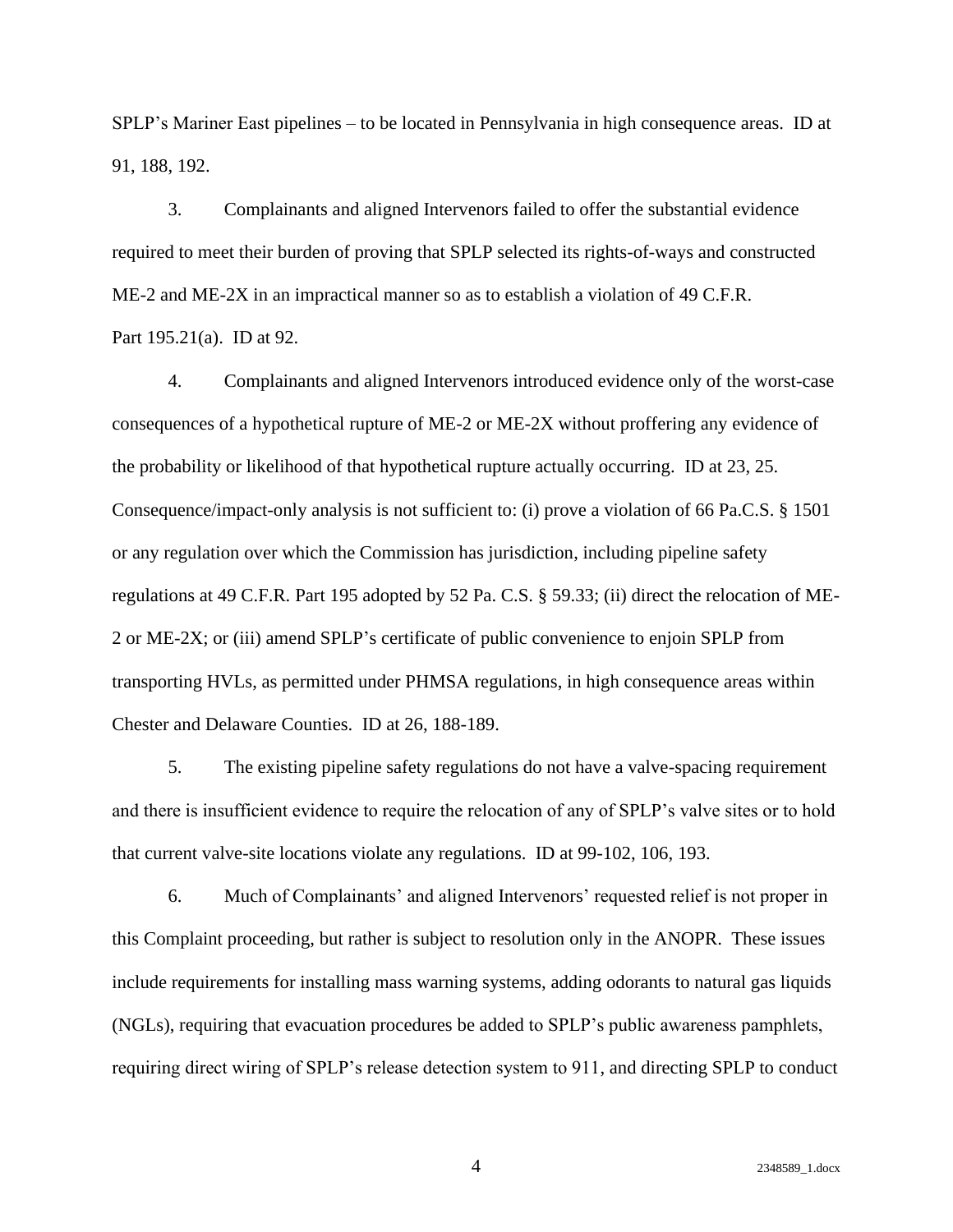SPLP's Mariner East pipelines – to be located in Pennsylvania in high consequence areas. ID at 91, 188, 192.

3. Complainants and aligned Intervenors failed to offer the substantial evidence required to meet their burden of proving that SPLP selected its rights-of-ways and constructed ME-2 and ME-2X in an impractical manner so as to establish a violation of 49 C.F.R. Part 195.21(a). ID at 92.

4. Complainants and aligned Intervenors introduced evidence only of the worst-case consequences of a hypothetical rupture of ME-2 or ME-2X without proffering any evidence of the probability or likelihood of that hypothetical rupture actually occurring. ID at 23, 25. Consequence/impact-only analysis is not sufficient to: (i) prove a violation of 66 Pa.C.S. § 1501 or any regulation over which the Commission has jurisdiction, including pipeline safety regulations at 49 C.F.R. Part 195 adopted by 52 Pa. C.S. § 59.33; (ii) direct the relocation of ME-2 or ME-2X; or (iii) amend SPLP's certificate of public convenience to enjoin SPLP from transporting HVLs, as permitted under PHMSA regulations, in high consequence areas within Chester and Delaware Counties. ID at 26, 188-189.

5. The existing pipeline safety regulations do not have a valve-spacing requirement and there is insufficient evidence to require the relocation of any of SPLP's valve sites or to hold that current valve-site locations violate any regulations. ID at 99-102, 106, 193.

6. Much of Complainants' and aligned Intervenors' requested relief is not proper in this Complaint proceeding, but rather is subject to resolution only in the ANOPR. These issues include requirements for installing mass warning systems, adding odorants to natural gas liquids (NGLs), requiring that evacuation procedures be added to SPLP's public awareness pamphlets, requiring direct wiring of SPLP's release detection system to 911, and directing SPLP to conduct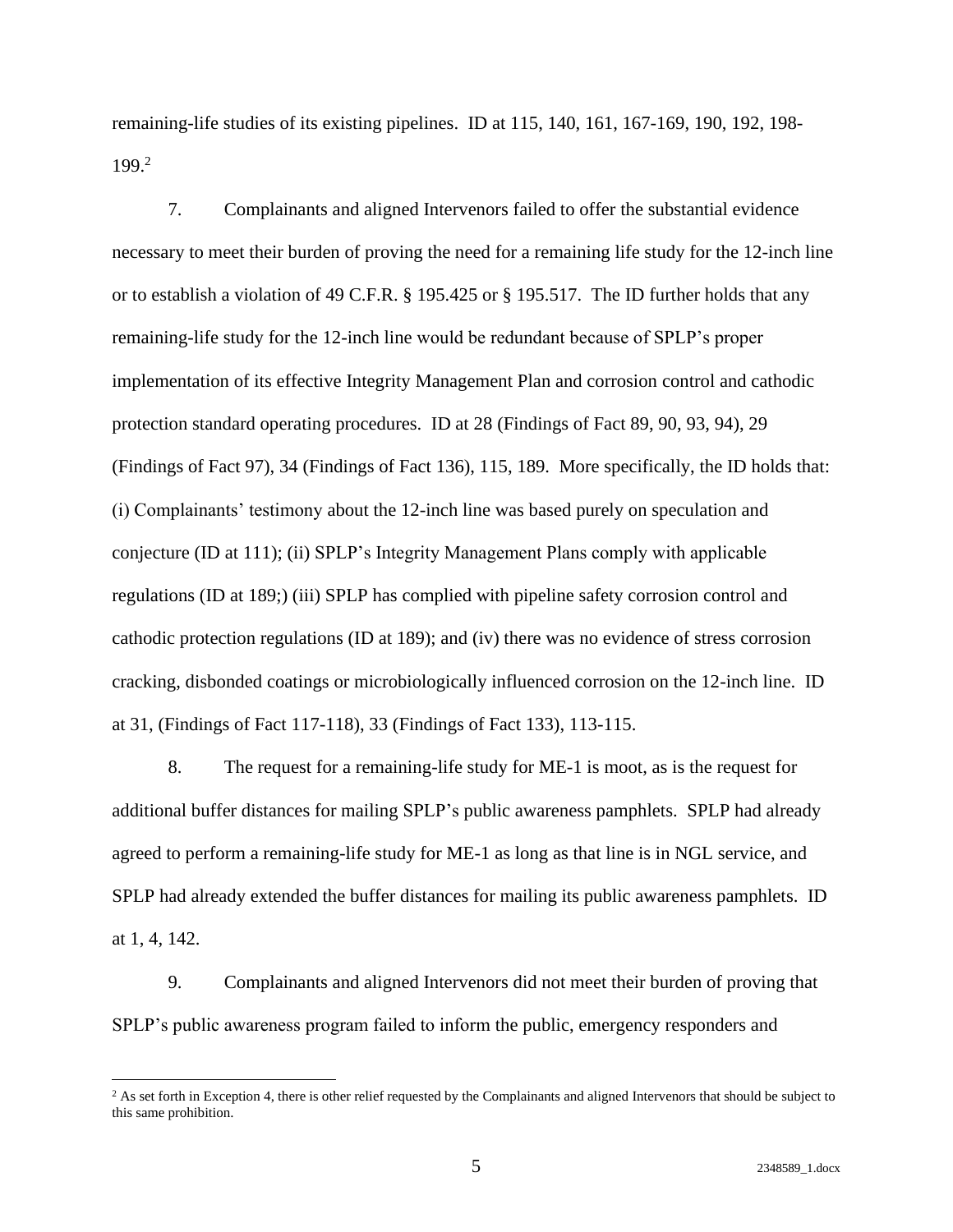remaining-life studies of its existing pipelines. ID at 115, 140, 161, 167-169, 190, 192, 198-199.[2]

7. Complainants and aligned Intervenors failed to offer the substantial evidence necessary to meet their burden of proving the need for a remaining life study for the 12-inch line or to establish a violation of 49 C.F.R. § 195.425 or § 195.517. The ID further holds that any remaining-life study for the 12-inch line would be redundant because of SPLP's proper implementation of its effective Integrity Management Plan and corrosion control and cathodic protection standard operating procedures. ID at 28 (Findings of Fact 89, 90, 93, 94), 29 (Findings of Fact 97), 34 (Findings of Fact 136), 115, 189. More specifically, the ID holds that: (i) Complainants' testimony about the 12-inch line was based purely on speculation and conjecture (ID at 111); (ii) SPLP's Integrity Management Plans comply with applicable regulations (ID at 189;) (iii) SPLP has complied with pipeline safety corrosion control and cathodic protection regulations (ID at 189); and (iv) there was no evidence of stress corrosion cracking, disbonded coatings or microbiologically influenced corrosion on the 12-inch line. ID at 31, (Findings of Fact 117-118), 33 (Findings of Fact 133), 113-115.

8. The request for a remaining-life study for ME-1 is moot, as is the request for additional buffer distances for mailing SPLP's public awareness pamphlets. SPLP had already agreed to perform a remaining-life study for ME-1 as long as that line is in NGL service, and SPLP had already extended the buffer distances for mailing its public awareness pamphlets. ID at 1, 4, 142.

9. Complainants and aligned Intervenors did not meet their burden of proving that SPLP's public awareness program failed to inform the public, emergency responders and

---

[2] As set forth in Exception 4, there is other relief requested by the Complainants and aligned Intervenors that should be subject to this same prohibition.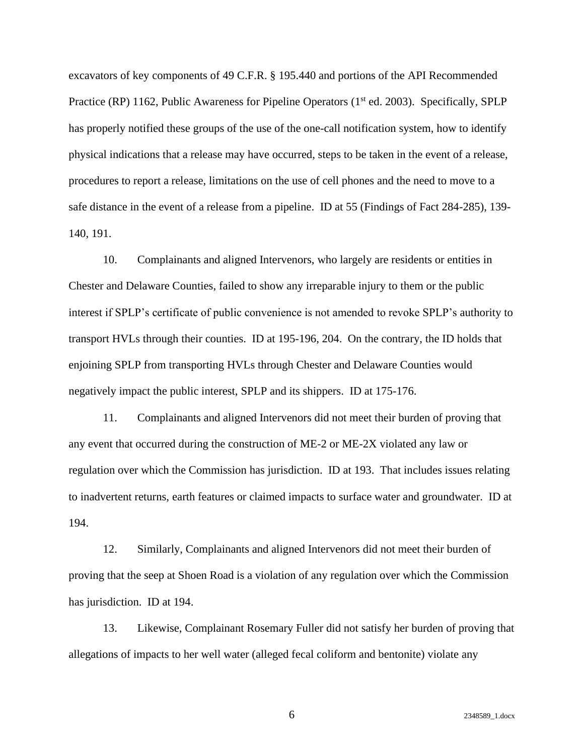excavators of key components of 49 C.F.R. § 195.440 and portions of the API Recommended Practice (RP) 1162, Public Awareness for Pipeline Operators (1st ed. 2003). Specifically, SPLP has properly notified these groups of the use of the one-call notification system, how to identify physical indications that a release may have occurred, steps to be taken in the event of a release, procedures to report a release, limitations on the use of cell phones and the need to move to a safe distance in the event of a release from a pipeline. ID at 55 (Findings of Fact 284-285), 139-140, 191.

10. Complainants and aligned Intervenors, who largely are residents or entities in Chester and Delaware Counties, failed to show any irreparable injury to them or the public interest if SPLP's certificate of public convenience is not amended to revoke SPLP's authority to transport HVLs through their counties. ID at 195-196, 204. On the contrary, the ID holds that enjoining SPLP from transporting HVLs through Chester and Delaware Counties would negatively impact the public interest, SPLP and its shippers. ID at 175-176.

11. Complainants and aligned Intervenors did not meet their burden of proving that any event that occurred during the construction of ME-2 or ME-2X violated any law or regulation over which the Commission has jurisdiction. ID at 193. That includes issues relating to inadvertent returns, earth features or claimed impacts to surface water and groundwater. ID at 194.

12. Similarly, Complainants and aligned Intervenors did not meet their burden of proving that the seep at Shoen Road is a violation of any regulation over which the Commission has jurisdiction. ID at 194.

13. Likewise, Complainant Rosemary Fuller did not satisfy her burden of proving that allegations of impacts to her well water (alleged fecal coliform and bentonite) violate any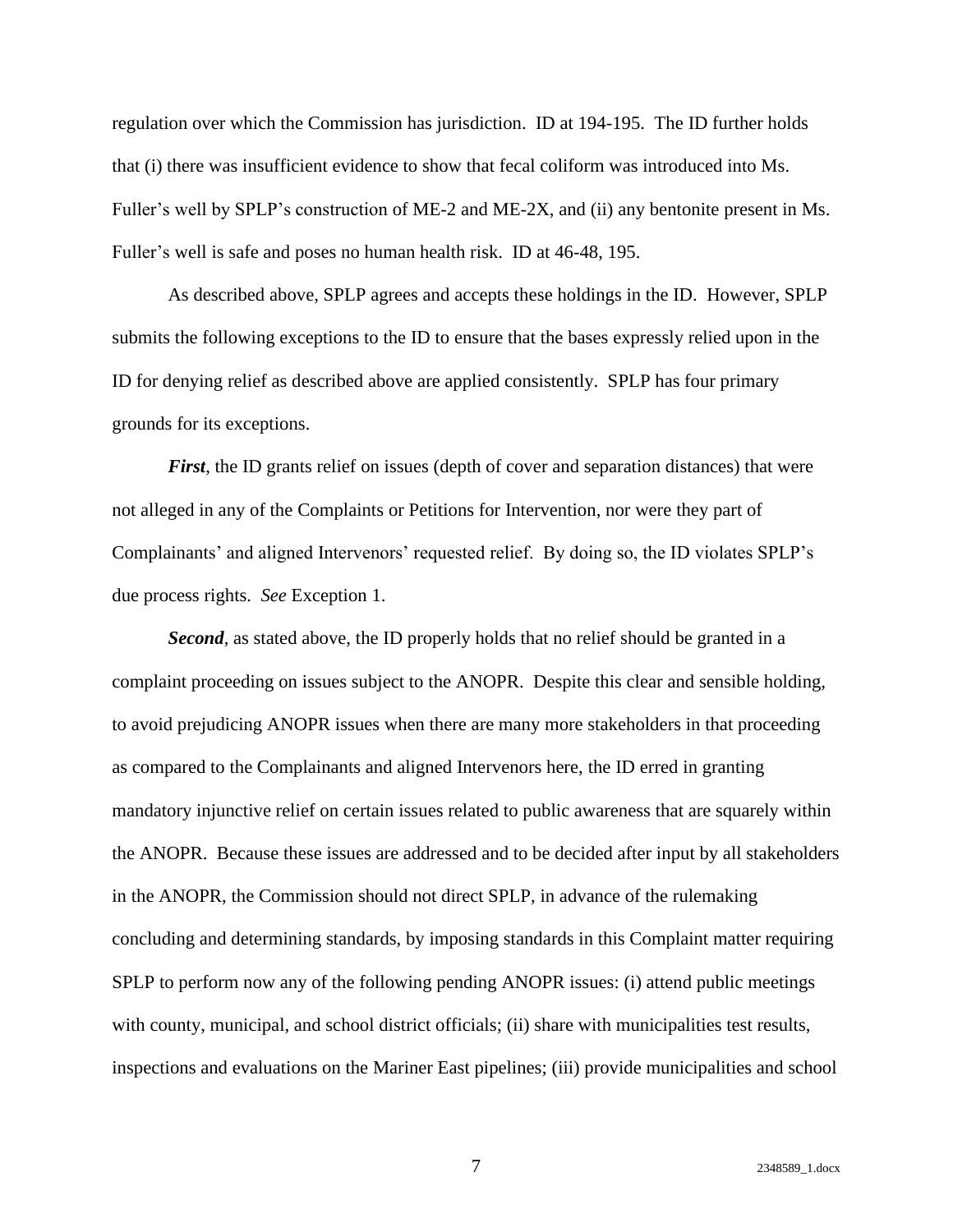regulation over which the Commission has jurisdiction. ID at 194-195. The ID further holds that (i) there was insufficient evidence to show that fecal coliform was introduced into Ms. Fuller's well by SPLP's construction of ME-2 and ME-2X, and (ii) any bentonite present in Ms. Fuller's well is safe and poses no human health risk. ID at 46-48, 195.

As described above, SPLP agrees and accepts these holdings in the ID. However, SPLP submits the following exceptions to the ID to ensure that the bases expressly relied upon in the ID for denying relief as described above are applied consistently. SPLP has four primary grounds for its exceptions.

***First***, the ID grants relief on issues (depth of cover and separation distances) that were not alleged in any of the Complaints or Petitions for Intervention, nor were they part of Complainants' and aligned Intervenors' requested relief. By doing so, the ID violates SPLP's due process rights. *See* Exception 1.

***Second***, as stated above, the ID properly holds that no relief should be granted in a complaint proceeding on issues subject to the ANOPR. Despite this clear and sensible holding, to avoid prejudicing ANOPR issues when there are many more stakeholders in that proceeding as compared to the Complainants and aligned Intervenors here, the ID erred in granting mandatory injunctive relief on certain issues related to public awareness that are squarely within the ANOPR. Because these issues are addressed and to be decided after input by all stakeholders in the ANOPR, the Commission should not direct SPLP, in advance of the rulemaking concluding and determining standards, by imposing standards in this Complaint matter requiring SPLP to perform now any of the following pending ANOPR issues: (i) attend public meetings with county, municipal, and school district officials; (ii) share with municipalities test results, inspections and evaluations on the Mariner East pipelines; (iii) provide municipalities and school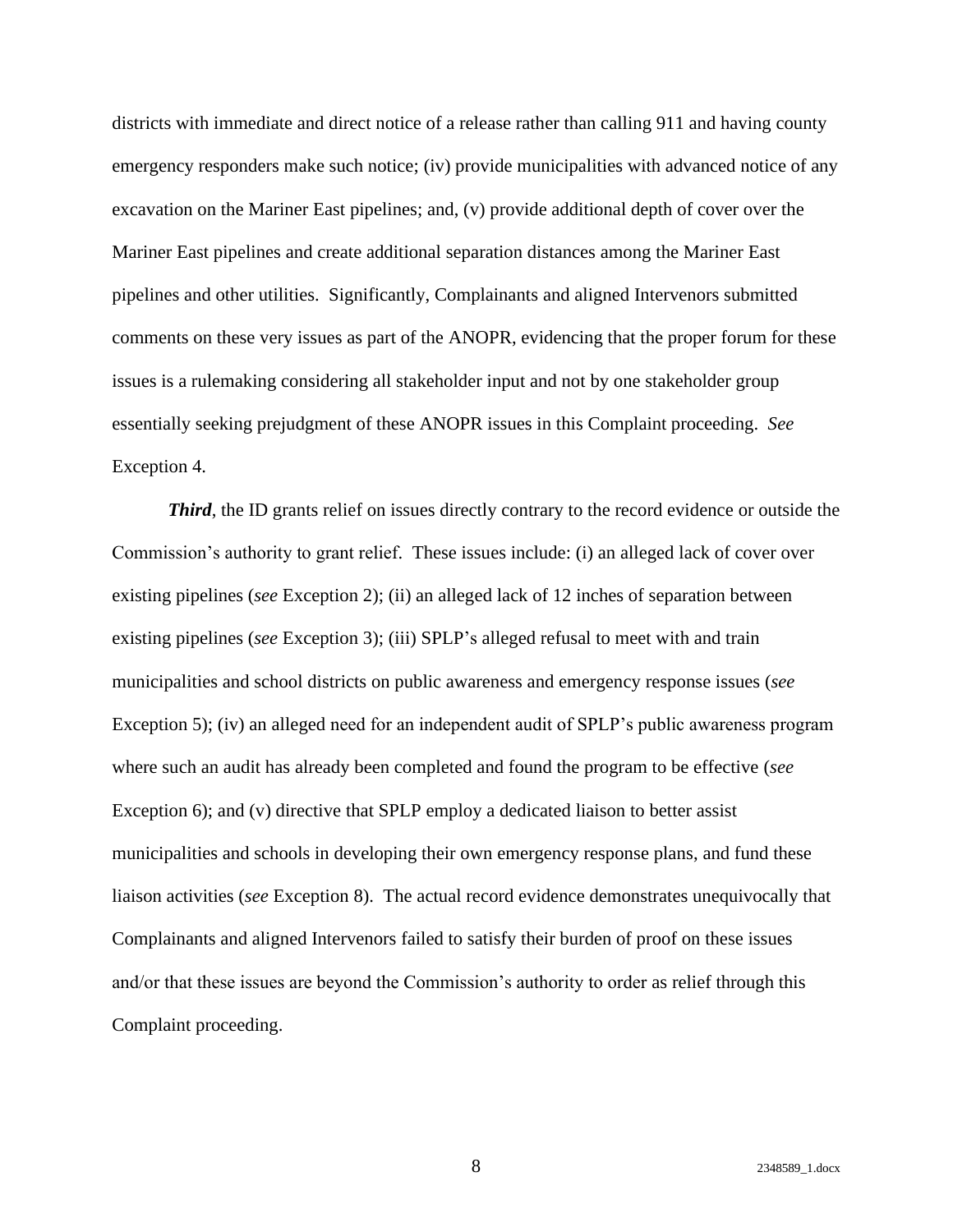districts with immediate and direct notice of a release rather than calling 911 and having county emergency responders make such notice; (iv) provide municipalities with advanced notice of any excavation on the Mariner East pipelines; and, (v) provide additional depth of cover over the Mariner East pipelines and create additional separation distances among the Mariner East pipelines and other utilities. Significantly, Complainants and aligned Intervenors submitted comments on these very issues as part of the ANOPR, evidencing that the proper forum for these issues is a rulemaking considering all stakeholder input and not by one stakeholder group essentially seeking prejudgment of these ANOPR issues in this Complaint proceeding. *See* Exception 4.

***Third***, the ID grants relief on issues directly contrary to the record evidence or outside the Commission's authority to grant relief. These issues include: (i) an alleged lack of cover over existing pipelines (*see* Exception 2); (ii) an alleged lack of 12 inches of separation between existing pipelines (*see* Exception 3); (iii) SPLP's alleged refusal to meet with and train municipalities and school districts on public awareness and emergency response issues (*see* Exception 5); (iv) an alleged need for an independent audit of SPLP's public awareness program where such an audit has already been completed and found the program to be effective (*see* Exception 6); and (v) directive that SPLP employ a dedicated liaison to better assist municipalities and schools in developing their own emergency response plans, and fund these liaison activities (*see* Exception 8). The actual record evidence demonstrates unequivocally that Complainants and aligned Intervenors failed to satisfy their burden of proof on these issues and/or that these issues are beyond the Commission's authority to order as relief through this Complaint proceeding.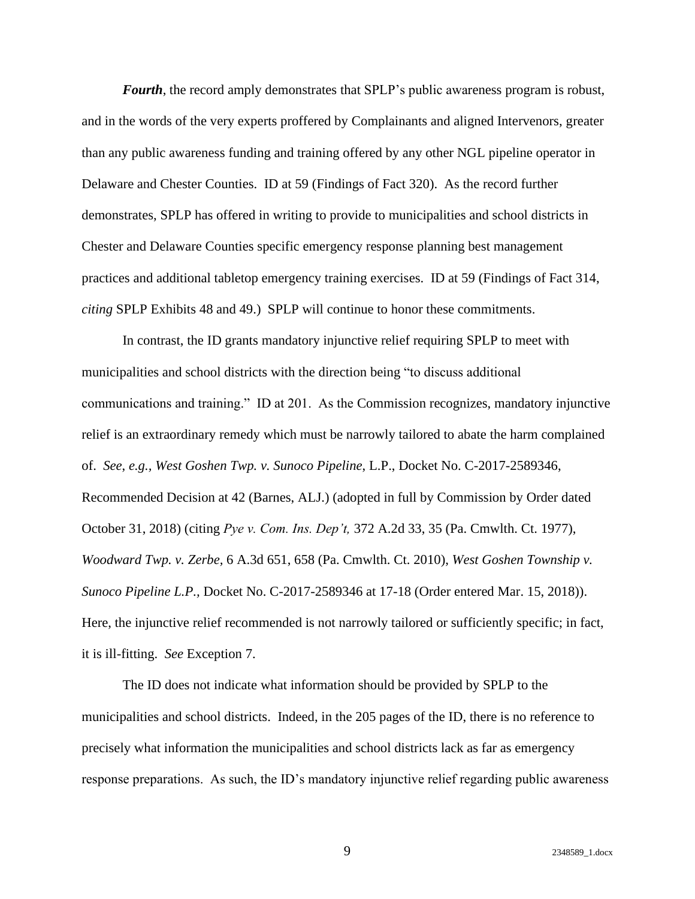***Fourth***, the record amply demonstrates that SPLP's public awareness program is robust, and in the words of the very experts proffered by Complainants and aligned Intervenors, greater than any public awareness funding and training offered by any other NGL pipeline operator in Delaware and Chester Counties. ID at 59 (Findings of Fact 320). As the record further demonstrates, SPLP has offered in writing to provide to municipalities and school districts in Chester and Delaware Counties specific emergency response planning best management practices and additional tabletop emergency training exercises. ID at 59 (Findings of Fact 314, *citing* SPLP Exhibits 48 and 49.) SPLP will continue to honor these commitments.

In contrast, the ID grants mandatory injunctive relief requiring SPLP to meet with municipalities and school districts with the direction being "to discuss additional communications and training." ID at 201. As the Commission recognizes, mandatory injunctive relief is an extraordinary remedy which must be narrowly tailored to abate the harm complained of. *See, e.g., West Goshen Twp. v. Sunoco Pipeline*, L.P., Docket No. C-2017-2589346, Recommended Decision at 42 (Barnes, ALJ.) (adopted in full by Commission by Order dated October 31, 2018) (citing *Pye v. Com. Ins. Dep't,* 372 A.2d 33, 35 (Pa. Cmwlth. Ct. 1977), *Woodward Twp. v. Zerbe,* 6 A.3d 651, 658 (Pa. Cmwlth. Ct. 2010), *West Goshen Township v. Sunoco Pipeline L.P.,* Docket No. C-2017-2589346 at 17-18 (Order entered Mar. 15, 2018)). Here, the injunctive relief recommended is not narrowly tailored or sufficiently specific; in fact, it is ill-fitting. *See* Exception 7.

The ID does not indicate what information should be provided by SPLP to the municipalities and school districts. Indeed, in the 205 pages of the ID, there is no reference to precisely what information the municipalities and school districts lack as far as emergency response preparations. As such, the ID's mandatory injunctive relief regarding public awareness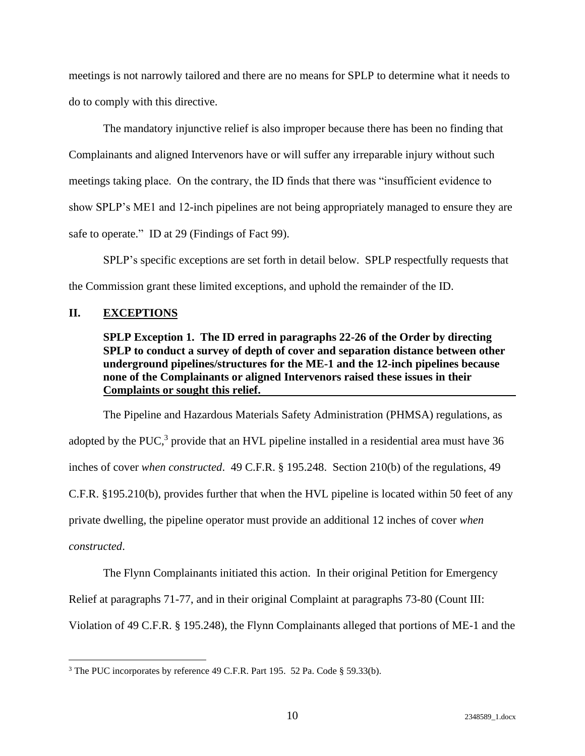meetings is not narrowly tailored and there are no means for SPLP to determine what it needs to do to comply with this directive.

The mandatory injunctive relief is also improper because there has been no finding that Complainants and aligned Intervenors have or will suffer any irreparable injury without such meetings taking place. On the contrary, the ID finds that there was "insufficient evidence to show SPLP's ME1 and 12-inch pipelines are not being appropriately managed to ensure they are safe to operate." ID at 29 (Findings of Fact 99).

SPLP's specific exceptions are set forth in detail below. SPLP respectfully requests that the Commission grant these limited exceptions, and uphold the remainder of the ID.

## II. EXCEPTIONS

**SPLP Exception 1. The ID erred in paragraphs 22-26 of the Order by directing SPLP to conduct a survey of depth of cover and separation distance between other underground pipelines/structures for the ME-1 and the 12-inch pipelines because none of the Complainants or aligned Intervenors raised these issues in their Complaints or sought this relief.**

The Pipeline and Hazardous Materials Safety Administration (PHMSA) regulations, as adopted by the PUC,[3] provide that an HVL pipeline installed in a residential area must have 36 inches of cover *when constructed*. 49 C.F.R. § 195.248. Section 210(b) of the regulations, 49 C.F.R. §195.210(b), provides further that when the HVL pipeline is located within 50 feet of any private dwelling, the pipeline operator must provide an additional 12 inches of cover *when constructed*.

The Flynn Complainants initiated this action. In their original Petition for Emergency Relief at paragraphs 71-77, and in their original Complaint at paragraphs 73-80 (Count III: Violation of 49 C.F.R. § 195.248), the Flynn Complainants alleged that portions of ME-1 and the

---

[3] The PUC incorporates by reference 49 C.F.R. Part 195. 52 Pa. Code § 59.33(b).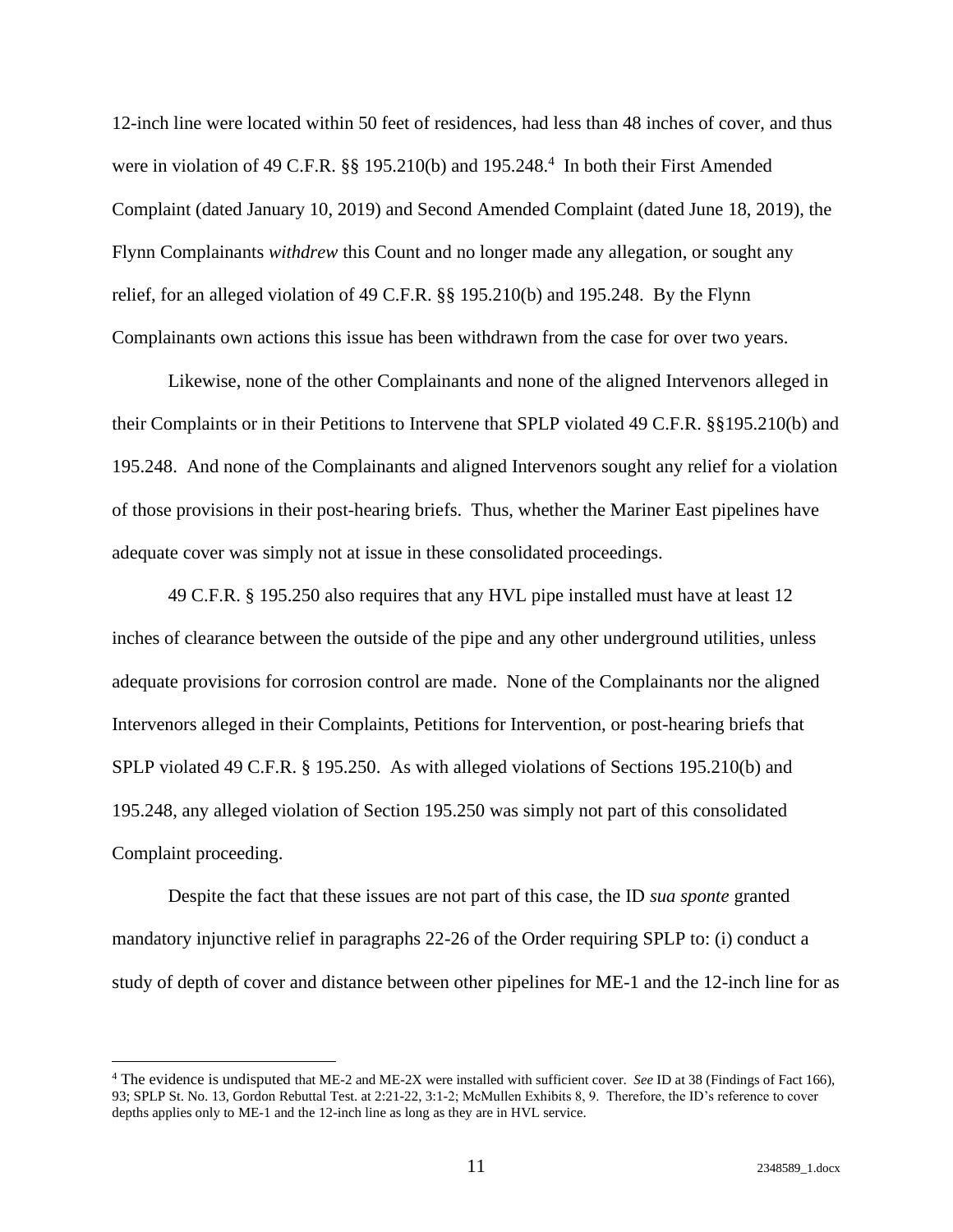12-inch line were located within 50 feet of residences, had less than 48 inches of cover, and thus were in violation of 49 C.F.R. §§ 195.210(b) and 195.248.[4] In both their First Amended Complaint (dated January 10, 2019) and Second Amended Complaint (dated June 18, 2019), the Flynn Complainants *withdrew* this Count and no longer made any allegation, or sought any relief, for an alleged violation of 49 C.F.R. §§ 195.210(b) and 195.248. By the Flynn Complainants own actions this issue has been withdrawn from the case for over two years.

Likewise, none of the other Complainants and none of the aligned Intervenors alleged in their Complaints or in their Petitions to Intervene that SPLP violated 49 C.F.R. §§195.210(b) and 195.248. And none of the Complainants and aligned Intervenors sought any relief for a violation of those provisions in their post-hearing briefs. Thus, whether the Mariner East pipelines have adequate cover was simply not at issue in these consolidated proceedings.

49 C.F.R. § 195.250 also requires that any HVL pipe installed must have at least 12 inches of clearance between the outside of the pipe and any other underground utilities, unless adequate provisions for corrosion control are made. None of the Complainants nor the aligned Intervenors alleged in their Complaints, Petitions for Intervention, or post-hearing briefs that SPLP violated 49 C.F.R. § 195.250. As with alleged violations of Sections 195.210(b) and 195.248, any alleged violation of Section 195.250 was simply not part of this consolidated Complaint proceeding.

Despite the fact that these issues are not part of this case, the ID *sua sponte* granted mandatory injunctive relief in paragraphs 22-26 of the Order requiring SPLP to: (i) conduct a study of depth of cover and distance between other pipelines for ME-1 and the 12-inch line for as

[4] The evidence is undisputed that ME-2 and ME-2X were installed with sufficient cover. *See* ID at 38 (Findings of Fact 166), 93; SPLP St. No. 13, Gordon Rebuttal Test. at 2:21-22, 3:1-2; McMullen Exhibits 8, 9. Therefore, the ID's reference to cover depths applies only to ME-1 and the 12-inch line as long as they are in HVL service.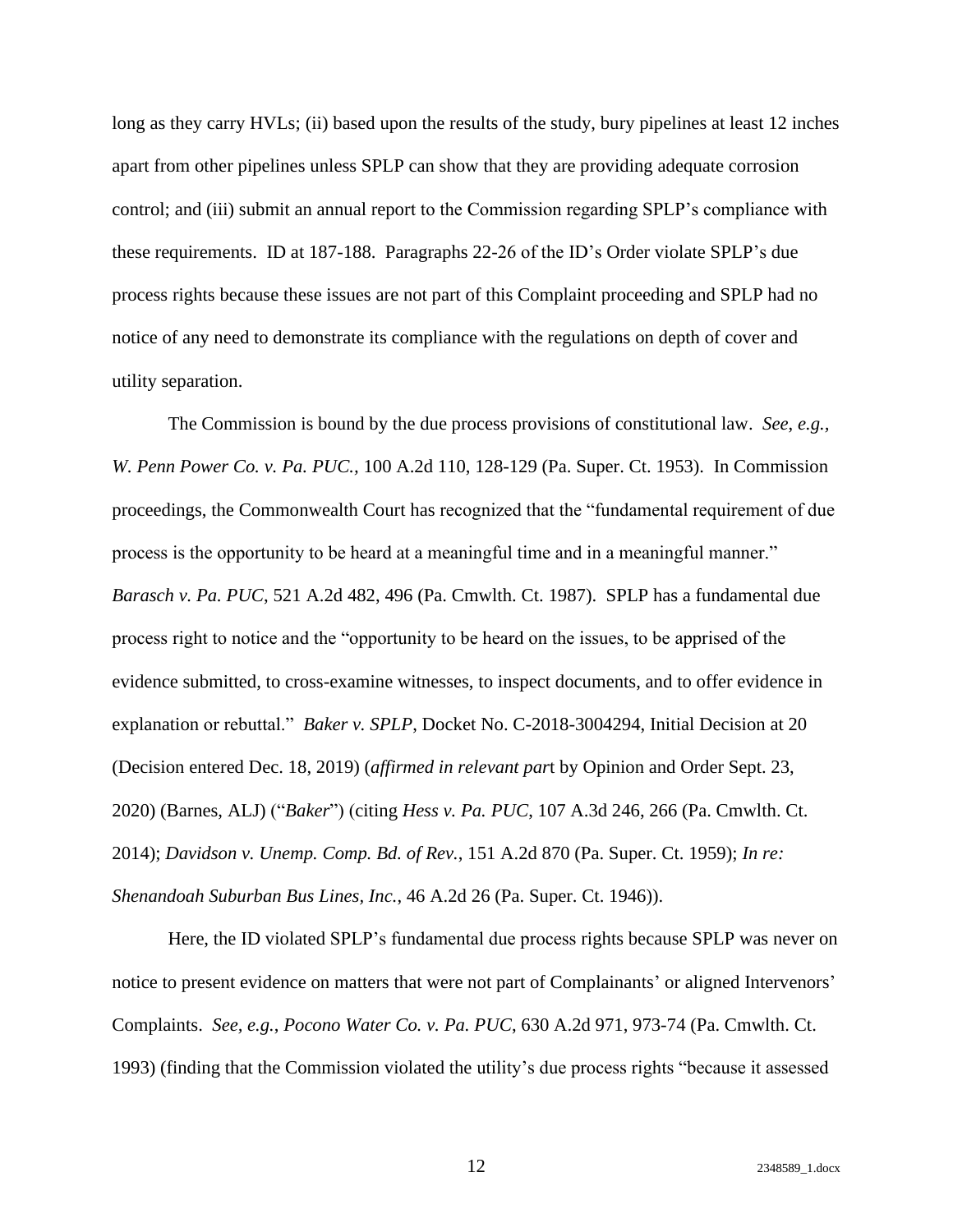long as they carry HVLs; (ii) based upon the results of the study, bury pipelines at least 12 inches apart from other pipelines unless SPLP can show that they are providing adequate corrosion control; and (iii) submit an annual report to the Commission regarding SPLP's compliance with these requirements. ID at 187-188. Paragraphs 22-26 of the ID's Order violate SPLP's due process rights because these issues are not part of this Complaint proceeding and SPLP had no notice of any need to demonstrate its compliance with the regulations on depth of cover and utility separation.

The Commission is bound by the due process provisions of constitutional law. *See, e.g.*, *W. Penn Power Co. v. Pa. PUC.*, 100 A.2d 110, 128-129 (Pa. Super. Ct. 1953). In Commission proceedings, the Commonwealth Court has recognized that the "fundamental requirement of due process is the opportunity to be heard at a meaningful time and in a meaningful manner." *Barasch v. Pa. PUC*, 521 A.2d 482, 496 (Pa. Cmwlth. Ct. 1987). SPLP has a fundamental due process right to notice and the "opportunity to be heard on the issues, to be apprised of the evidence submitted, to cross-examine witnesses, to inspect documents, and to offer evidence in explanation or rebuttal." *Baker v. SPLP*, Docket No. C-2018-3004294, Initial Decision at 20 (Decision entered Dec. 18, 2019) (*affirmed in relevant part* by Opinion and Order Sept. 23, 2020) (Barnes, ALJ) ("*Baker*") (citing *Hess v. Pa. PUC*, 107 A.3d 246, 266 (Pa. Cmwlth. Ct. 2014); *Davidson v. Unemp. Comp. Bd. of Rev.*, 151 A.2d 870 (Pa. Super. Ct. 1959); *In re: Shenandoah Suburban Bus Lines, Inc.*, 46 A.2d 26 (Pa. Super. Ct. 1946)).

Here, the ID violated SPLP's fundamental due process rights because SPLP was never on notice to present evidence on matters that were not part of Complainants' or aligned Intervenors' Complaints. *See, e.g.*, *Pocono Water Co. v. Pa. PUC*, 630 A.2d 971, 973-74 (Pa. Cmwlth. Ct. 1993) (finding that the Commission violated the utility's due process rights "because it assessed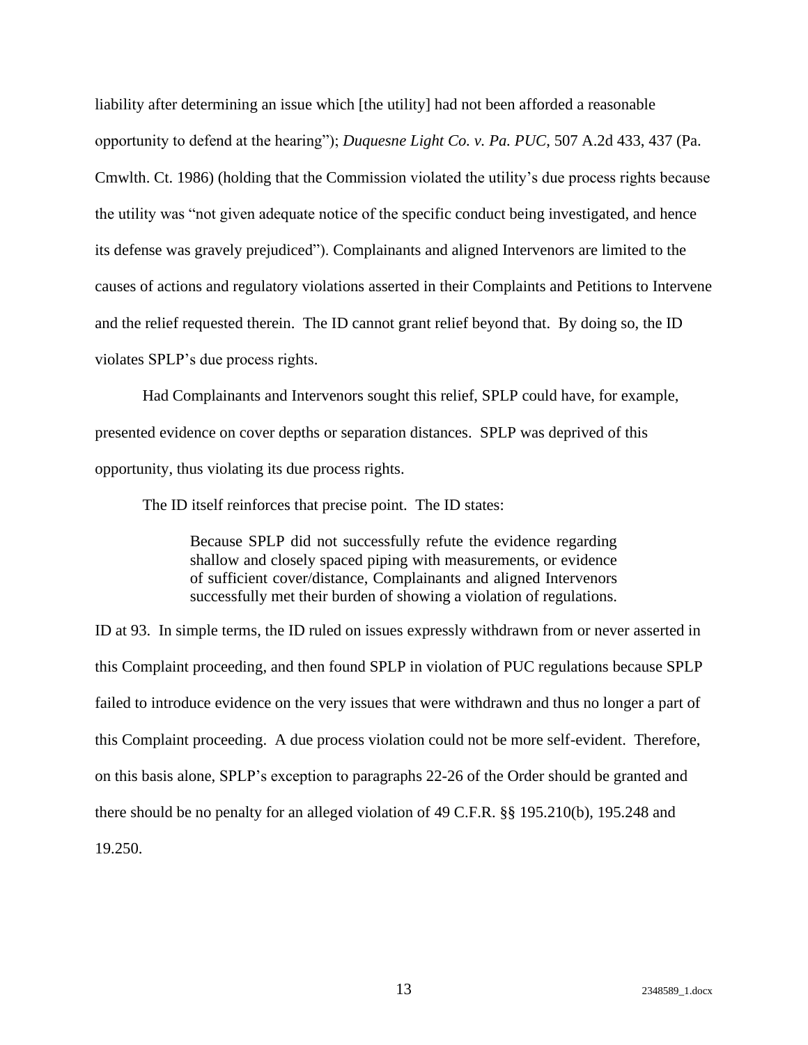liability after determining an issue which [the utility] had not been afforded a reasonable opportunity to defend at the hearing"); *Duquesne Light Co. v. Pa. PUC*, 507 A.2d 433, 437 (Pa. Cmwlth. Ct. 1986) (holding that the Commission violated the utility's due process rights because the utility was "not given adequate notice of the specific conduct being investigated, and hence its defense was gravely prejudiced"). Complainants and aligned Intervenors are limited to the causes of actions and regulatory violations asserted in their Complaints and Petitions to Intervene and the relief requested therein. The ID cannot grant relief beyond that. By doing so, the ID violates SPLP's due process rights.

Had Complainants and Intervenors sought this relief, SPLP could have, for example, presented evidence on cover depths or separation distances. SPLP was deprived of this opportunity, thus violating its due process rights.

The ID itself reinforces that precise point. The ID states:

> Because SPLP did not successfully refute the evidence regarding shallow and closely spaced piping with measurements, or evidence of sufficient cover/distance, Complainants and aligned Intervenors successfully met their burden of showing a violation of regulations.

ID at 93. In simple terms, the ID ruled on issues expressly withdrawn from or never asserted in this Complaint proceeding, and then found SPLP in violation of PUC regulations because SPLP failed to introduce evidence on the very issues that were withdrawn and thus no longer a part of this Complaint proceeding. A due process violation could not be more self-evident. Therefore, on this basis alone, SPLP's exception to paragraphs 22-26 of the Order should be granted and there should be no penalty for an alleged violation of 49 C.F.R. §§ 195.210(b), 195.248 and 19.250.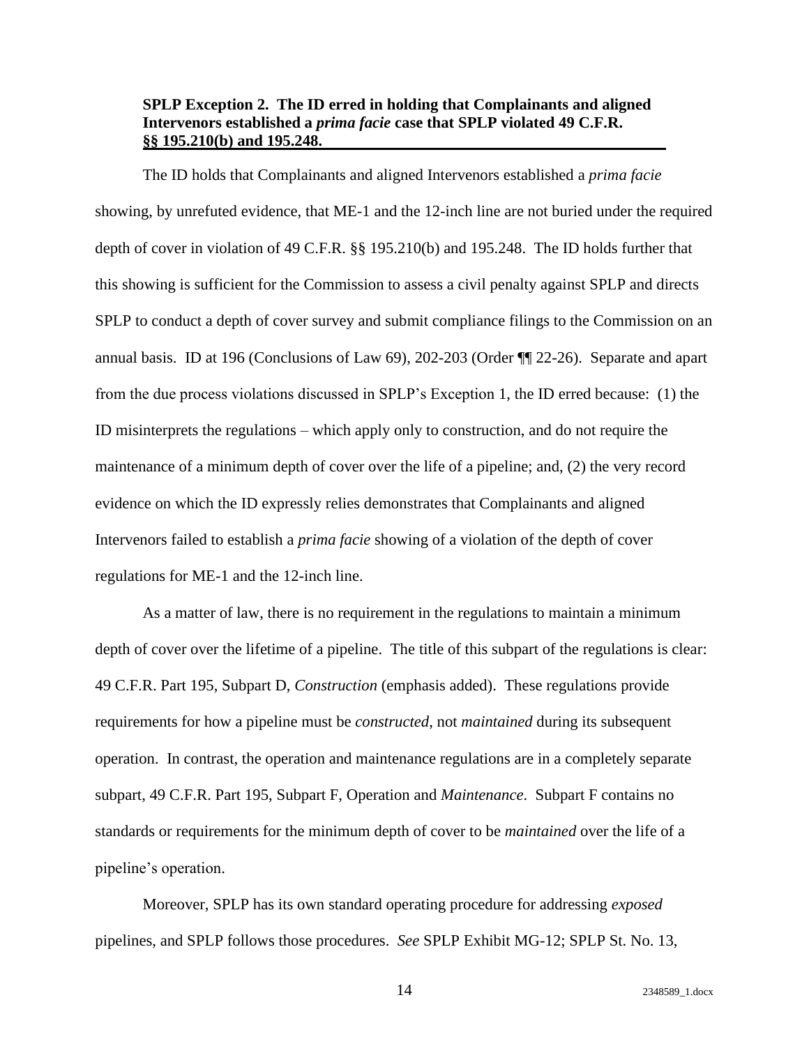**SPLP Exception 2. The ID erred in holding that Complainants and aligned Intervenors established a *prima facie* case that SPLP violated 49 C.F.R. §§ 195.210(b) and 195.248.**

The ID holds that Complainants and aligned Intervenors established a *prima facie* showing, by unrefuted evidence, that ME-1 and the 12-inch line are not buried under the required depth of cover in violation of 49 C.F.R. §§ 195.210(b) and 195.248. The ID holds further that this showing is sufficient for the Commission to assess a civil penalty against SPLP and directs SPLP to conduct a depth of cover survey and submit compliance filings to the Commission on an annual basis. ID at 196 (Conclusions of Law 69), 202-203 (Order ¶¶ 22-26). Separate and apart from the due process violations discussed in SPLP's Exception 1, the ID erred because: (1) the ID misinterprets the regulations – which apply only to construction, and do not require the maintenance of a minimum depth of cover over the life of a pipeline; and, (2) the very record evidence on which the ID expressly relies demonstrates that Complainants and aligned Intervenors failed to establish a *prima facie* showing of a violation of the depth of cover regulations for ME-1 and the 12-inch line.

As a matter of law, there is no requirement in the regulations to maintain a minimum depth of cover over the lifetime of a pipeline. The title of this subpart of the regulations is clear: 49 C.F.R. Part 195, Subpart D, *Construction* (emphasis added). These regulations provide requirements for how a pipeline must be *constructed*, not *maintained* during its subsequent operation. In contrast, the operation and maintenance regulations are in a completely separate subpart, 49 C.F.R. Part 195, Subpart F, Operation and *Maintenance*. Subpart F contains no standards or requirements for the minimum depth of cover to be *maintained* over the life of a pipeline's operation.

Moreover, SPLP has its own standard operating procedure for addressing *exposed* pipelines, and SPLP follows those procedures. *See* SPLP Exhibit MG-12; SPLP St. No. 13,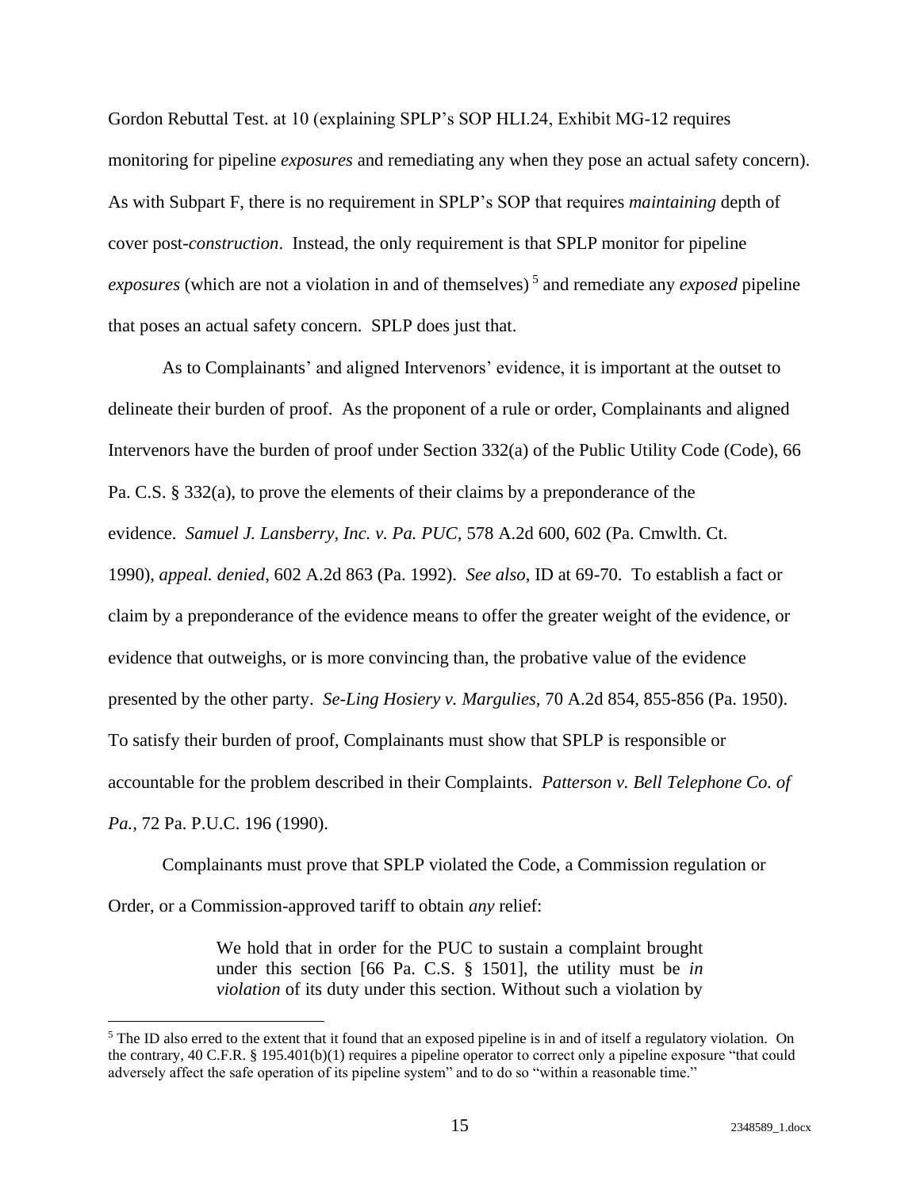Gordon Rebuttal Test. at 10 (explaining SPLP's SOP HLI.24, Exhibit MG-12 requires monitoring for pipeline *exposures* and remediating any when they pose an actual safety concern). As with Subpart F, there is no requirement in SPLP's SOP that requires *maintaining* depth of cover post-*construction*. Instead, the only requirement is that SPLP monitor for pipeline *exposures* (which are not a violation in and of themselves) [5] and remediate any *exposed* pipeline that poses an actual safety concern. SPLP does just that.

As to Complainants' and aligned Intervenors' evidence, it is important at the outset to delineate their burden of proof. As the proponent of a rule or order, Complainants and aligned Intervenors have the burden of proof under Section 332(a) of the Public Utility Code (Code), 66 Pa. C.S. § 332(a), to prove the elements of their claims by a preponderance of the evidence. *Samuel J. Lansberry, Inc. v. Pa. PUC*, 578 A.2d 600, 602 (Pa. Cmwlth. Ct. 1990), *appeal. denied*, 602 A.2d 863 (Pa. 1992). *See also*, ID at 69-70. To establish a fact or claim by a preponderance of the evidence means to offer the greater weight of the evidence, or evidence that outweighs, or is more convincing than, the probative value of the evidence presented by the other party. *Se-Ling Hosiery v. Margulies*, 70 A.2d 854, 855-856 (Pa. 1950). To satisfy their burden of proof, Complainants must show that SPLP is responsible or accountable for the problem described in their Complaints. *Patterson v. Bell Telephone Co. of Pa.*, 72 Pa. P.U.C. 196 (1990).

Complainants must prove that SPLP violated the Code, a Commission regulation or Order, or a Commission-approved tariff to obtain *any* relief:

> We hold that in order for the PUC to sustain a complaint brought under this section [66 Pa. C.S. § 1501], the utility must be *in violation* of its duty under this section. Without such a violation by

[5] The ID also erred to the extent that it found that an exposed pipeline is in and of itself a regulatory violation. On the contrary, 40 C.F.R. § 195.401(b)(1) requires a pipeline operator to correct only a pipeline exposure "that could adversely affect the safe operation of its pipeline system" and to do so "within a reasonable time."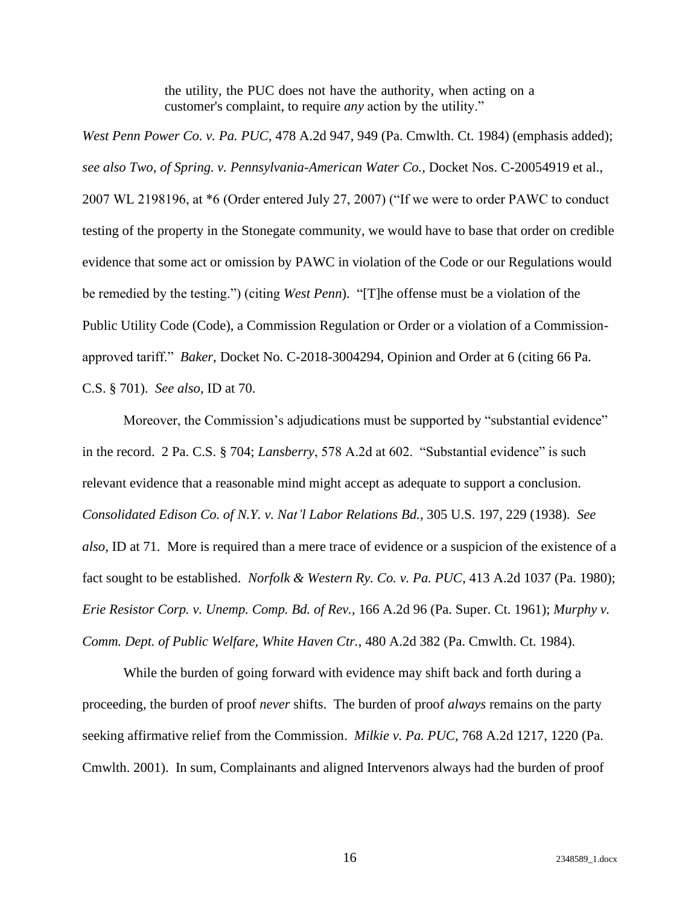> the utility, the PUC does not have the authority, when acting on a customer's complaint, to require *any* action by the utility."

*West Penn Power Co. v. Pa. PUC,* 478 A.2d 947, 949 (Pa. Cmwlth. Ct. 1984) (emphasis added); *see also Two, of Spring. v. Pennsylvania-American Water Co.,* Docket Nos. C-20054919 et al., 2007 WL 2198196, at *6 (Order entered July 27, 2007) ("If we were to order PAWC to conduct testing of the property in the Stonegate community, we would have to base that order on credible evidence that some act or omission by PAWC in violation of the Code or our Regulations would be remedied by the testing.") (citing *West Penn*). "[T]he offense must be a violation of the Public Utility Code (Code), a Commission Regulation or Order or a violation of a Commission-approved tariff." *Baker*, Docket No. C-2018-3004294, Opinion and Order at 6 (citing 66 Pa. C.S. § 701). *See also*, ID at 70.

Moreover, the Commission's adjudications must be supported by "substantial evidence" in the record. 2 Pa. C.S. § 704; *Lansberry*, 578 A.2d at 602. "Substantial evidence" is such relevant evidence that a reasonable mind might accept as adequate to support a conclusion. *Consolidated Edison Co. of N.Y. v. Nat'l Labor Relations Bd.*, 305 U.S. 197, 229 (1938). *See also*, ID at 71. More is required than a mere trace of evidence or a suspicion of the existence of a fact sought to be established. *Norfolk & Western Ry. Co. v. Pa. PUC*, 413 A.2d 1037 (Pa. 1980); *Erie Resistor Corp. v. Unemp. Comp. Bd. of Rev.*, 166 A.2d 96 (Pa. Super. Ct. 1961); *Murphy v. Comm. Dept. of Public Welfare, White Haven Ctr.*, 480 A.2d 382 (Pa. Cmwlth. Ct. 1984).

While the burden of going forward with evidence may shift back and forth during a proceeding, the burden of proof *never* shifts. The burden of proof *always* remains on the party seeking affirmative relief from the Commission. *Milkie v. Pa. PUC*, 768 A.2d 1217, 1220 (Pa. Cmwlth. 2001). In sum, Complainants and aligned Intervenors always had the burden of proof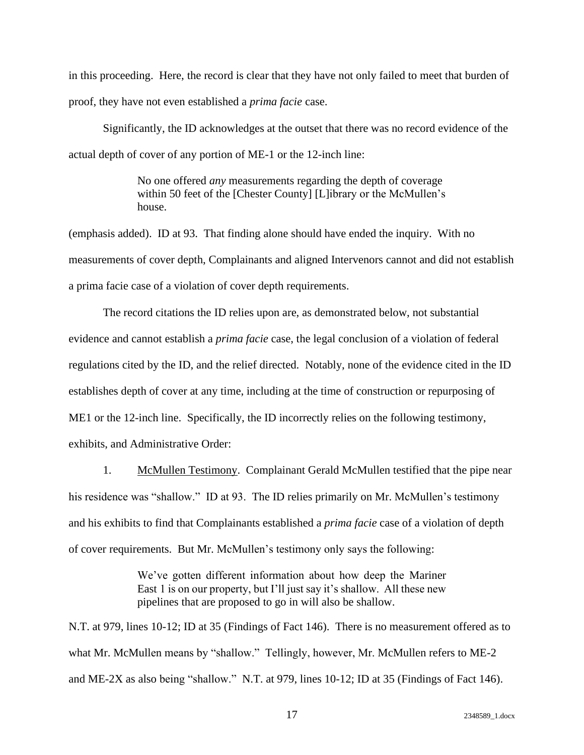in this proceeding. Here, the record is clear that they have not only failed to meet that burden of proof, they have not even established a *prima facie* case.

Significantly, the ID acknowledges at the outset that there was no record evidence of the actual depth of cover of any portion of ME-1 or the 12-inch line:

> No one offered *any* measurements regarding the depth of coverage within 50 feet of the [Chester County] [L]ibrary or the McMullen's house.

(emphasis added). ID at 93. That finding alone should have ended the inquiry. With no measurements of cover depth, Complainants and aligned Intervenors cannot and did not establish a prima facie case of a violation of cover depth requirements.

The record citations the ID relies upon are, as demonstrated below, not substantial evidence and cannot establish a *prima facie* case, the legal conclusion of a violation of federal regulations cited by the ID, and the relief directed. Notably, none of the evidence cited in the ID establishes depth of cover at any time, including at the time of construction or repurposing of ME1 or the 12-inch line. Specifically, the ID incorrectly relies on the following testimony, exhibits, and Administrative Order:

1. <u>McMullen Testimony</u>. Complainant Gerald McMullen testified that the pipe near his residence was "shallow." ID at 93. The ID relies primarily on Mr. McMullen's testimony and his exhibits to find that Complainants established a *prima facie* case of a violation of depth of cover requirements. But Mr. McMullen's testimony only says the following:

> We've gotten different information about how deep the Mariner East 1 is on our property, but I'll just say it's shallow. All these new pipelines that are proposed to go in will also be shallow.

N.T. at 979, lines 10-12; ID at 35 (Findings of Fact 146). There is no measurement offered as to what Mr. McMullen means by "shallow." Tellingly, however, Mr. McMullen refers to ME-2 and ME-2X as also being "shallow." N.T. at 979, lines 10-12; ID at 35 (Findings of Fact 146).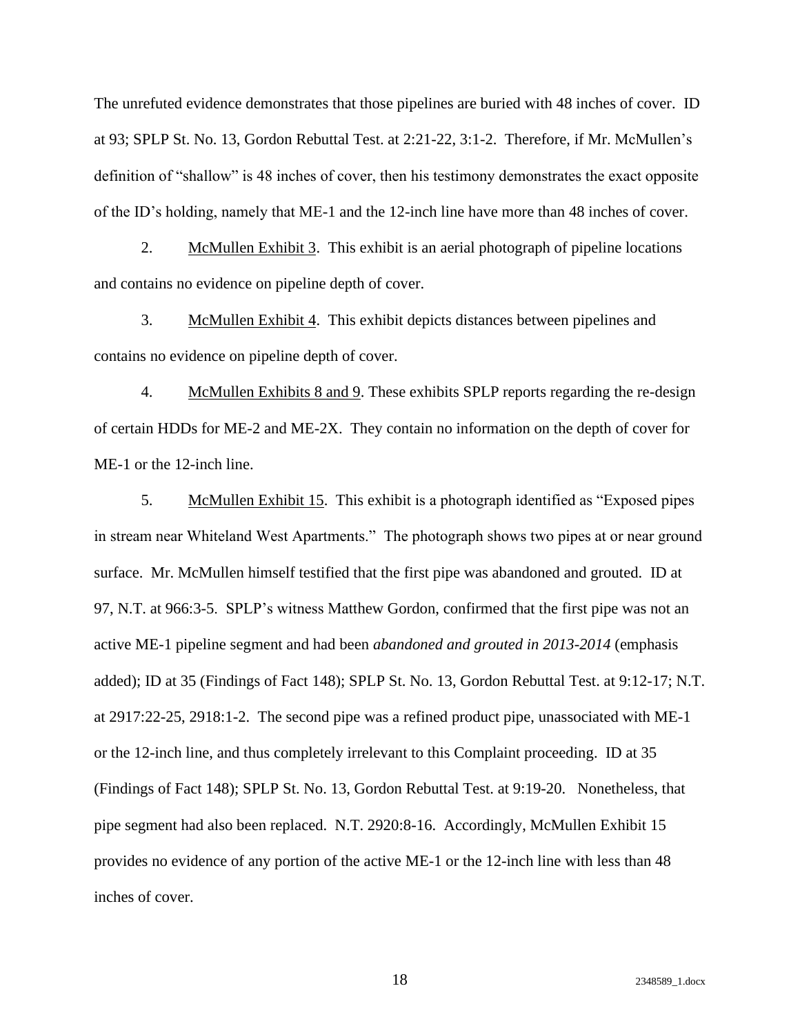The unrefuted evidence demonstrates that those pipelines are buried with 48 inches of cover. ID at 93; SPLP St. No. 13, Gordon Rebuttal Test. at 2:21-22, 3:1-2. Therefore, if Mr. McMullen's definition of "shallow" is 48 inches of cover, then his testimony demonstrates the exact opposite of the ID's holding, namely that ME-1 and the 12-inch line have more than 48 inches of cover.

2. McMullen Exhibit 3. This exhibit is an aerial photograph of pipeline locations and contains no evidence on pipeline depth of cover.

3. McMullen Exhibit 4. This exhibit depicts distances between pipelines and contains no evidence on pipeline depth of cover.

4. McMullen Exhibits 8 and 9. These exhibits SPLP reports regarding the re-design of certain HDDs for ME-2 and ME-2X. They contain no information on the depth of cover for ME-1 or the 12-inch line.

5. McMullen Exhibit 15. This exhibit is a photograph identified as "Exposed pipes in stream near Whiteland West Apartments." The photograph shows two pipes at or near ground surface. Mr. McMullen himself testified that the first pipe was abandoned and grouted. ID at 97, N.T. at 966:3-5. SPLP's witness Matthew Gordon, confirmed that the first pipe was not an active ME-1 pipeline segment and had been *abandoned and grouted in 2013-2014* (emphasis added); ID at 35 (Findings of Fact 148); SPLP St. No. 13, Gordon Rebuttal Test. at 9:12-17; N.T. at 2917:22-25, 2918:1-2. The second pipe was a refined product pipe, unassociated with ME-1 or the 12-inch line, and thus completely irrelevant to this Complaint proceeding. ID at 35 (Findings of Fact 148); SPLP St. No. 13, Gordon Rebuttal Test. at 9:19-20. Nonetheless, that pipe segment had also been replaced. N.T. 2920:8-16. Accordingly, McMullen Exhibit 15 provides no evidence of any portion of the active ME-1 or the 12-inch line with less than 48 inches of cover.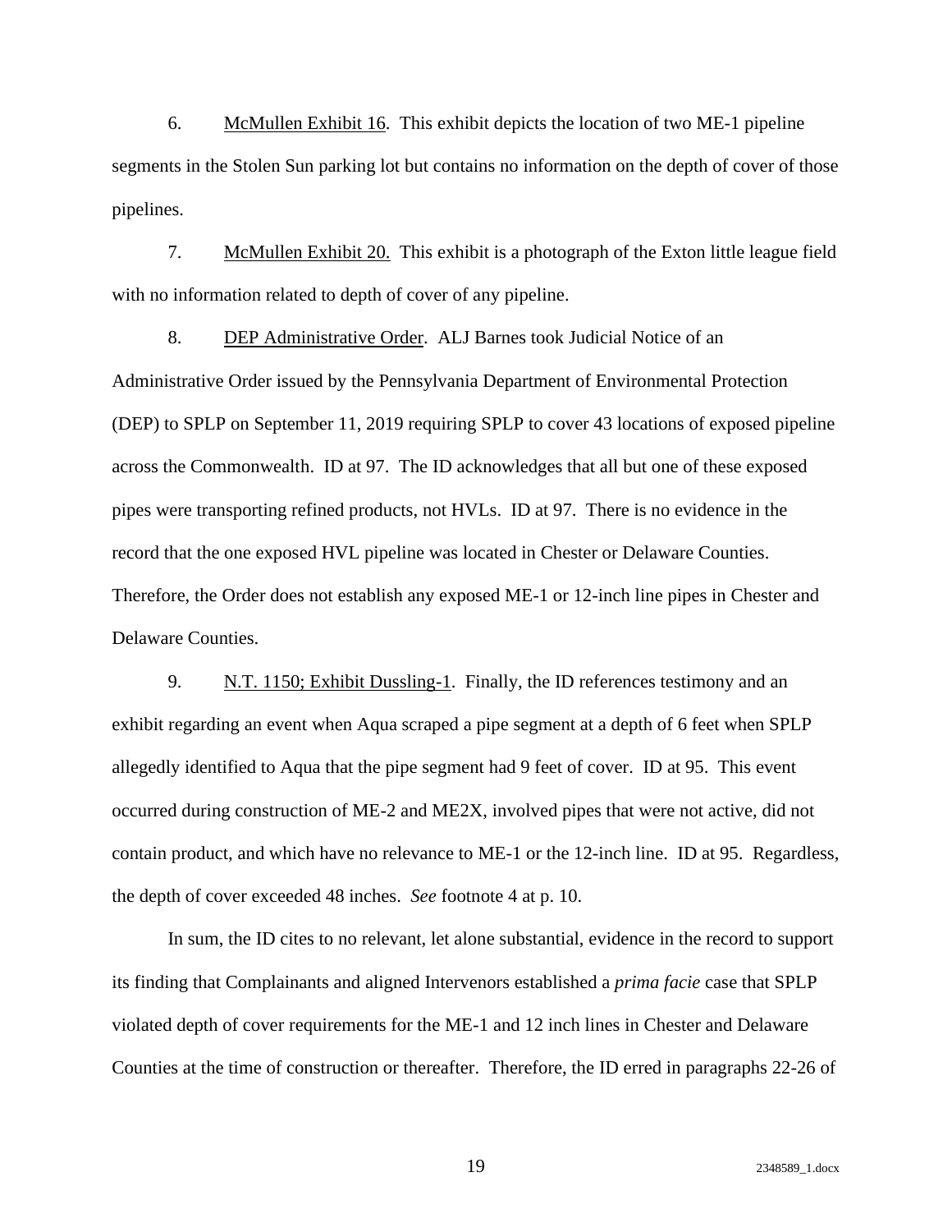6. McMullen Exhibit 16. This exhibit depicts the location of two ME-1 pipeline segments in the Stolen Sun parking lot but contains no information on the depth of cover of those pipelines.

7. McMullen Exhibit 20. This exhibit is a photograph of the Exton little league field with no information related to depth of cover of any pipeline.

8. DEP Administrative Order. ALJ Barnes took Judicial Notice of an Administrative Order issued by the Pennsylvania Department of Environmental Protection (DEP) to SPLP on September 11, 2019 requiring SPLP to cover 43 locations of exposed pipeline across the Commonwealth. ID at 97. The ID acknowledges that all but one of these exposed pipes were transporting refined products, not HVLs. ID at 97. There is no evidence in the record that the one exposed HVL pipeline was located in Chester or Delaware Counties. Therefore, the Order does not establish any exposed ME-1 or 12-inch line pipes in Chester and Delaware Counties.

9. N.T. 1150; Exhibit Dussling-1. Finally, the ID references testimony and an exhibit regarding an event when Aqua scraped a pipe segment at a depth of 6 feet when SPLP allegedly identified to Aqua that the pipe segment had 9 feet of cover. ID at 95. This event occurred during construction of ME-2 and ME2X, involved pipes that were not active, did not contain product, and which have no relevance to ME-1 or the 12-inch line. ID at 95. Regardless, the depth of cover exceeded 48 inches. *See* footnote 4 at p. 10.

In sum, the ID cites to no relevant, let alone substantial, evidence in the record to support its finding that Complainants and aligned Intervenors established a *prima facie* case that SPLP violated depth of cover requirements for the ME-1 and 12 inch lines in Chester and Delaware Counties at the time of construction or thereafter. Therefore, the ID erred in paragraphs 22-26 of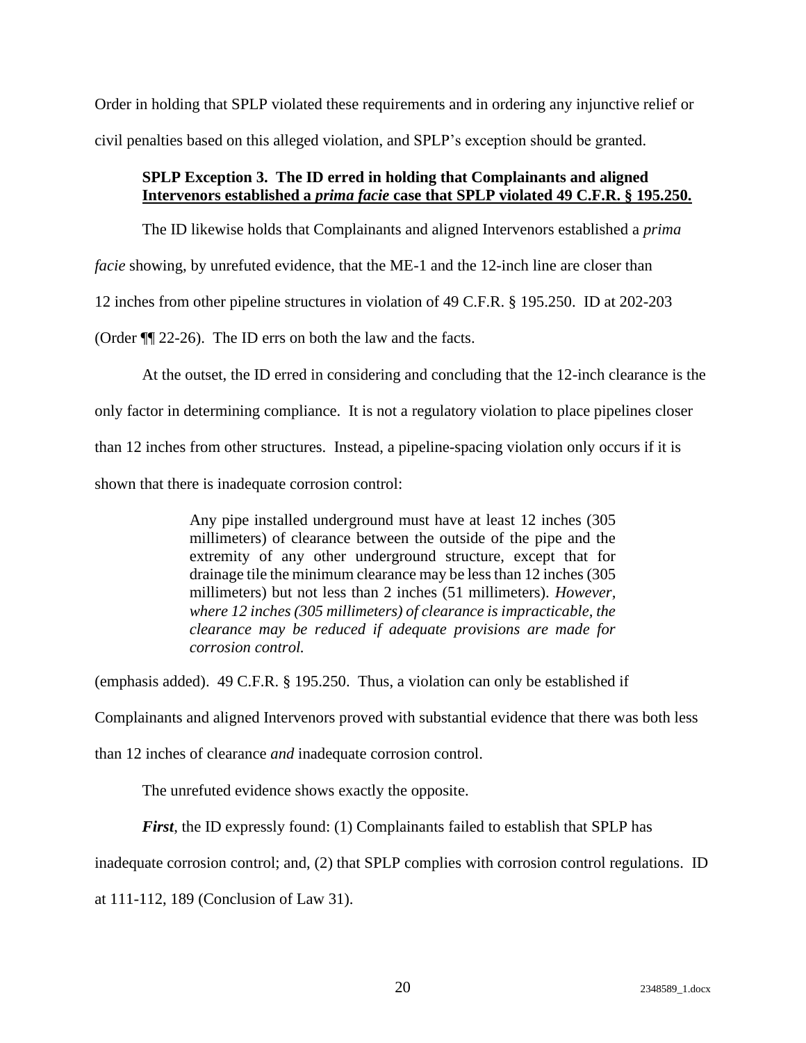Order in holding that SPLP violated these requirements and in ordering any injunctive relief or civil penalties based on this alleged violation, and SPLP's exception should be granted.

**SPLP Exception 3. The ID erred in holding that Complainants and aligned <u>Intervenors established a *prima facie* case that SPLP violated 49 C.F.R. § 195.250.</u>**

The ID likewise holds that Complainants and aligned Intervenors established a *prima facie* showing, by unrefuted evidence, that the ME-1 and the 12-inch line are closer than 12 inches from other pipeline structures in violation of 49 C.F.R. § 195.250. ID at 202-203 (Order ¶¶ 22-26). The ID errs on both the law and the facts.

At the outset, the ID erred in considering and concluding that the 12-inch clearance is the only factor in determining compliance. It is not a regulatory violation to place pipelines closer than 12 inches from other structures. Instead, a pipeline-spacing violation only occurs if it is shown that there is inadequate corrosion control:

> Any pipe installed underground must have at least 12 inches (305 millimeters) of clearance between the outside of the pipe and the extremity of any other underground structure, except that for drainage tile the minimum clearance may be less than 12 inches (305 millimeters) but not less than 2 inches (51 millimeters). *However, where 12 inches (305 millimeters) of clearance is impracticable, the clearance may be reduced if adequate provisions are made for corrosion control.*

(emphasis added). 49 C.F.R. § 195.250. Thus, a violation can only be established if Complainants and aligned Intervenors proved with substantial evidence that there was both less than 12 inches of clearance *and* inadequate corrosion control.

The unrefuted evidence shows exactly the opposite.

***First***, the ID expressly found: (1) Complainants failed to establish that SPLP has inadequate corrosion control; and, (2) that SPLP complies with corrosion control regulations. ID at 111-112, 189 (Conclusion of Law 31).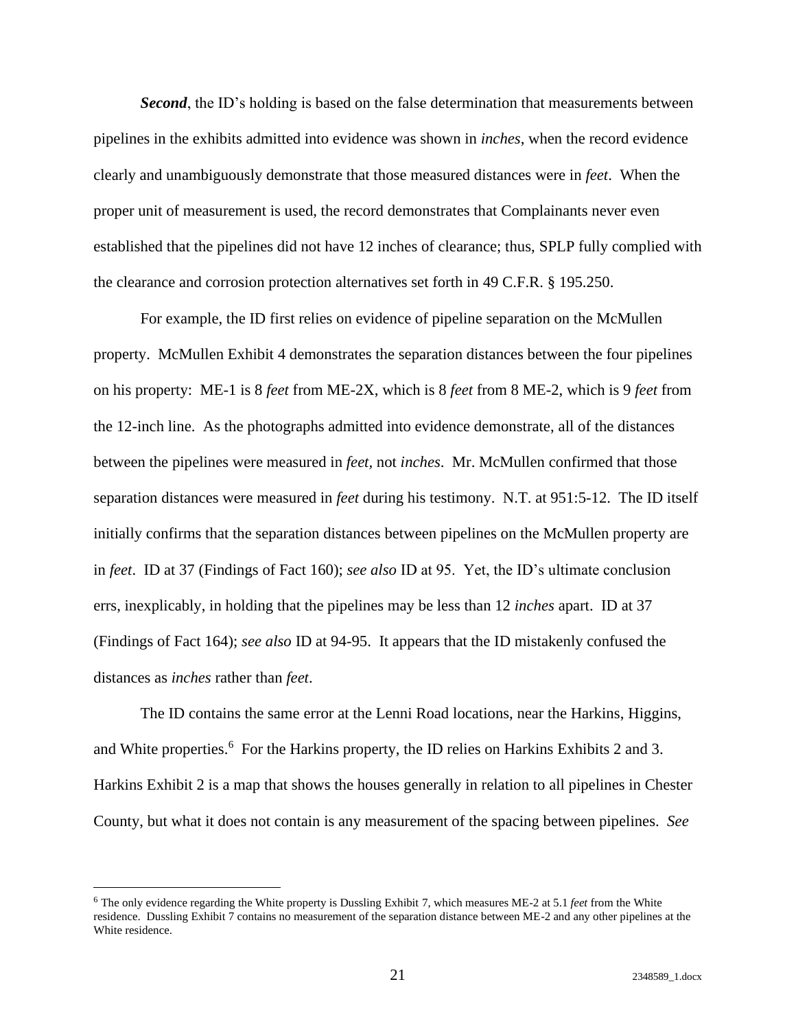***Second***, the ID's holding is based on the false determination that measurements between pipelines in the exhibits admitted into evidence was shown in *inches*, when the record evidence clearly and unambiguously demonstrate that those measured distances were in *feet*. When the proper unit of measurement is used, the record demonstrates that Complainants never even established that the pipelines did not have 12 inches of clearance; thus, SPLP fully complied with the clearance and corrosion protection alternatives set forth in 49 C.F.R. § 195.250.

For example, the ID first relies on evidence of pipeline separation on the McMullen property. McMullen Exhibit 4 demonstrates the separation distances between the four pipelines on his property: ME-1 is 8 *feet* from ME-2X, which is 8 *feet* from 8 ME-2, which is 9 *feet* from the 12-inch line. As the photographs admitted into evidence demonstrate, all of the distances between the pipelines were measured in *feet,* not *inches*. Mr. McMullen confirmed that those separation distances were measured in *feet* during his testimony. N.T. at 951:5-12. The ID itself initially confirms that the separation distances between pipelines on the McMullen property are in *feet*. ID at 37 (Findings of Fact 160); *see also* ID at 95. Yet, the ID's ultimate conclusion errs, inexplicably, in holding that the pipelines may be less than 12 *inches* apart. ID at 37 (Findings of Fact 164); *see also* ID at 94-95. It appears that the ID mistakenly confused the distances as *inches* rather than *feet*.

The ID contains the same error at the Lenni Road locations, near the Harkins, Higgins, and White properties.[6] For the Harkins property, the ID relies on Harkins Exhibits 2 and 3. Harkins Exhibit 2 is a map that shows the houses generally in relation to all pipelines in Chester County, but what it does not contain is any measurement of the spacing between pipelines. *See*

[6] The only evidence regarding the White property is Dussling Exhibit 7, which measures ME-2 at 5.1 *feet* from the White residence. Dussling Exhibit 7 contains no measurement of the separation distance between ME-2 and any other pipelines at the White residence.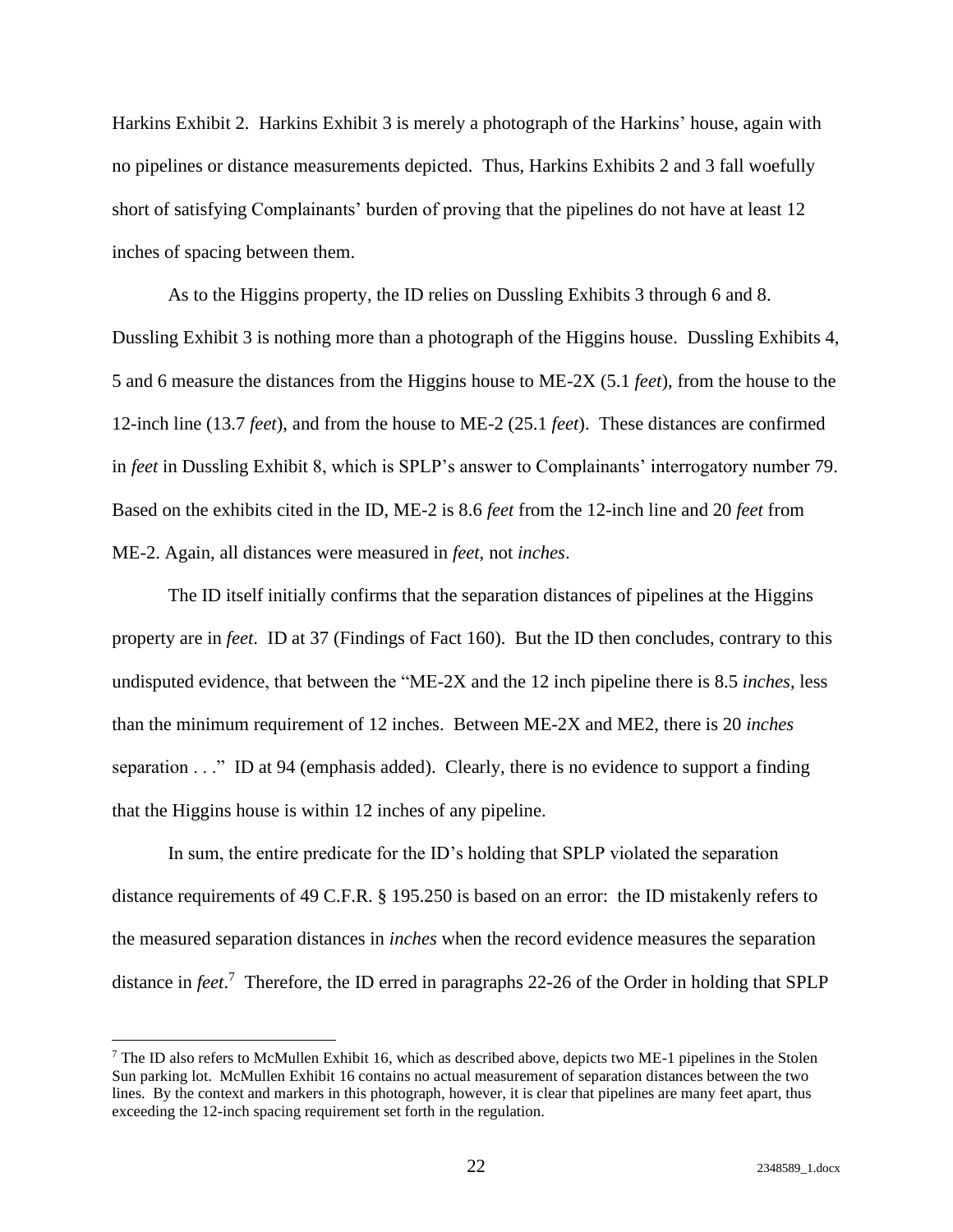Harkins Exhibit 2. Harkins Exhibit 3 is merely a photograph of the Harkins' house, again with no pipelines or distance measurements depicted. Thus, Harkins Exhibits 2 and 3 fall woefully short of satisfying Complainants' burden of proving that the pipelines do not have at least 12 inches of spacing between them.

As to the Higgins property, the ID relies on Dussling Exhibits 3 through 6 and 8. Dussling Exhibit 3 is nothing more than a photograph of the Higgins house. Dussling Exhibits 4, 5 and 6 measure the distances from the Higgins house to ME-2X (5.1 *feet*), from the house to the 12-inch line (13.7 *feet*), and from the house to ME-2 (25.1 *feet*). These distances are confirmed in *feet* in Dussling Exhibit 8, which is SPLP's answer to Complainants' interrogatory number 79. Based on the exhibits cited in the ID, ME-2 is 8.6 *feet* from the 12-inch line and 20 *feet* from ME-2. Again, all distances were measured in *feet*, not *inches*.

The ID itself initially confirms that the separation distances of pipelines at the Higgins property are in *feet*. ID at 37 (Findings of Fact 160). But the ID then concludes, contrary to this undisputed evidence, that between the "ME-2X and the 12 inch pipeline there is 8.5 *inches*, less than the minimum requirement of 12 inches. Between ME-2X and ME2, there is 20 *inches* separation . . ." ID at 94 (emphasis added). Clearly, there is no evidence to support a finding that the Higgins house is within 12 inches of any pipeline.

In sum, the entire predicate for the ID's holding that SPLP violated the separation distance requirements of 49 C.F.R. § 195.250 is based on an error: the ID mistakenly refers to the measured separation distances in *inches* when the record evidence measures the separation distance in *feet*.[7] Therefore, the ID erred in paragraphs 22-26 of the Order in holding that SPLP

---

[7] The ID also refers to McMullen Exhibit 16, which as described above, depicts two ME-1 pipelines in the Stolen Sun parking lot. McMullen Exhibit 16 contains no actual measurement of separation distances between the two lines. By the context and markers in this photograph, however, it is clear that pipelines are many feet apart, thus exceeding the 12-inch spacing requirement set forth in the regulation.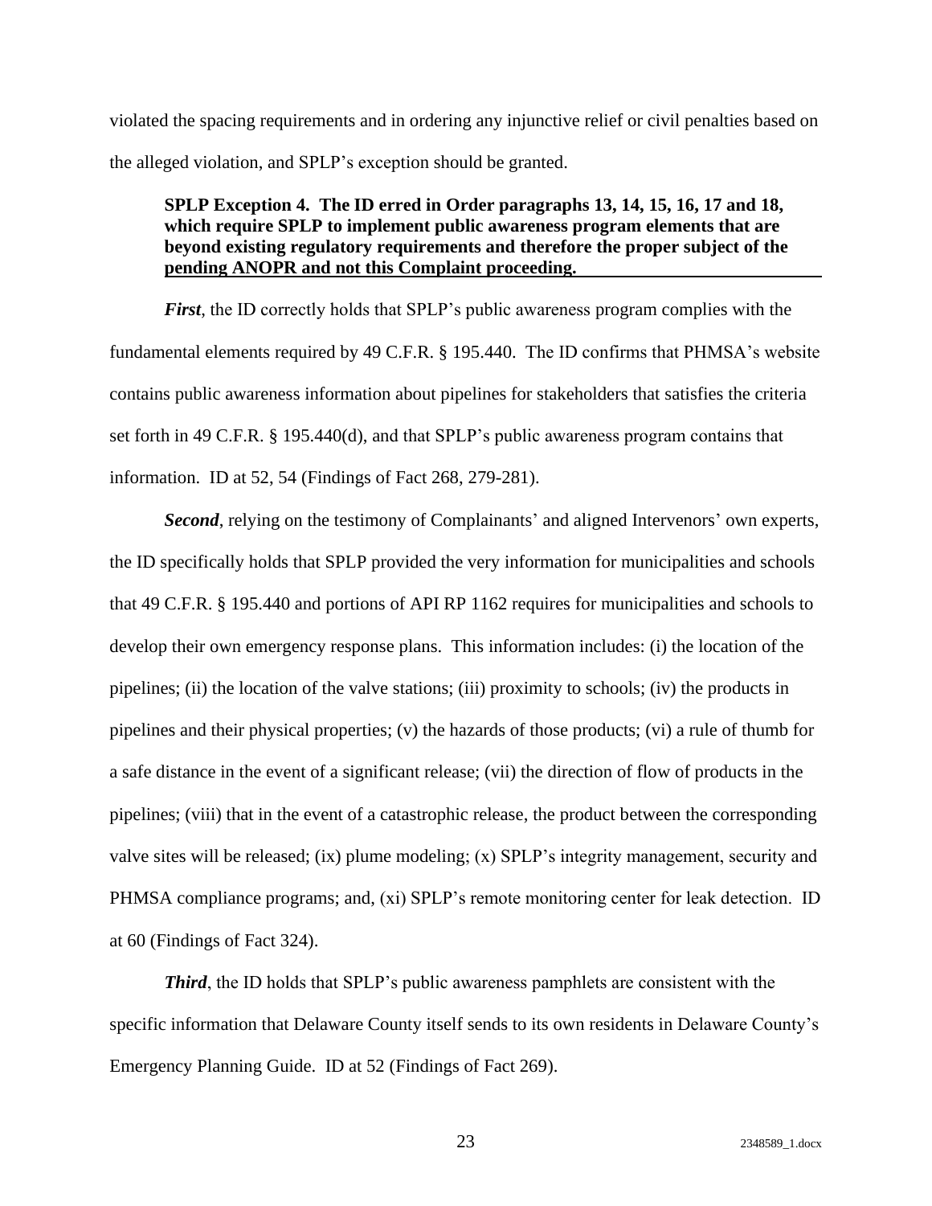violated the spacing requirements and in ordering any injunctive relief or civil penalties based on the alleged violation, and SPLP's exception should be granted.

**SPLP Exception 4. The ID erred in Order paragraphs 13, 14, 15, 16, 17 and 18, which require SPLP to implement public awareness program elements that are beyond existing regulatory requirements and therefore the proper subject of the pending ANOPR and not this Complaint proceeding.**

***First***, the ID correctly holds that SPLP's public awareness program complies with the fundamental elements required by 49 C.F.R. § 195.440. The ID confirms that PHMSA's website contains public awareness information about pipelines for stakeholders that satisfies the criteria set forth in 49 C.F.R. § 195.440(d), and that SPLP's public awareness program contains that information. ID at 52, 54 (Findings of Fact 268, 279-281).

***Second***, relying on the testimony of Complainants' and aligned Intervenors' own experts, the ID specifically holds that SPLP provided the very information for municipalities and schools that 49 C.F.R. § 195.440 and portions of API RP 1162 requires for municipalities and schools to develop their own emergency response plans. This information includes: (i) the location of the pipelines; (ii) the location of the valve stations; (iii) proximity to schools; (iv) the products in pipelines and their physical properties; (v) the hazards of those products; (vi) a rule of thumb for a safe distance in the event of a significant release; (vii) the direction of flow of products in the pipelines; (viii) that in the event of a catastrophic release, the product between the corresponding valve sites will be released; (ix) plume modeling; (x) SPLP's integrity management, security and PHMSA compliance programs; and, (xi) SPLP's remote monitoring center for leak detection. ID at 60 (Findings of Fact 324).

***Third***, the ID holds that SPLP's public awareness pamphlets are consistent with the specific information that Delaware County itself sends to its own residents in Delaware County's Emergency Planning Guide. ID at 52 (Findings of Fact 269).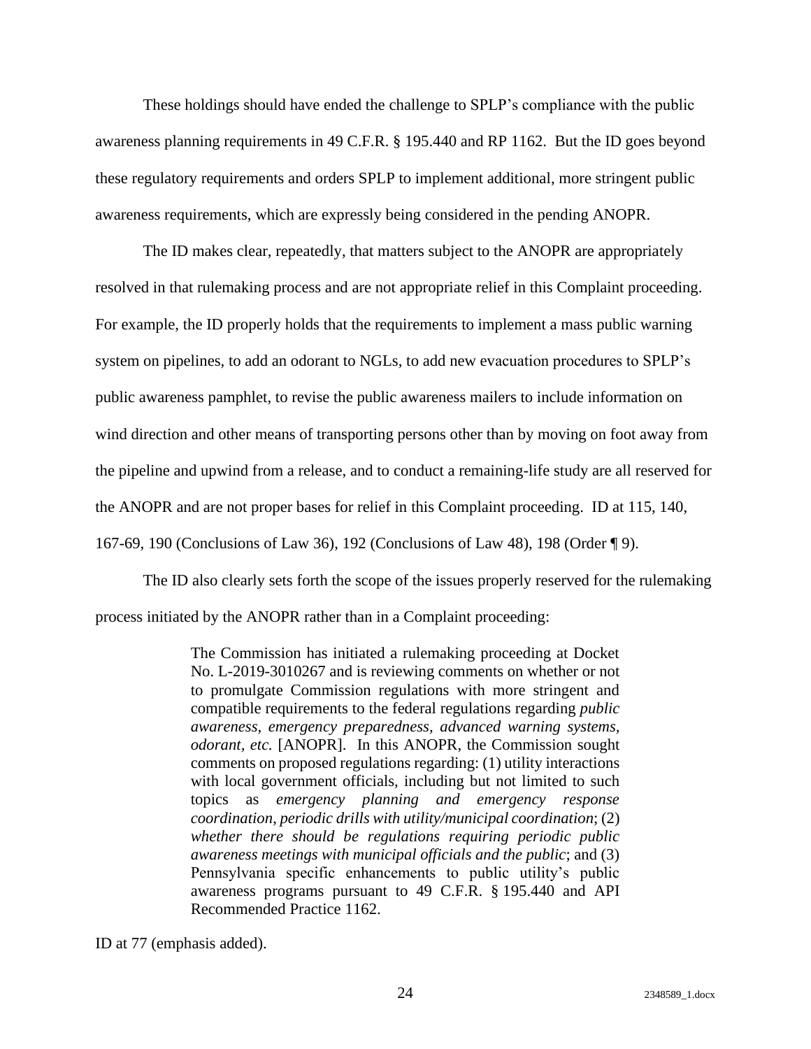These holdings should have ended the challenge to SPLP's compliance with the public awareness planning requirements in 49 C.F.R. § 195.440 and RP 1162. But the ID goes beyond these regulatory requirements and orders SPLP to implement additional, more stringent public awareness requirements, which are expressly being considered in the pending ANOPR.

The ID makes clear, repeatedly, that matters subject to the ANOPR are appropriately resolved in that rulemaking process and are not appropriate relief in this Complaint proceeding. For example, the ID properly holds that the requirements to implement a mass public warning system on pipelines, to add an odorant to NGLs, to add new evacuation procedures to SPLP's public awareness pamphlet, to revise the public awareness mailers to include information on wind direction and other means of transporting persons other than by moving on foot away from the pipeline and upwind from a release, and to conduct a remaining-life study are all reserved for the ANOPR and are not proper bases for relief in this Complaint proceeding. ID at 115, 140, 167-69, 190 (Conclusions of Law 36), 192 (Conclusions of Law 48), 198 (Order ¶ 9).

The ID also clearly sets forth the scope of the issues properly reserved for the rulemaking process initiated by the ANOPR rather than in a Complaint proceeding:

> The Commission has initiated a rulemaking proceeding at Docket No. L-2019-3010267 and is reviewing comments on whether or not to promulgate Commission regulations with more stringent and compatible requirements to the federal regulations regarding *public awareness*, *emergency preparedness, advanced warning systems, odorant, etc.* [ANOPR]. In this ANOPR, the Commission sought comments on proposed regulations regarding: (1) utility interactions with local government officials, including but not limited to such topics as *emergency planning and emergency response coordination, periodic drills with utility/municipal coordination*; (2) *whether there should be regulations requiring periodic public awareness meetings with municipal officials and the public*; and (3) Pennsylvania specific enhancements to public utility's public awareness programs pursuant to 49 C.F.R. § 195.440 and API Recommended Practice 1162.

ID at 77 (emphasis added).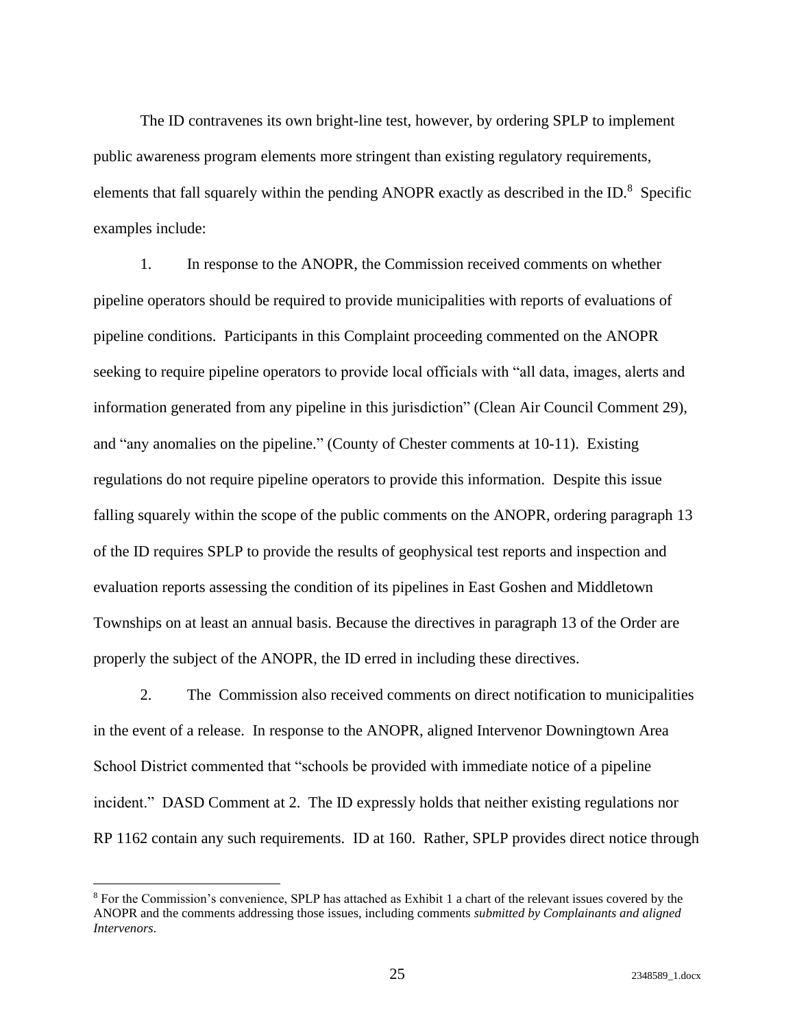The ID contravenes its own bright-line test, however, by ordering SPLP to implement public awareness program elements more stringent than existing regulatory requirements, elements that fall squarely within the pending ANOPR exactly as described in the ID.[8] Specific examples include:

1. In response to the ANOPR, the Commission received comments on whether pipeline operators should be required to provide municipalities with reports of evaluations of pipeline conditions. Participants in this Complaint proceeding commented on the ANOPR seeking to require pipeline operators to provide local officials with "all data, images, alerts and information generated from any pipeline in this jurisdiction" (Clean Air Council Comment 29), and "any anomalies on the pipeline." (County of Chester comments at 10-11). Existing regulations do not require pipeline operators to provide this information. Despite this issue falling squarely within the scope of the public comments on the ANOPR, ordering paragraph 13 of the ID requires SPLP to provide the results of geophysical test reports and inspection and evaluation reports assessing the condition of its pipelines in East Goshen and Middletown Townships on at least an annual basis. Because the directives in paragraph 13 of the Order are properly the subject of the ANOPR, the ID erred in including these directives.

2. The Commission also received comments on direct notification to municipalities in the event of a release. In response to the ANOPR, aligned Intervenor Downingtown Area School District commented that "schools be provided with immediate notice of a pipeline incident." DASD Comment at 2. The ID expressly holds that neither existing regulations nor RP 1162 contain any such requirements. ID at 160. Rather, SPLP provides direct notice through

[8] For the Commission's convenience, SPLP has attached as Exhibit 1 a chart of the relevant issues covered by the ANOPR and the comments addressing those issues, including comments *submitted by Complainants and aligned Intervenors*.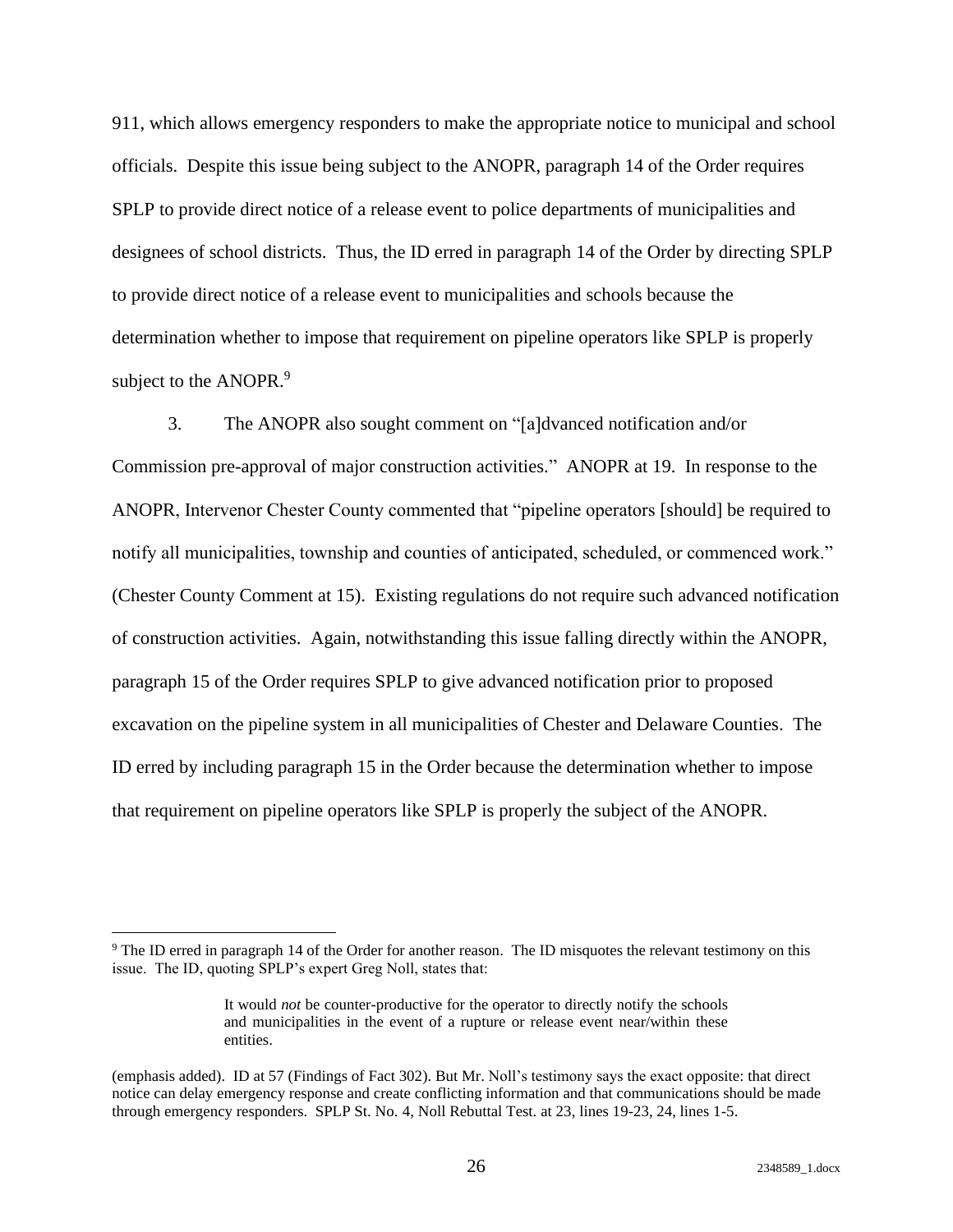911, which allows emergency responders to make the appropriate notice to municipal and school officials. Despite this issue being subject to the ANOPR, paragraph 14 of the Order requires SPLP to provide direct notice of a release event to police departments of municipalities and designees of school districts. Thus, the ID erred in paragraph 14 of the Order by directing SPLP to provide direct notice of a release event to municipalities and schools because the determination whether to impose that requirement on pipeline operators like SPLP is properly subject to the ANOPR.[9]

3. The ANOPR also sought comment on "[a]dvanced notification and/or Commission pre-approval of major construction activities." ANOPR at 19. In response to the ANOPR, Intervenor Chester County commented that "pipeline operators [should] be required to notify all municipalities, township and counties of anticipated, scheduled, or commenced work." (Chester County Comment at 15). Existing regulations do not require such advanced notification of construction activities. Again, notwithstanding this issue falling directly within the ANOPR, paragraph 15 of the Order requires SPLP to give advanced notification prior to proposed excavation on the pipeline system in all municipalities of Chester and Delaware Counties. The ID erred by including paragraph 15 in the Order because the determination whether to impose that requirement on pipeline operators like SPLP is properly the subject of the ANOPR.

---

[9] The ID erred in paragraph 14 of the Order for another reason. The ID misquotes the relevant testimony on this issue. The ID, quoting SPLP's expert Greg Noll, states that:

> It would *not* be counter-productive for the operator to directly notify the schools and municipalities in the event of a rupture or release event near/within these entities.

(emphasis added). ID at 57 (Findings of Fact 302). But Mr. Noll's testimony says the exact opposite: that direct notice can delay emergency response and create conflicting information and that communications should be made through emergency responders. SPLP St. No. 4, Noll Rebuttal Test. at 23, lines 19-23, 24, lines 1-5.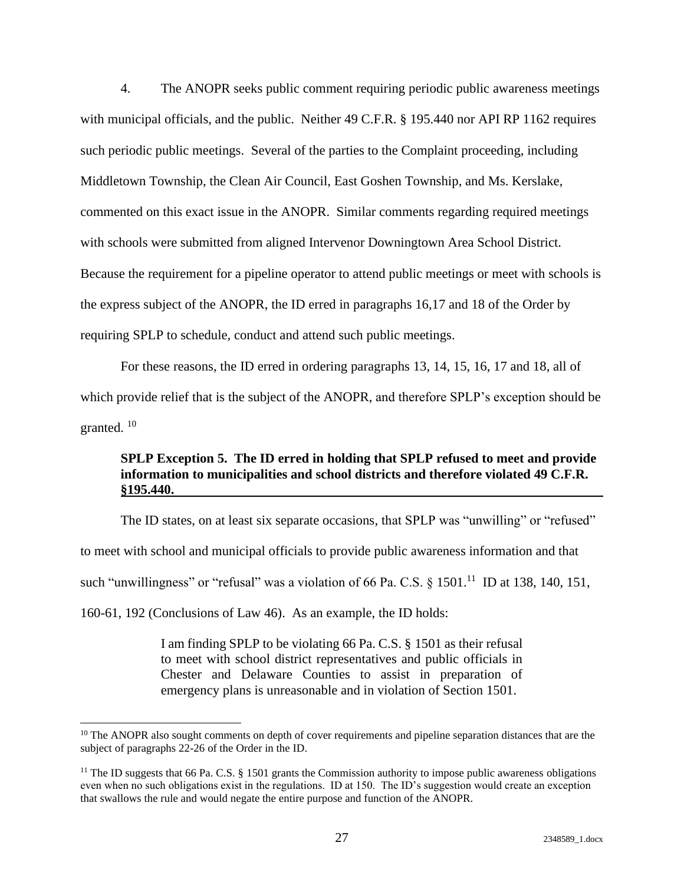4. The ANOPR seeks public comment requiring periodic public awareness meetings with municipal officials, and the public. Neither 49 C.F.R. § 195.440 nor API RP 1162 requires such periodic public meetings. Several of the parties to the Complaint proceeding, including Middletown Township, the Clean Air Council, East Goshen Township, and Ms. Kerslake, commented on this exact issue in the ANOPR. Similar comments regarding required meetings with schools were submitted from aligned Intervenor Downingtown Area School District. Because the requirement for a pipeline operator to attend public meetings or meet with schools is the express subject of the ANOPR, the ID erred in paragraphs 16,17 and 18 of the Order by requiring SPLP to schedule, conduct and attend such public meetings.

For these reasons, the ID erred in ordering paragraphs 13, 14, 15, 16, 17 and 18, all of which provide relief that is the subject of the ANOPR, and therefore SPLP's exception should be granted. [10]

**SPLP Exception 5. The ID erred in holding that SPLP refused to meet and provide information to municipalities and school districts and therefore violated 49 C.F.R. §195.440.**

The ID states, on at least six separate occasions, that SPLP was "unwilling" or "refused" to meet with school and municipal officials to provide public awareness information and that such "unwillingness" or "refusal" was a violation of 66 Pa. C.S. § 1501.[11] ID at 138, 140, 151, 160-61, 192 (Conclusions of Law 46). As an example, the ID holds:

> I am finding SPLP to be violating 66 Pa. C.S. § 1501 as their refusal to meet with school district representatives and public officials in Chester and Delaware Counties to assist in preparation of emergency plans is unreasonable and in violation of Section 1501.

---

[10] The ANOPR also sought comments on depth of cover requirements and pipeline separation distances that are the subject of paragraphs 22-26 of the Order in the ID.

[11] The ID suggests that 66 Pa. C.S. § 1501 grants the Commission authority to impose public awareness obligations even when no such obligations exist in the regulations. ID at 150. The ID's suggestion would create an exception that swallows the rule and would negate the entire purpose and function of the ANOPR.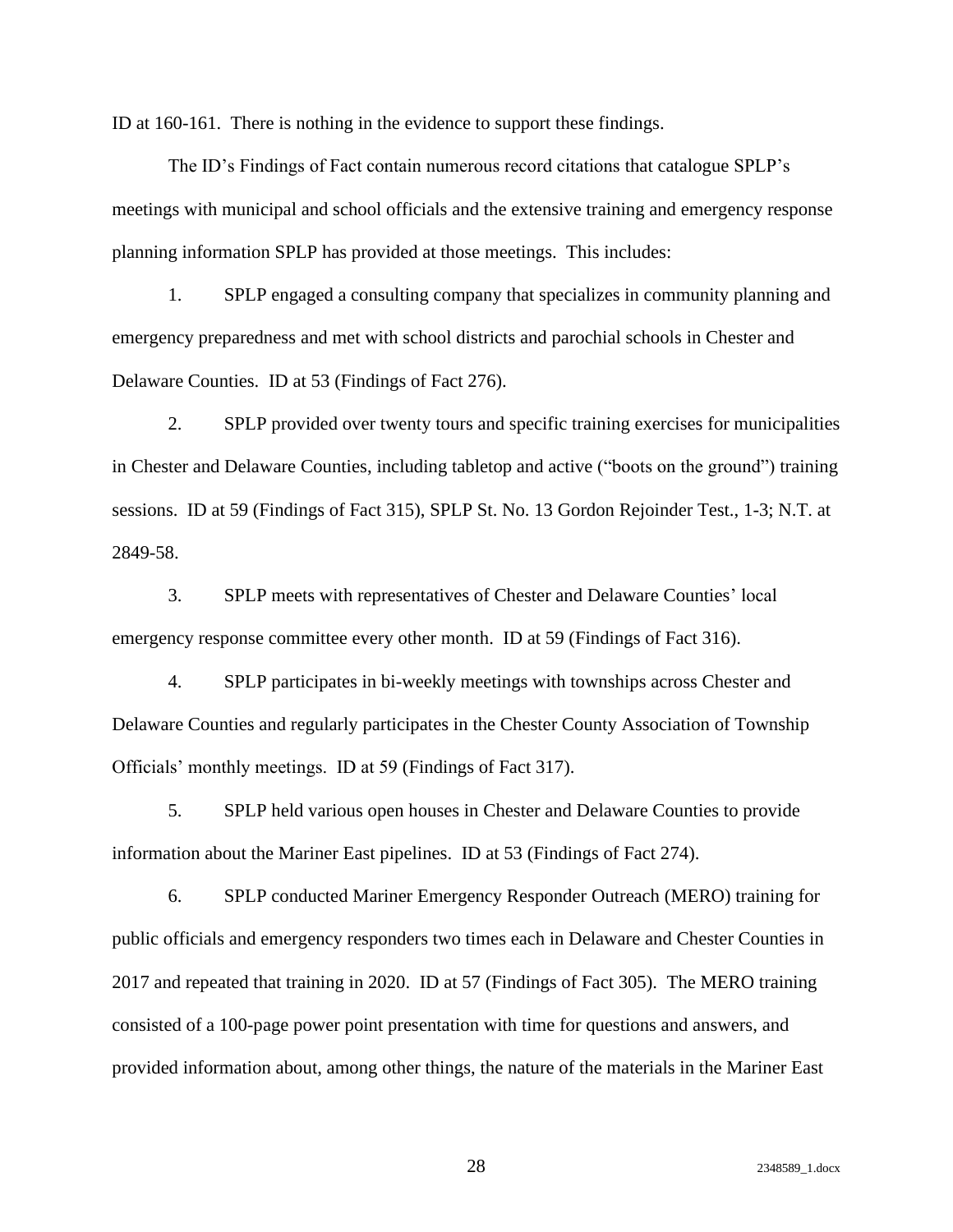ID at 160-161. There is nothing in the evidence to support these findings.

The ID's Findings of Fact contain numerous record citations that catalogue SPLP's meetings with municipal and school officials and the extensive training and emergency response planning information SPLP has provided at those meetings. This includes:

1. SPLP engaged a consulting company that specializes in community planning and emergency preparedness and met with school districts and parochial schools in Chester and Delaware Counties. ID at 53 (Findings of Fact 276).

2. SPLP provided over twenty tours and specific training exercises for municipalities in Chester and Delaware Counties, including tabletop and active ("boots on the ground") training sessions. ID at 59 (Findings of Fact 315), SPLP St. No. 13 Gordon Rejoinder Test., 1-3; N.T. at 2849-58.

3. SPLP meets with representatives of Chester and Delaware Counties' local emergency response committee every other month. ID at 59 (Findings of Fact 316).

4. SPLP participates in bi-weekly meetings with townships across Chester and Delaware Counties and regularly participates in the Chester County Association of Township Officials' monthly meetings. ID at 59 (Findings of Fact 317).

5. SPLP held various open houses in Chester and Delaware Counties to provide information about the Mariner East pipelines. ID at 53 (Findings of Fact 274).

6. SPLP conducted Mariner Emergency Responder Outreach (MERO) training for public officials and emergency responders two times each in Delaware and Chester Counties in 2017 and repeated that training in 2020. ID at 57 (Findings of Fact 305). The MERO training consisted of a 100-page power point presentation with time for questions and answers, and provided information about, among other things, the nature of the materials in the Mariner East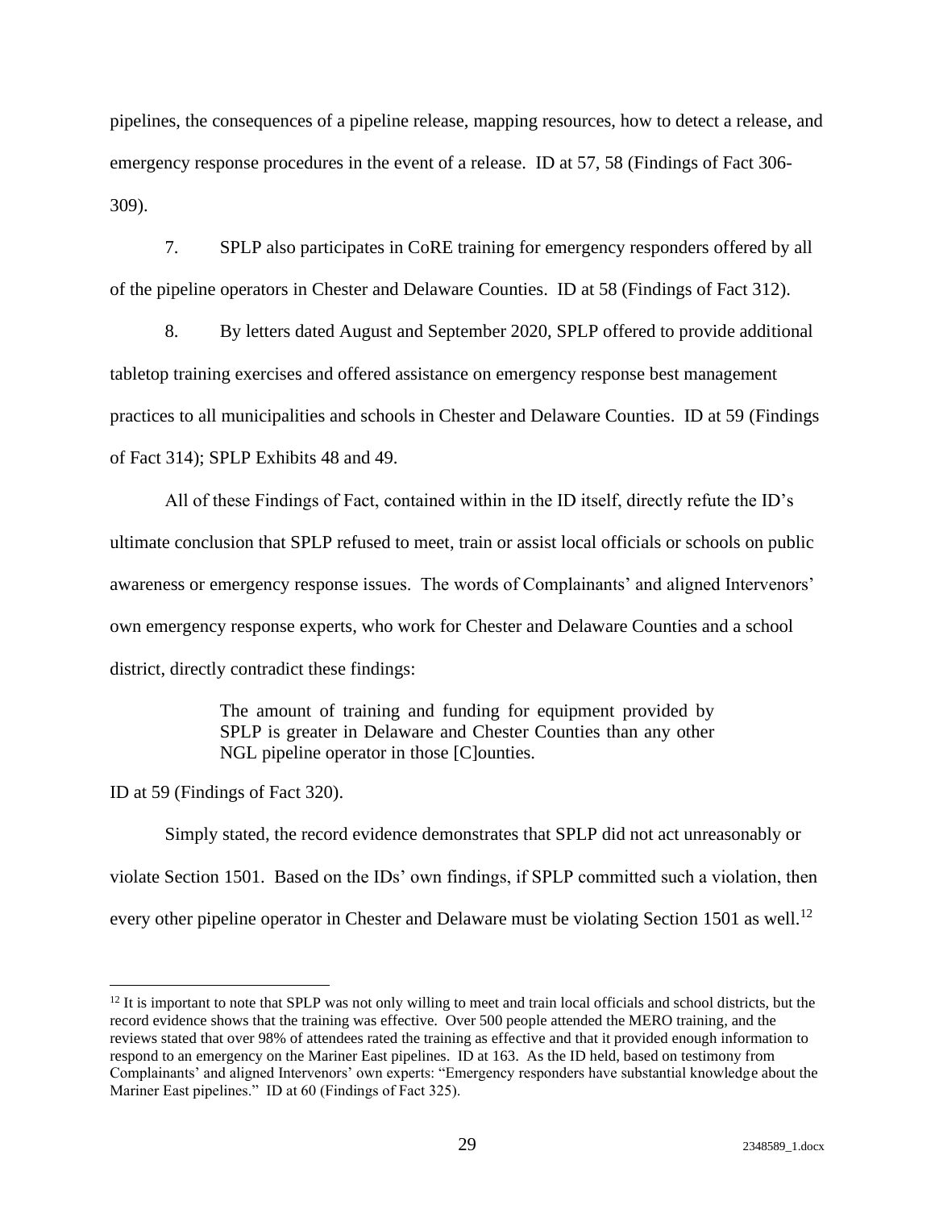pipelines, the consequences of a pipeline release, mapping resources, how to detect a release, and emergency response procedures in the event of a release. ID at 57, 58 (Findings of Fact 306-309).

7. SPLP also participates in CoRE training for emergency responders offered by all of the pipeline operators in Chester and Delaware Counties. ID at 58 (Findings of Fact 312).

8. By letters dated August and September 2020, SPLP offered to provide additional tabletop training exercises and offered assistance on emergency response best management practices to all municipalities and schools in Chester and Delaware Counties. ID at 59 (Findings of Fact 314); SPLP Exhibits 48 and 49.

All of these Findings of Fact, contained within in the ID itself, directly refute the ID's ultimate conclusion that SPLP refused to meet, train or assist local officials or schools on public awareness or emergency response issues. The words of Complainants' and aligned Intervenors' own emergency response experts, who work for Chester and Delaware Counties and a school district, directly contradict these findings:

> The amount of training and funding for equipment provided by SPLP is greater in Delaware and Chester Counties than any other NGL pipeline operator in those [C]ounties.

ID at 59 (Findings of Fact 320).

Simply stated, the record evidence demonstrates that SPLP did not act unreasonably or violate Section 1501. Based on the IDs' own findings, if SPLP committed such a violation, then every other pipeline operator in Chester and Delaware must be violating Section 1501 as well.[12]

---

[12] It is important to note that SPLP was not only willing to meet and train local officials and school districts, but the record evidence shows that the training was effective. Over 500 people attended the MERO training, and the reviews stated that over 98% of attendees rated the training as effective and that it provided enough information to respond to an emergency on the Mariner East pipelines. ID at 163. As the ID held, based on testimony from Complainants' and aligned Intervenors' own experts: "Emergency responders have substantial knowledge about the Mariner East pipelines." ID at 60 (Findings of Fact 325).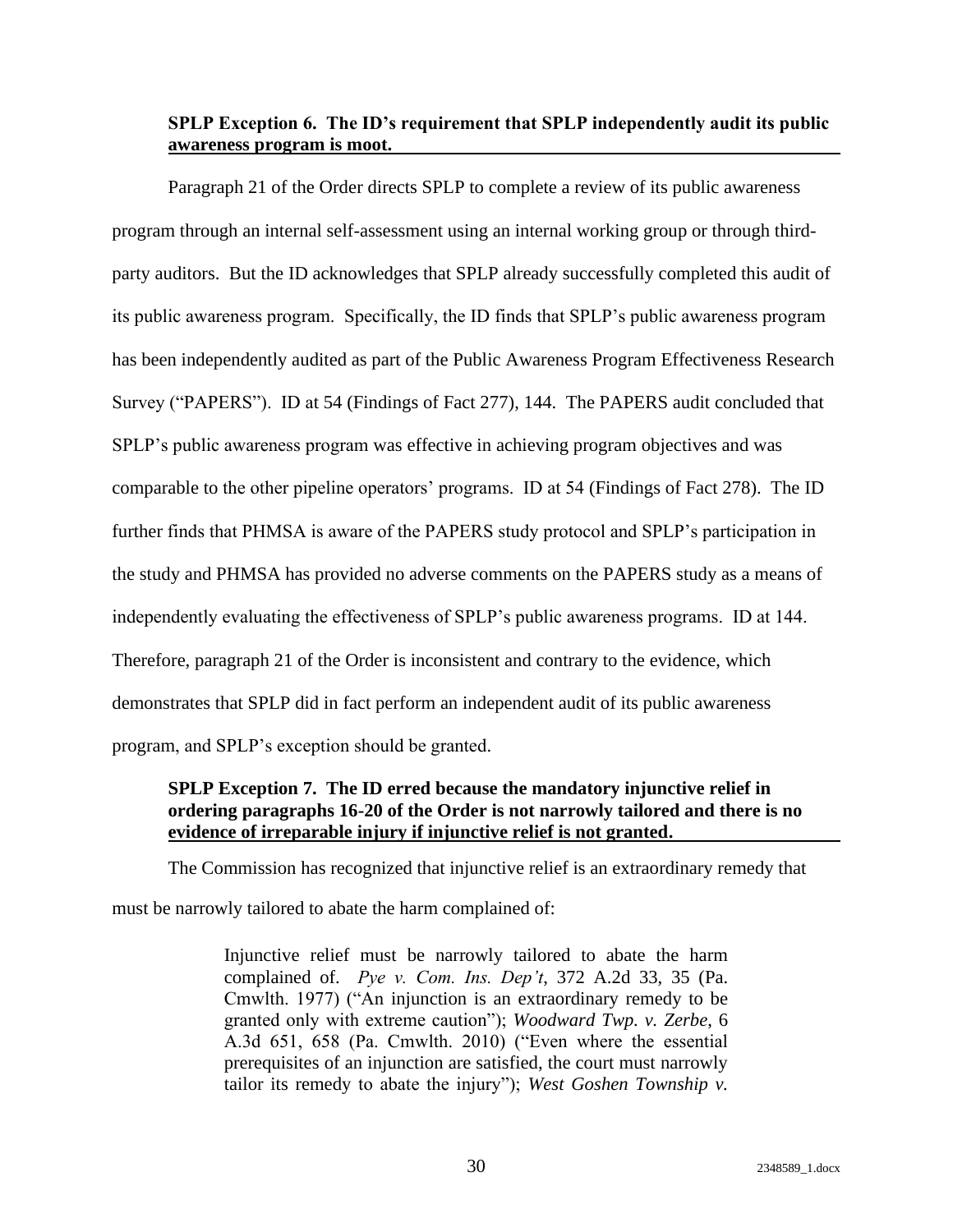**SPLP Exception 6. The ID's requirement that SPLP independently audit its public awareness program is moot.**

Paragraph 21 of the Order directs SPLP to complete a review of its public awareness program through an internal self-assessment using an internal working group or through third-party auditors. But the ID acknowledges that SPLP already successfully completed this audit of its public awareness program. Specifically, the ID finds that SPLP's public awareness program has been independently audited as part of the Public Awareness Program Effectiveness Research Survey ("PAPERS"). ID at 54 (Findings of Fact 277), 144. The PAPERS audit concluded that SPLP's public awareness program was effective in achieving program objectives and was comparable to the other pipeline operators' programs. ID at 54 (Findings of Fact 278). The ID further finds that PHMSA is aware of the PAPERS study protocol and SPLP's participation in the study and PHMSA has provided no adverse comments on the PAPERS study as a means of independently evaluating the effectiveness of SPLP's public awareness programs. ID at 144. Therefore, paragraph 21 of the Order is inconsistent and contrary to the evidence, which demonstrates that SPLP did in fact perform an independent audit of its public awareness program, and SPLP's exception should be granted.

**SPLP Exception 7. The ID erred because the mandatory injunctive relief in ordering paragraphs 16-20 of the Order is not narrowly tailored and there is no evidence of irreparable injury if injunctive relief is not granted.**

The Commission has recognized that injunctive relief is an extraordinary remedy that must be narrowly tailored to abate the harm complained of:

> Injunctive relief must be narrowly tailored to abate the harm complained of. *Pye v. Com. Ins. Dep't*, 372 A.2d 33, 35 (Pa. Cmwlth. 1977) ("An injunction is an extraordinary remedy to be granted only with extreme caution"); *Woodward Twp. v. Zerbe*, 6 A.3d 651, 658 (Pa. Cmwlth. 2010) ("Even where the essential prerequisites of an injunction are satisfied, the court must narrowly tailor its remedy to abate the injury"); *West Goshen Township v.*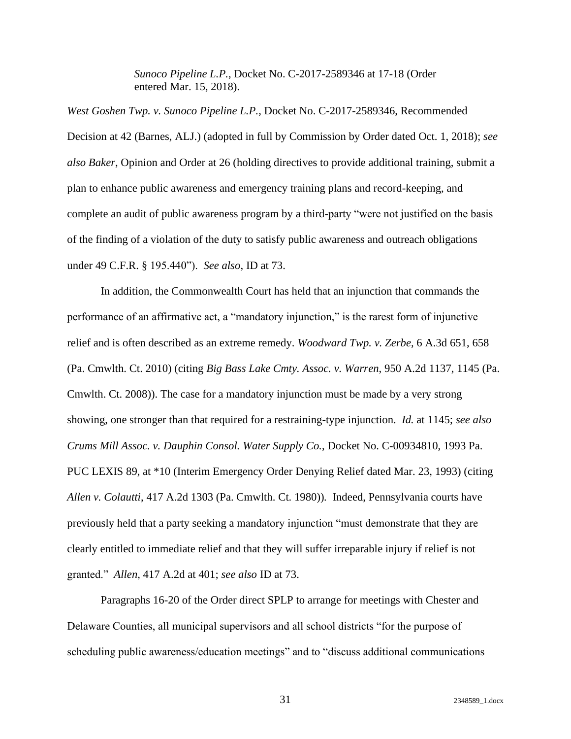*Sunoco Pipeline L.P.*, Docket No. C-2017-2589346 at 17-18 (Order entered Mar. 15, 2018).

*West Goshen Twp. v. Sunoco Pipeline L.P.*, Docket No. C-2017-2589346, Recommended Decision at 42 (Barnes, ALJ.) (adopted in full by Commission by Order dated Oct. 1, 2018); *see also Baker*, Opinion and Order at 26 (holding directives to provide additional training, submit a plan to enhance public awareness and emergency training plans and record-keeping, and complete an audit of public awareness program by a third-party "were not justified on the basis of the finding of a violation of the duty to satisfy public awareness and outreach obligations under 49 C.F.R. § 195.440"). *See also*, ID at 73.

In addition, the Commonwealth Court has held that an injunction that commands the performance of an affirmative act, a "mandatory injunction," is the rarest form of injunctive relief and is often described as an extreme remedy. *Woodward Twp. v. Zerbe,* 6 A.3d 651, 658 (Pa. Cmwlth. Ct. 2010) (citing *Big Bass Lake Cmty. Assoc. v. Warren*, 950 A.2d 1137, 1145 (Pa. Cmwlth. Ct. 2008)). The case for a mandatory injunction must be made by a very strong showing, one stronger than that required for a restraining-type injunction. *Id.* at 1145; *see also Crums Mill Assoc. v. Dauphin Consol. Water Supply Co.*, Docket No. C-00934810, 1993 Pa. PUC LEXIS 89, at *10 (Interim Emergency Order Denying Relief dated Mar. 23, 1993) (citing *Allen v. Colautti*, 417 A.2d 1303 (Pa. Cmwlth. Ct. 1980)). Indeed, Pennsylvania courts have previously held that a party seeking a mandatory injunction "must demonstrate that they are clearly entitled to immediate relief and that they will suffer irreparable injury if relief is not granted." *Allen*, 417 A.2d at 401; *see also* ID at 73.

Paragraphs 16-20 of the Order direct SPLP to arrange for meetings with Chester and Delaware Counties, all municipal supervisors and all school districts "for the purpose of scheduling public awareness/education meetings" and to "discuss additional communications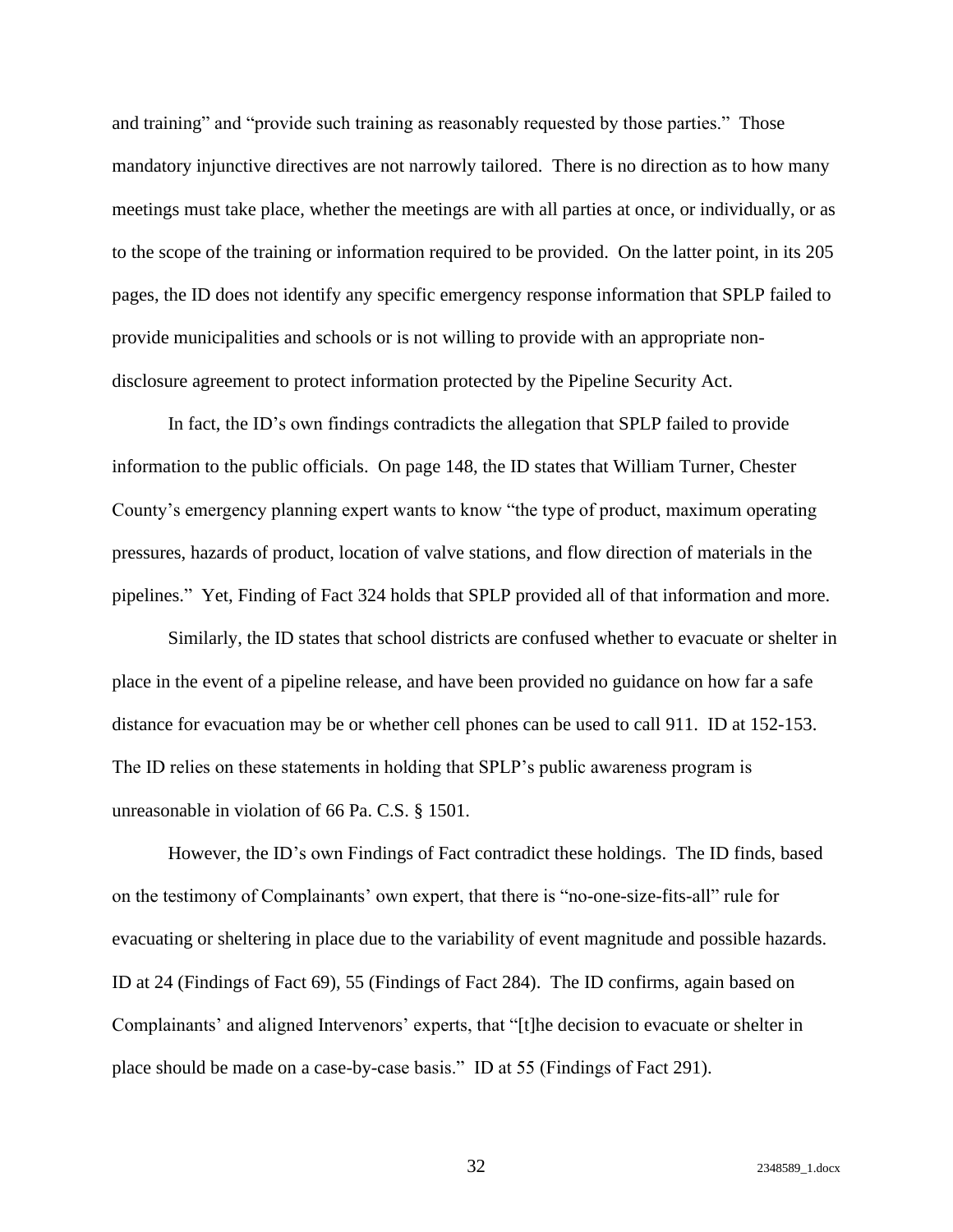and training" and "provide such training as reasonably requested by those parties." Those mandatory injunctive directives are not narrowly tailored. There is no direction as to how many meetings must take place, whether the meetings are with all parties at once, or individually, or as to the scope of the training or information required to be provided. On the latter point, in its 205 pages, the ID does not identify any specific emergency response information that SPLP failed to provide municipalities and schools or is not willing to provide with an appropriate non-disclosure agreement to protect information protected by the Pipeline Security Act.

In fact, the ID's own findings contradicts the allegation that SPLP failed to provide information to the public officials. On page 148, the ID states that William Turner, Chester County's emergency planning expert wants to know "the type of product, maximum operating pressures, hazards of product, location of valve stations, and flow direction of materials in the pipelines." Yet, Finding of Fact 324 holds that SPLP provided all of that information and more.

Similarly, the ID states that school districts are confused whether to evacuate or shelter in place in the event of a pipeline release, and have been provided no guidance on how far a safe distance for evacuation may be or whether cell phones can be used to call 911. ID at 152-153. The ID relies on these statements in holding that SPLP's public awareness program is unreasonable in violation of 66 Pa. C.S. § 1501.

However, the ID's own Findings of Fact contradict these holdings. The ID finds, based on the testimony of Complainants' own expert, that there is "no-one-size-fits-all" rule for evacuating or sheltering in place due to the variability of event magnitude and possible hazards. ID at 24 (Findings of Fact 69), 55 (Findings of Fact 284). The ID confirms, again based on Complainants' and aligned Intervenors' experts, that "[t]he decision to evacuate or shelter in place should be made on a case-by-case basis." ID at 55 (Findings of Fact 291).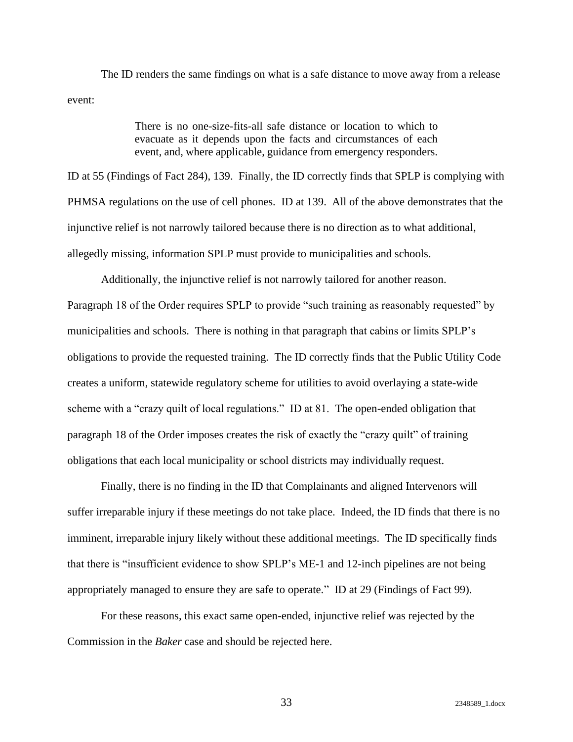The ID renders the same findings on what is a safe distance to move away from a release event:

> There is no one-size-fits-all safe distance or location to which to evacuate as it depends upon the facts and circumstances of each event, and, where applicable, guidance from emergency responders.

ID at 55 (Findings of Fact 284), 139. Finally, the ID correctly finds that SPLP is complying with PHMSA regulations on the use of cell phones. ID at 139. All of the above demonstrates that the injunctive relief is not narrowly tailored because there is no direction as to what additional, allegedly missing, information SPLP must provide to municipalities and schools.

Additionally, the injunctive relief is not narrowly tailored for another reason. Paragraph 18 of the Order requires SPLP to provide "such training as reasonably requested" by municipalities and schools. There is nothing in that paragraph that cabins or limits SPLP's obligations to provide the requested training. The ID correctly finds that the Public Utility Code creates a uniform, statewide regulatory scheme for utilities to avoid overlaying a state-wide scheme with a "crazy quilt of local regulations." ID at 81. The open-ended obligation that paragraph 18 of the Order imposes creates the risk of exactly the "crazy quilt" of training obligations that each local municipality or school districts may individually request.

Finally, there is no finding in the ID that Complainants and aligned Intervenors will suffer irreparable injury if these meetings do not take place. Indeed, the ID finds that there is no imminent, irreparable injury likely without these additional meetings. The ID specifically finds that there is "insufficient evidence to show SPLP's ME-1 and 12-inch pipelines are not being appropriately managed to ensure they are safe to operate." ID at 29 (Findings of Fact 99).

For these reasons, this exact same open-ended, injunctive relief was rejected by the Commission in the *Baker* case and should be rejected here.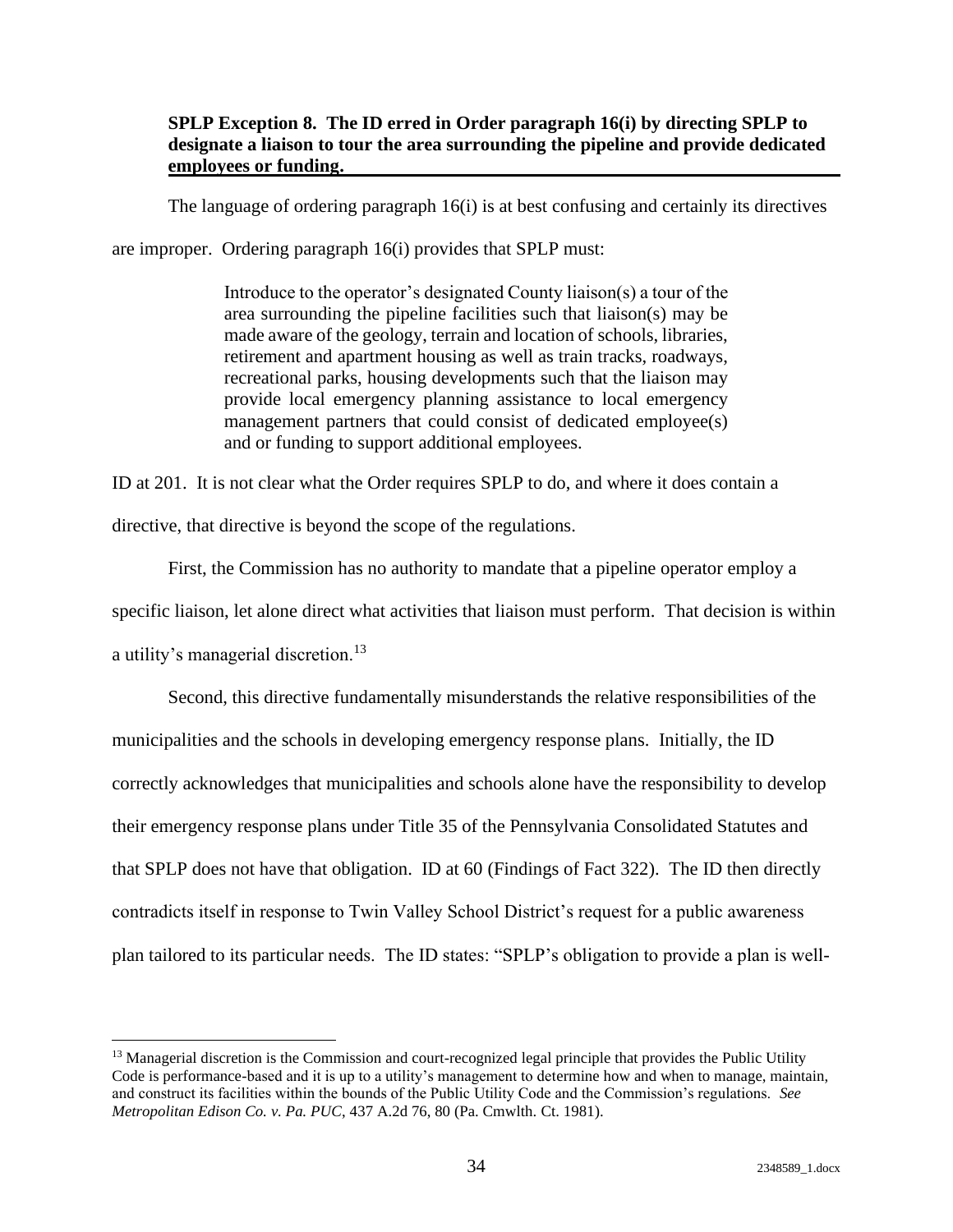**SPLP Exception 8. The ID erred in Order paragraph 16(i) by directing SPLP to designate a liaison to tour the area surrounding the pipeline and provide dedicated employees or funding.**

The language of ordering paragraph 16(i) is at best confusing and certainly its directives are improper. Ordering paragraph 16(i) provides that SPLP must:

> Introduce to the operator's designated County liaison(s) a tour of the area surrounding the pipeline facilities such that liaison(s) may be made aware of the geology, terrain and location of schools, libraries, retirement and apartment housing as well as train tracks, roadways, recreational parks, housing developments such that the liaison may provide local emergency planning assistance to local emergency management partners that could consist of dedicated employee(s) and or funding to support additional employees.

ID at 201. It is not clear what the Order requires SPLP to do, and where it does contain a directive, that directive is beyond the scope of the regulations.

First, the Commission has no authority to mandate that a pipeline operator employ a specific liaison, let alone direct what activities that liaison must perform. That decision is within a utility's managerial discretion.[13]

Second, this directive fundamentally misunderstands the relative responsibilities of the municipalities and the schools in developing emergency response plans. Initially, the ID correctly acknowledges that municipalities and schools alone have the responsibility to develop their emergency response plans under Title 35 of the Pennsylvania Consolidated Statutes and that SPLP does not have that obligation. ID at 60 (Findings of Fact 322). The ID then directly contradicts itself in response to Twin Valley School District's request for a public awareness plan tailored to its particular needs. The ID states: "SPLP's obligation to provide a plan is well-

---

[13] Managerial discretion is the Commission and court-recognized legal principle that provides the Public Utility Code is performance-based and it is up to a utility's management to determine how and when to manage, maintain, and construct its facilities within the bounds of the Public Utility Code and the Commission's regulations. *See Metropolitan Edison Co. v. Pa. PUC*, 437 A.2d 76, 80 (Pa. Cmwlth. Ct. 1981).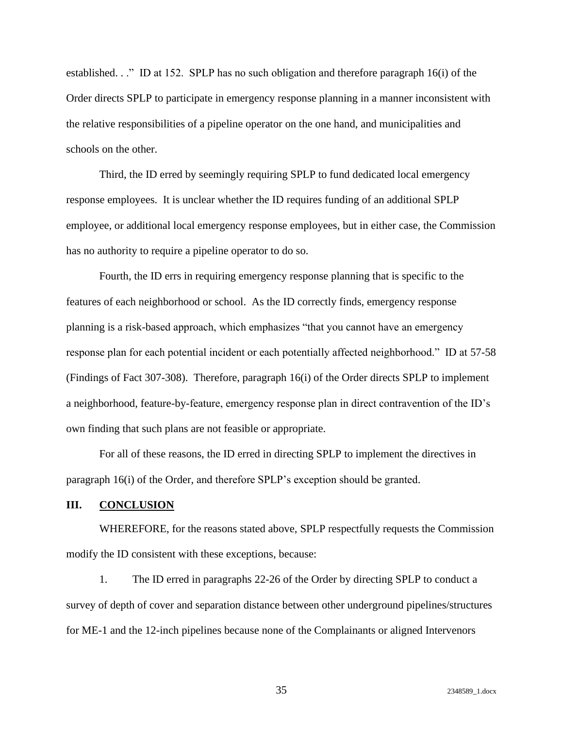established. . ." ID at 152. SPLP has no such obligation and therefore paragraph 16(i) of the Order directs SPLP to participate in emergency response planning in a manner inconsistent with the relative responsibilities of a pipeline operator on the one hand, and municipalities and schools on the other.

Third, the ID erred by seemingly requiring SPLP to fund dedicated local emergency response employees. It is unclear whether the ID requires funding of an additional SPLP employee, or additional local emergency response employees, but in either case, the Commission has no authority to require a pipeline operator to do so.

Fourth, the ID errs in requiring emergency response planning that is specific to the features of each neighborhood or school. As the ID correctly finds, emergency response planning is a risk-based approach, which emphasizes "that you cannot have an emergency response plan for each potential incident or each potentially affected neighborhood." ID at 57-58 (Findings of Fact 307-308). Therefore, paragraph 16(i) of the Order directs SPLP to implement a neighborhood, feature-by-feature, emergency response plan in direct contravention of the ID's own finding that such plans are not feasible or appropriate.

For all of these reasons, the ID erred in directing SPLP to implement the directives in paragraph 16(i) of the Order, and therefore SPLP's exception should be granted.

## III. CONCLUSION

WHEREFORE, for the reasons stated above, SPLP respectfully requests the Commission modify the ID consistent with these exceptions, because:

1. The ID erred in paragraphs 22-26 of the Order by directing SPLP to conduct a survey of depth of cover and separation distance between other underground pipelines/structures for ME-1 and the 12-inch pipelines because none of the Complainants or aligned Intervenors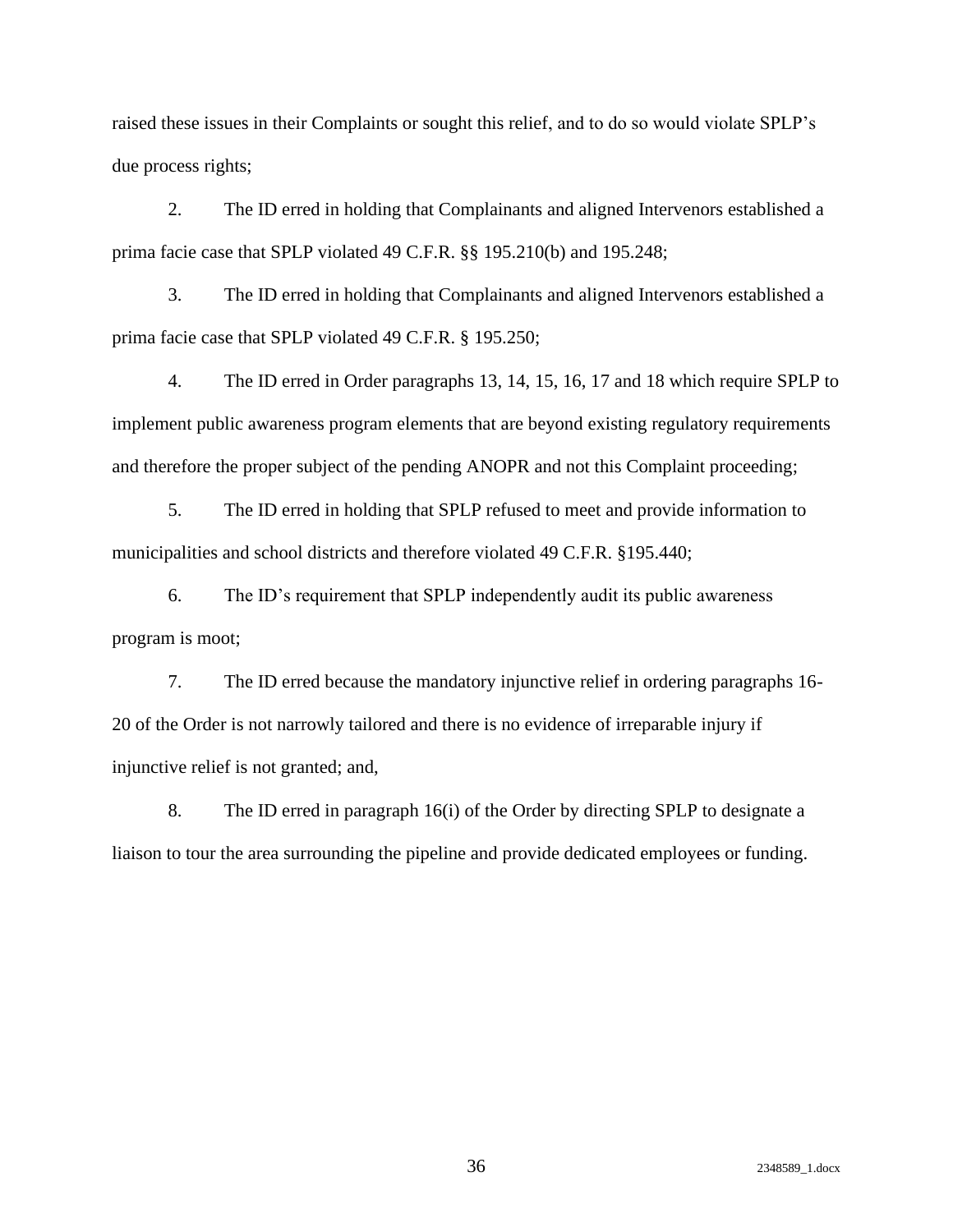raised these issues in their Complaints or sought this relief, and to do so would violate SPLP's due process rights;

2. The ID erred in holding that Complainants and aligned Intervenors established a prima facie case that SPLP violated 49 C.F.R. §§ 195.210(b) and 195.248;

3. The ID erred in holding that Complainants and aligned Intervenors established a prima facie case that SPLP violated 49 C.F.R. § 195.250;

4. The ID erred in Order paragraphs 13, 14, 15, 16, 17 and 18 which require SPLP to implement public awareness program elements that are beyond existing regulatory requirements and therefore the proper subject of the pending ANOPR and not this Complaint proceeding;

5. The ID erred in holding that SPLP refused to meet and provide information to municipalities and school districts and therefore violated 49 C.F.R. §195.440;

6. The ID's requirement that SPLP independently audit its public awareness program is moot;

7. The ID erred because the mandatory injunctive relief in ordering paragraphs 16-20 of the Order is not narrowly tailored and there is no evidence of irreparable injury if injunctive relief is not granted; and,

8. The ID erred in paragraph 16(i) of the Order by directing SPLP to designate a liaison to tour the area surrounding the pipeline and provide dedicated employees or funding.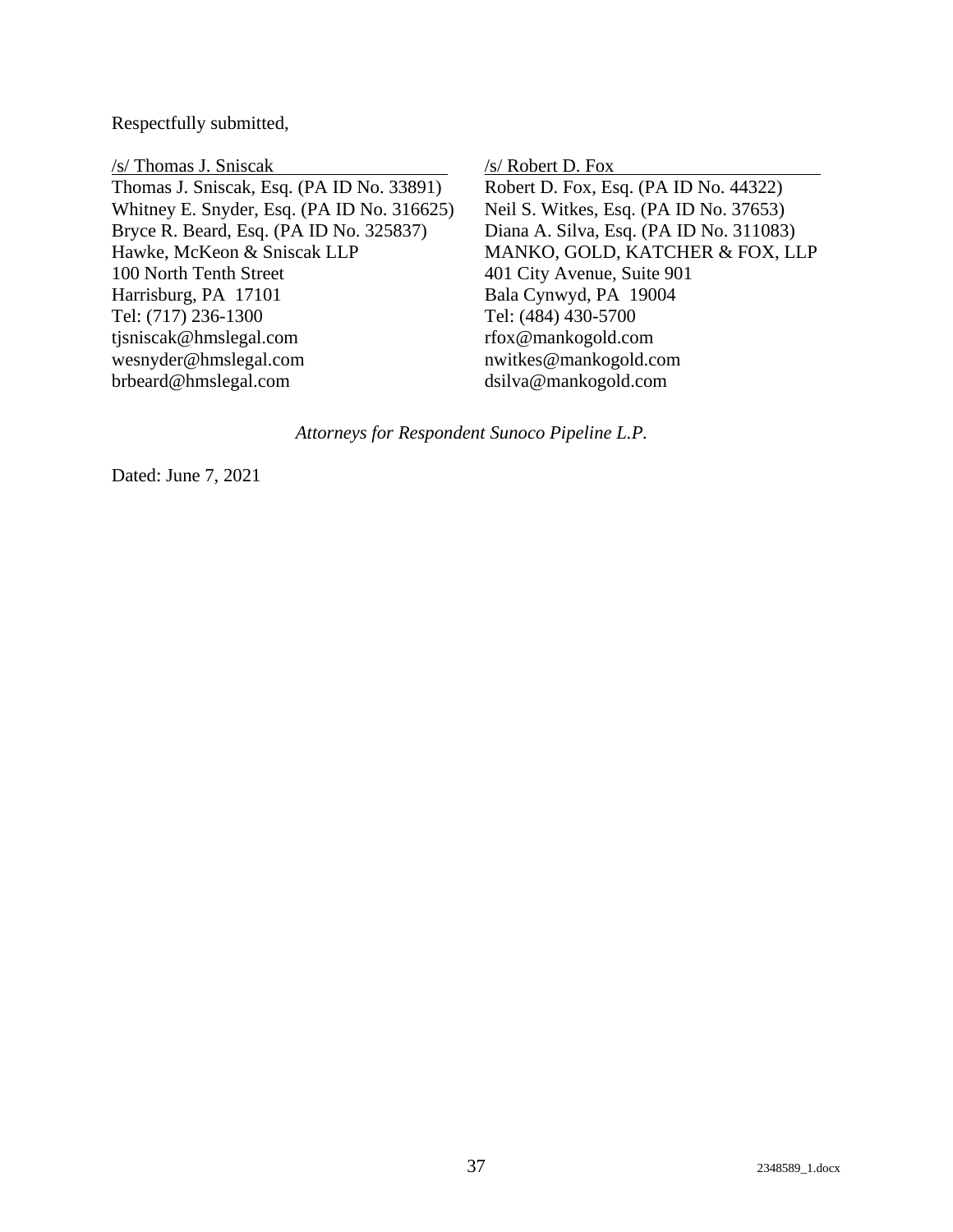Respectfully submitted,

/s/ Thomas J. Sniscak
Thomas J. Sniscak, Esq. (PA ID No. 33891)
Whitney E. Snyder, Esq. (PA ID No. 316625)
Bryce R. Beard, Esq. (PA ID No. 325837)
Hawke, McKeon & Sniscak LLP
100 North Tenth Street
Harrisburg, PA 17101
Tel: (717) 236-1300
tjsniscak@hmslegal.com
wesnyder@hmslegal.com
brbeard@hmslegal.com

/s/ Robert D. Fox
Robert D. Fox, Esq. (PA ID No. 44322)
Neil S. Witkes, Esq. (PA ID No. 37653)
Diana A. Silva, Esq. (PA ID No. 311083)
MANKO, GOLD, KATCHER & FOX, LLP
401 City Avenue, Suite 901
Bala Cynwyd, PA 19004
Tel: (484) 430-5700
rfox@mankogold.com
nwitkes@mankogold.com
dsilva@mankogold.com

*Attorneys for Respondent Sunoco Pipeline L.P.*

Dated: June 7, 2021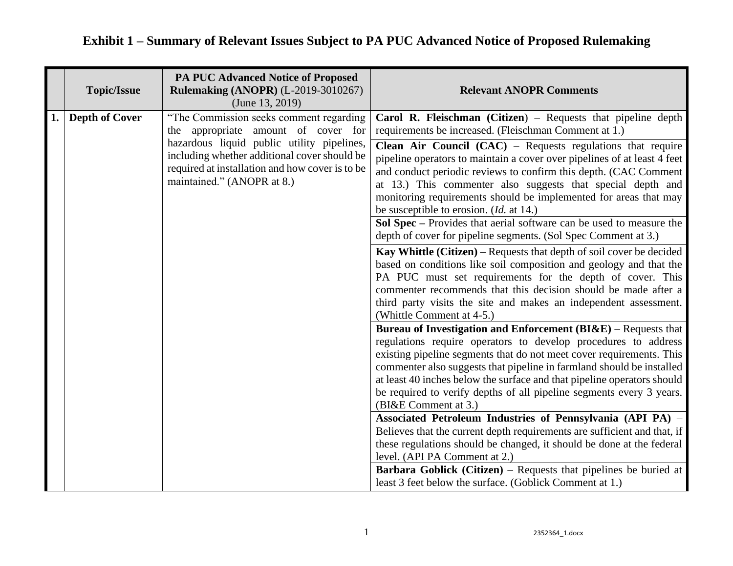# Exhibit 1 – Summary of Relevant Issues Subject to PA PUC Advanced Notice of Proposed Rulemaking

| | Topic/Issue | PA PUC Advanced Notice of Proposed Rulemaking (ANOPR) (L-2019-3010267) (June 13, 2019) | Relevant ANOPR Comments |
|---|---|---|---|
| 1. | **Depth of Cover** | "The Commission seeks comment regarding the appropriate amount of cover for hazardous liquid public utility pipelines, including whether additional cover should be required at installation and how cover is to be maintained." (ANOPR at 8.) | **Carol R. Fleischman (Citizen)** – Requests that pipeline depth requirements be increased. (Fleischman Comment at 1.) |
| | | | **Clean Air Council (CAC)** – Requests regulations that require pipeline operators to maintain a cover over pipelines of at least 4 feet and conduct periodic reviews to confirm this depth. (CAC Comment at 13.) This commenter also suggests that special depth and monitoring requirements should be implemented for areas that may be susceptible to erosion. (*Id.* at 14.) |
| | | | **Sol Spec –** Provides that aerial software can be used to measure the depth of cover for pipeline segments. (Sol Spec Comment at 3.) |
| | | | **Kay Whittle (Citizen)** – Requests that depth of soil cover be decided based on conditions like soil composition and geology and that the PA PUC must set requirements for the depth of cover. This commenter recommends that this decision should be made after a third party visits the site and makes an independent assessment. (Whittle Comment at 4-5.) |
| | | | **Bureau of Investigation and Enforcement (BI&E)** – Requests that regulations require operators to develop procedures to address existing pipeline segments that do not meet cover requirements. This commenter also suggests that pipeline in farmland should be installed at least 40 inches below the surface and that pipeline operators should be required to verify depths of all pipeline segments every 3 years. (BI&E Comment at 3.) |
| | | | **Associated Petroleum Industries of Pennsylvania (API PA)** – Believes that the current depth requirements are sufficient and that, if these regulations should be changed, it should be done at the federal level. (API PA Comment at 2.) |
| | | | **Barbara Goblick (Citizen)** – Requests that pipelines be buried at least 3 feet below the surface. (Goblick Comment at 1.) |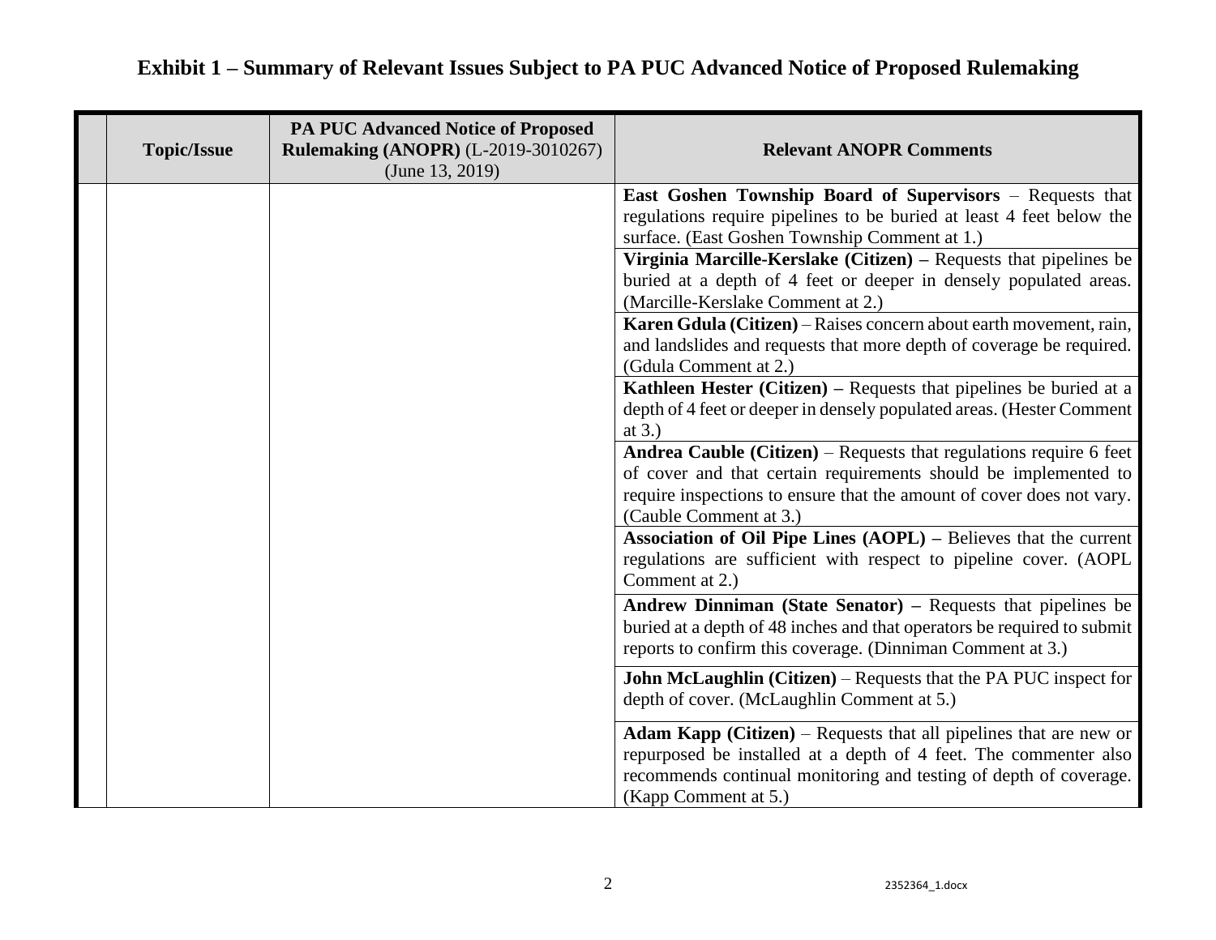# Exhibit 1 – Summary of Relevant Issues Subject to PA PUC Advanced Notice of Proposed Rulemaking

| | Topic/Issue | PA PUC Advanced Notice of Proposed Rulemaking (ANOPR) (L-2019-3010267) (June 13, 2019) | Relevant ANOPR Comments |
|---|---|---|---|
| | | | **East Goshen Township Board of Supervisors** – Requests that regulations require pipelines to be buried at least 4 feet below the surface. (East Goshen Township Comment at 1.) |
| | | | **Virginia Marcille-Kerslake (Citizen) –** Requests that pipelines be buried at a depth of 4 feet or deeper in densely populated areas. (Marcille-Kerslake Comment at 2.) |
| | | | **Karen Gdula (Citizen)** – Raises concern about earth movement, rain, and landslides and requests that more depth of coverage be required. (Gdula Comment at 2.) |
| | | | **Kathleen Hester (Citizen) –** Requests that pipelines be buried at a depth of 4 feet or deeper in densely populated areas. (Hester Comment at 3.) |
| | | | **Andrea Cauble (Citizen)** – Requests that regulations require 6 feet of cover and that certain requirements should be implemented to require inspections to ensure that the amount of cover does not vary. (Cauble Comment at 3.) |
| | | | **Association of Oil Pipe Lines (AOPL) –** Believes that the current regulations are sufficient with respect to pipeline cover. (AOPL Comment at 2.) |
| | | | **Andrew Dinniman (State Senator) –** Requests that pipelines be buried at a depth of 48 inches and that operators be required to submit reports to confirm this coverage. (Dinniman Comment at 3.) |
| | | | **John McLaughlin (Citizen)** – Requests that the PA PUC inspect for depth of cover. (McLaughlin Comment at 5.) |
| | | | **Adam Kapp (Citizen)** – Requests that all pipelines that are new or repurposed be installed at a depth of 4 feet. The commenter also recommends continual monitoring and testing of depth of coverage. (Kapp Comment at 5.) |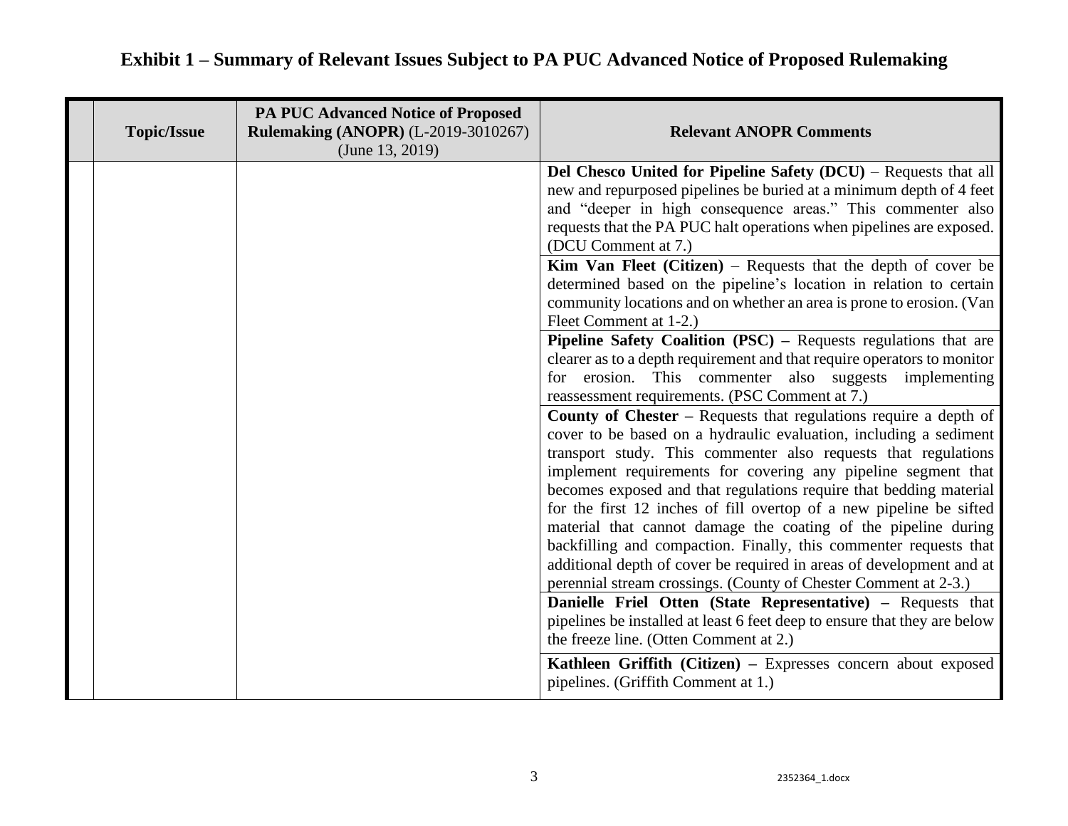# Exhibit 1 – Summary of Relevant Issues Subject to PA PUC Advanced Notice of Proposed Rulemaking

| | Topic/Issue | PA PUC Advanced Notice of Proposed Rulemaking (ANOPR) (L-2019-3010267) (June 13, 2019) | Relevant ANOPR Comments |
|---|---|---|---|
| | | | **Del Chesco United for Pipeline Safety (DCU)** – Requests that all new and repurposed pipelines be buried at a minimum depth of 4 feet and "deeper in high consequence areas." This commenter also requests that the PA PUC halt operations when pipelines are exposed. (DCU Comment at 7.) |
| | | | **Kim Van Fleet (Citizen)** – Requests that the depth of cover be determined based on the pipeline's location in relation to certain community locations and on whether an area is prone to erosion. (Van Fleet Comment at 1-2.) |
| | | | **Pipeline Safety Coalition (PSC) –** Requests regulations that are clearer as to a depth requirement and that require operators to monitor for erosion. This commenter also suggests implementing reassessment requirements. (PSC Comment at 7.) |
| | | | **County of Chester –** Requests that regulations require a depth of cover to be based on a hydraulic evaluation, including a sediment transport study. This commenter also requests that regulations implement requirements for covering any pipeline segment that becomes exposed and that regulations require that bedding material for the first 12 inches of fill overtop of a new pipeline be sifted material that cannot damage the coating of the pipeline during backfilling and compaction. Finally, this commenter requests that additional depth of cover be required in areas of development and at perennial stream crossings. (County of Chester Comment at 2-3.) |
| | | | **Danielle Friel Otten (State Representative) –** Requests that pipelines be installed at least 6 feet deep to ensure that they are below the freeze line. (Otten Comment at 2.) |
| | | | **Kathleen Griffith (Citizen) –** Expresses concern about exposed pipelines. (Griffith Comment at 1.) |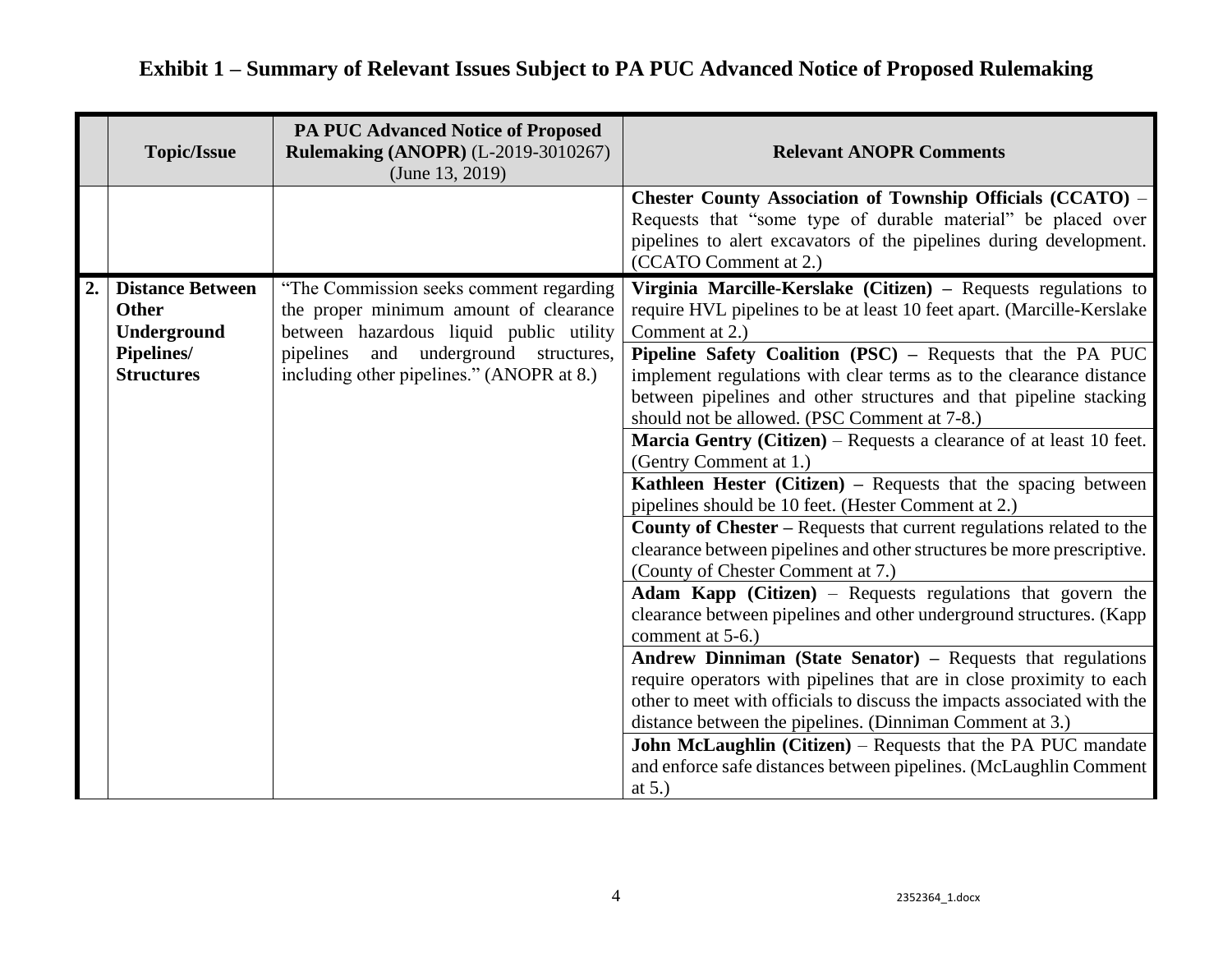# Exhibit 1 – Summary of Relevant Issues Subject to PA PUC Advanced Notice of Proposed Rulemaking

| | Topic/Issue | PA PUC Advanced Notice of Proposed Rulemaking (ANOPR) (L-2019-3010267) (June 13, 2019) | Relevant ANOPR Comments |
|---|---|---|---|
| | | | **Chester County Association of Township Officials (CCATO)** – Requests that "some type of durable material" be placed over pipelines to alert excavators of the pipelines during development. (CCATO Comment at 2.) |
| **2.** | **Distance Between Other Underground Pipelines/ Structures** | "The Commission seeks comment regarding the proper minimum amount of clearance between hazardous liquid public utility pipelines and underground structures, including other pipelines." (ANOPR at 8.) | **Virginia Marcille-Kerslake (Citizen) –** Requests regulations to require HVL pipelines to be at least 10 feet apart. (Marcille-Kerslake Comment at 2.) |
| | | | **Pipeline Safety Coalition (PSC) –** Requests that the PA PUC implement regulations with clear terms as to the clearance distance between pipelines and other structures and that pipeline stacking should not be allowed. (PSC Comment at 7-8.) |
| | | | **Marcia Gentry (Citizen)** – Requests a clearance of at least 10 feet. (Gentry Comment at 1.) |
| | | | **Kathleen Hester (Citizen) –** Requests that the spacing between pipelines should be 10 feet. (Hester Comment at 2.) |
| | | | **County of Chester –** Requests that current regulations related to the clearance between pipelines and other structures be more prescriptive. (County of Chester Comment at 7.) |
| | | | **Adam Kapp (Citizen)** – Requests regulations that govern the clearance between pipelines and other underground structures. (Kapp comment at 5-6.) |
| | | | **Andrew Dinniman (State Senator) –** Requests that regulations require operators with pipelines that are in close proximity to each other to meet with officials to discuss the impacts associated with the distance between the pipelines. (Dinniman Comment at 3.) |
| | | | **John McLaughlin (Citizen)** – Requests that the PA PUC mandate and enforce safe distances between pipelines. (McLaughlin Comment at 5.) |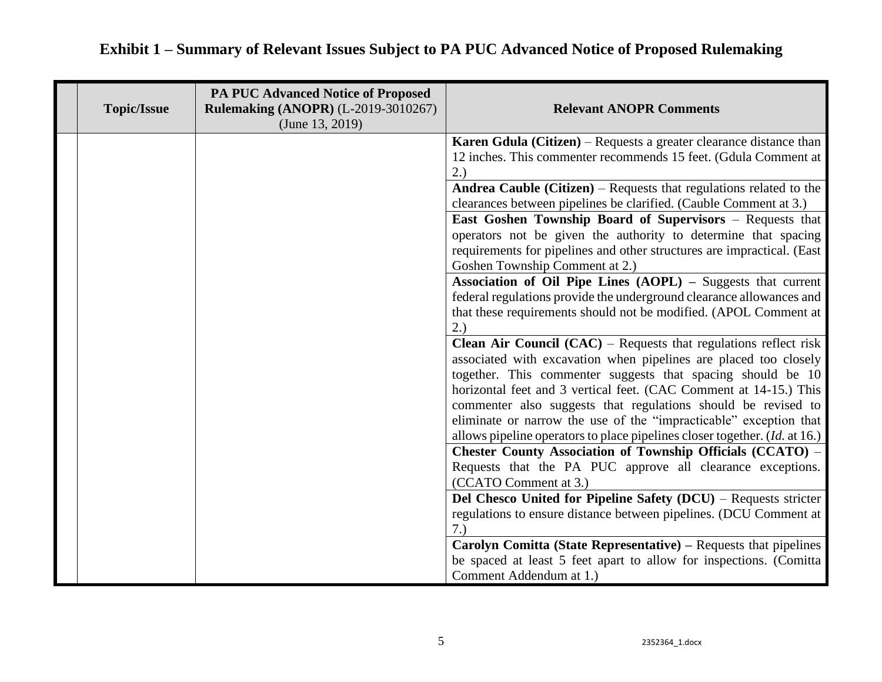# Exhibit 1 – Summary of Relevant Issues Subject to PA PUC Advanced Notice of Proposed Rulemaking

| | Topic/Issue | PA PUC Advanced Notice of Proposed Rulemaking (ANOPR) (L-2019-3010267) (June 13, 2019) | Relevant ANOPR Comments |
|---|---|---|---|
| | | | **Karen Gdula (Citizen)** – Requests a greater clearance distance than 12 inches. This commenter recommends 15 feet. (Gdula Comment at 2.) |
| | | | **Andrea Cauble (Citizen)** – Requests that regulations related to the clearances between pipelines be clarified. (Cauble Comment at 3.) |
| | | | **East Goshen Township Board of Supervisors** – Requests that operators not be given the authority to determine that spacing requirements for pipelines and other structures are impractical. (East Goshen Township Comment at 2.) |
| | | | **Association of Oil Pipe Lines (AOPL) –** Suggests that current federal regulations provide the underground clearance allowances and that these requirements should not be modified. (APOL Comment at 2.) |
| | | | **Clean Air Council (CAC)** – Requests that regulations reflect risk associated with excavation when pipelines are placed too closely together. This commenter suggests that spacing should be 10 horizontal feet and 3 vertical feet. (CAC Comment at 14-15.) This commenter also suggests that regulations should be revised to eliminate or narrow the use of the "impracticable" exception that allows pipeline operators to place pipelines closer together. (*Id.* at 16.) |
| | | | **Chester County Association of Township Officials (CCATO)** – Requests that the PA PUC approve all clearance exceptions. (CCATO Comment at 3.) |
| | | | **Del Chesco United for Pipeline Safety (DCU)** – Requests stricter regulations to ensure distance between pipelines. (DCU Comment at 7.) |
| | | | **Carolyn Comitta (State Representative) –** Requests that pipelines be spaced at least 5 feet apart to allow for inspections. (Comitta Comment Addendum at 1.) |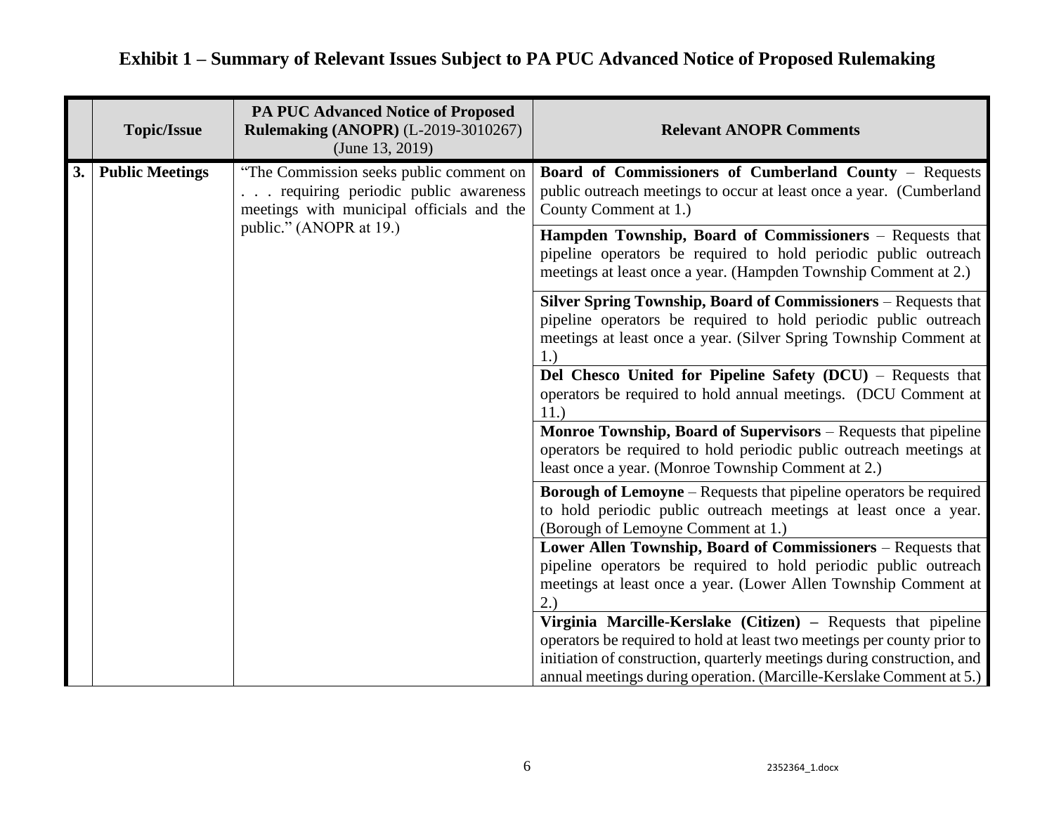# Exhibit 1 – Summary of Relevant Issues Subject to PA PUC Advanced Notice of Proposed Rulemaking

| | Topic/Issue | PA PUC Advanced Notice of Proposed Rulemaking (ANOPR) (L-2019-3010267) (June 13, 2019) | Relevant ANOPR Comments |
|---|---|---|---|
| 3. | Public Meetings | "The Commission seeks public comment on . . . requiring periodic public awareness meetings with municipal officials and the public." (ANOPR at 19.) | **Board of Commissioners of Cumberland County** – Requests public outreach meetings to occur at least once a year. (Cumberland County Comment at 1.) |
| | | | **Hampden Township, Board of Commissioners** – Requests that pipeline operators be required to hold periodic public outreach meetings at least once a year. (Hampden Township Comment at 2.) |
| | | | **Silver Spring Township, Board of Commissioners** – Requests that pipeline operators be required to hold periodic public outreach meetings at least once a year. (Silver Spring Township Comment at 1.) |
| | | | **Del Chesco United for Pipeline Safety (DCU)** – Requests that operators be required to hold annual meetings. (DCU Comment at 11.) |
| | | | **Monroe Township, Board of Supervisors** – Requests that pipeline operators be required to hold periodic public outreach meetings at least once a year. (Monroe Township Comment at 2.) |
| | | | **Borough of Lemoyne** – Requests that pipeline operators be required to hold periodic public outreach meetings at least once a year. (Borough of Lemoyne Comment at 1.) |
| | | | **Lower Allen Township, Board of Commissioners** – Requests that pipeline operators be required to hold periodic public outreach meetings at least once a year. (Lower Allen Township Comment at 2.) |
| | | | **Virginia Marcille-Kerslake (Citizen) –** Requests that pipeline operators be required to hold at least two meetings per county prior to initiation of construction, quarterly meetings during construction, and annual meetings during operation. (Marcille-Kerslake Comment at 5.) |

2352364_1.docx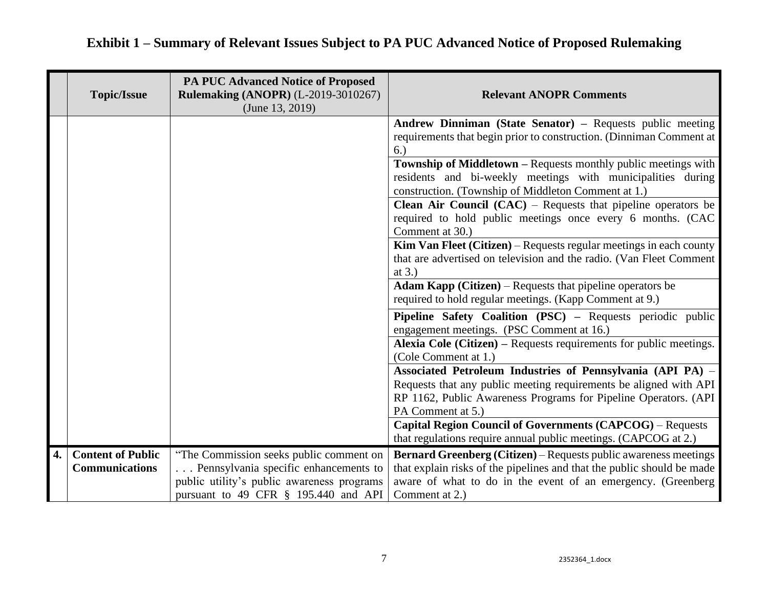# Exhibit 1 – Summary of Relevant Issues Subject to PA PUC Advanced Notice of Proposed Rulemaking

| | Topic/Issue | PA PUC Advanced Notice of Proposed Rulemaking (ANOPR) (L-2019-3010267) (June 13, 2019) | Relevant ANOPR Comments |
|---|---|---|---|
| | | | **Andrew Dinniman (State Senator) –** Requests public meeting requirements that begin prior to construction. (Dinniman Comment at 6.) |
| | | | **Township of Middletown –** Requests monthly public meetings with residents and bi-weekly meetings with municipalities during construction. (Township of Middleton Comment at 1.) |
| | | | **Clean Air Council (CAC)** – Requests that pipeline operators be required to hold public meetings once every 6 months. (CAC Comment at 30.) |
| | | | **Kim Van Fleet (Citizen)** – Requests regular meetings in each county that are advertised on television and the radio. (Van Fleet Comment at 3.) |
| | | | **Adam Kapp (Citizen)** – Requests that pipeline operators be required to hold regular meetings. (Kapp Comment at 9.) |
| | | | **Pipeline Safety Coalition (PSC) –** Requests periodic public engagement meetings. (PSC Comment at 16.) |
| | | | **Alexia Cole (Citizen) –** Requests requirements for public meetings. (Cole Comment at 1.) |
| | | | **Associated Petroleum Industries of Pennsylvania (API PA)** – Requests that any public meeting requirements be aligned with API RP 1162, Public Awareness Programs for Pipeline Operators. (API PA Comment at 5.) |
| | | | **Capital Region Council of Governments (CAPCOG)** – Requests that regulations require annual public meetings. (CAPCOG at 2.) |
| **4.** | **Content of Public Communications** | "The Commission seeks public comment on . . . Pennsylvania specific enhancements to public utility's public awareness programs pursuant to 49 CFR § 195.440 and API | **Bernard Greenberg (Citizen)** – Requests public awareness meetings that explain risks of the pipelines and that the public should be made aware of what to do in the event of an emergency. (Greenberg Comment at 2.) |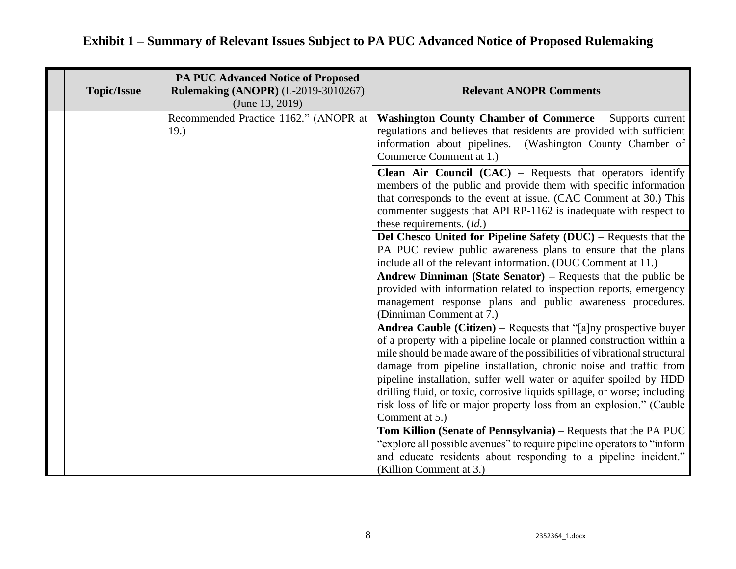# Exhibit 1 – Summary of Relevant Issues Subject to PA PUC Advanced Notice of Proposed Rulemaking

| | Topic/Issue | PA PUC Advanced Notice of Proposed Rulemaking (ANOPR) (L-2019-3010267) (June 13, 2019) | Relevant ANOPR Comments |
|---|---|---|---|
| | | Recommended Practice 1162." (ANOPR at 19.) | **Washington County Chamber of Commerce** – Supports current regulations and believes that residents are provided with sufficient information about pipelines. (Washington County Chamber of Commerce Comment at 1.) |
| | | | **Clean Air Council (CAC)** – Requests that operators identify members of the public and provide them with specific information that corresponds to the event at issue. (CAC Comment at 30.) This commenter suggests that API RP-1162 is inadequate with respect to these requirements. (*Id.*) |
| | | | **Del Chesco United for Pipeline Safety (DUC)** – Requests that the PA PUC review public awareness plans to ensure that the plans include all of the relevant information. (DUC Comment at 11.) |
| | | | **Andrew Dinniman (State Senator) –** Requests that the public be provided with information related to inspection reports, emergency management response plans and public awareness procedures. (Dinniman Comment at 7.) |
| | | | **Andrea Cauble (Citizen)** – Requests that "[a]ny prospective buyer of a property with a pipeline locale or planned construction within a mile should be made aware of the possibilities of vibrational structural damage from pipeline installation, chronic noise and traffic from pipeline installation, suffer well water or aquifer spoiled by HDD drilling fluid, or toxic, corrosive liquids spillage, or worse; including risk loss of life or major property loss from an explosion." (Cauble Comment at 5.) |
| | | | **Tom Killion (Senate of Pennsylvania)** – Requests that the PA PUC "explore all possible avenues" to require pipeline operators to "inform and educate residents about responding to a pipeline incident." (Killion Comment at 3.) |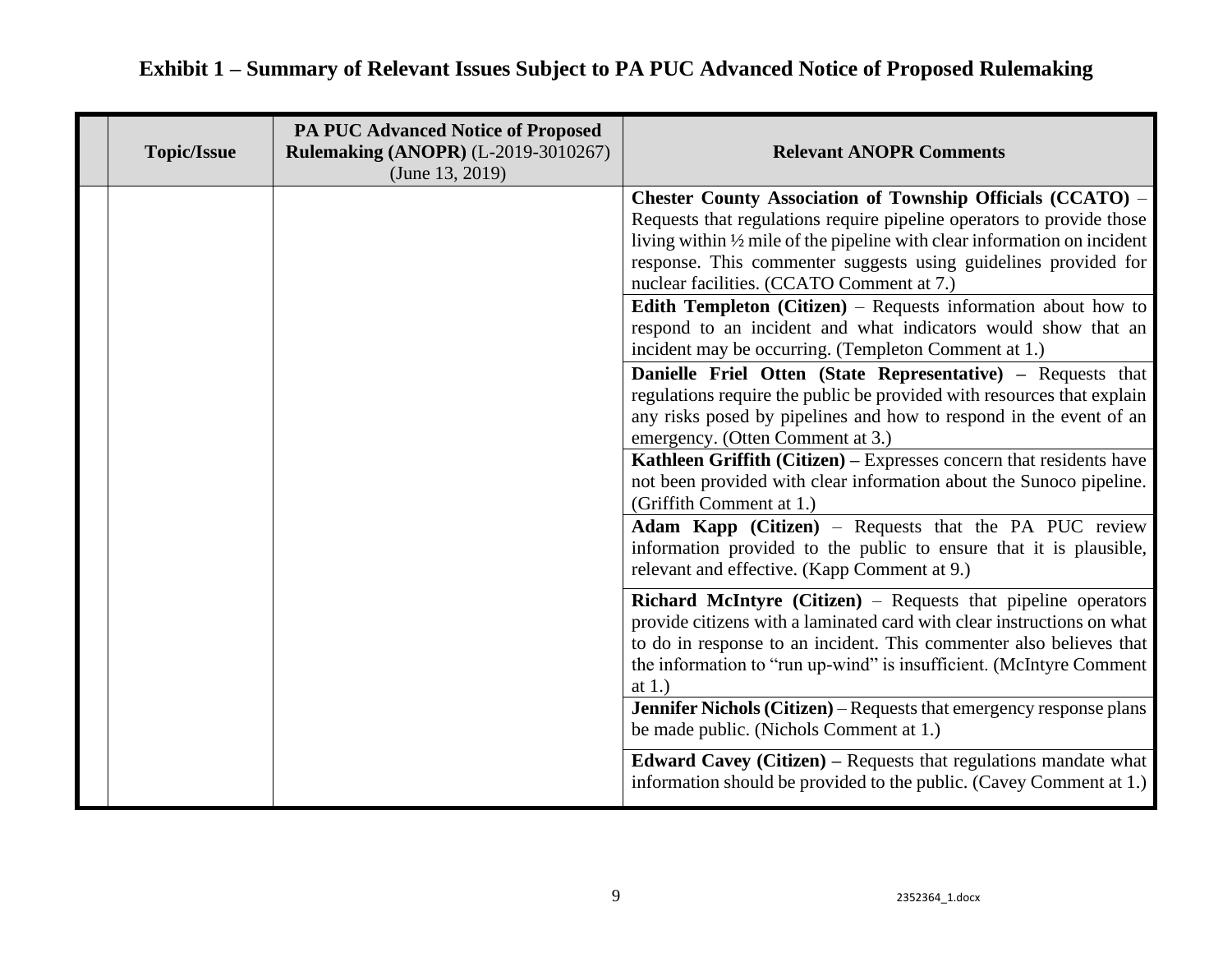# Exhibit 1 – Summary of Relevant Issues Subject to PA PUC Advanced Notice of Proposed Rulemaking

| | Topic/Issue | PA PUC Advanced Notice of Proposed Rulemaking (ANOPR) (L-2019-3010267) (June 13, 2019) | Relevant ANOPR Comments |
|---|---|---|---|
| | | | **Chester County Association of Township Officials (CCATO)** – Requests that regulations require pipeline operators to provide those living within ½ mile of the pipeline with clear information on incident response. This commenter suggests using guidelines provided for nuclear facilities. (CCATO Comment at 7.) |
| | | | **Edith Templeton (Citizen)** – Requests information about how to respond to an incident and what indicators would show that an incident may be occurring. (Templeton Comment at 1.) |
| | | | **Danielle Friel Otten (State Representative) –** Requests that regulations require the public be provided with resources that explain any risks posed by pipelines and how to respond in the event of an emergency. (Otten Comment at 3.) |
| | | | **Kathleen Griffith (Citizen) –** Expresses concern that residents have not been provided with clear information about the Sunoco pipeline. (Griffith Comment at 1.) |
| | | | **Adam Kapp (Citizen)** – Requests that the PA PUC review information provided to the public to ensure that it is plausible, relevant and effective. (Kapp Comment at 9.) |
| | | | **Richard McIntyre (Citizen)** – Requests that pipeline operators provide citizens with a laminated card with clear instructions on what to do in response to an incident. This commenter also believes that the information to "run up-wind" is insufficient. (McIntyre Comment at 1.) |
| | | | **Jennifer Nichols (Citizen)** – Requests that emergency response plans be made public. (Nichols Comment at 1.) |
| | | | **Edward Cavey (Citizen) –** Requests that regulations mandate what information should be provided to the public. (Cavey Comment at 1.) |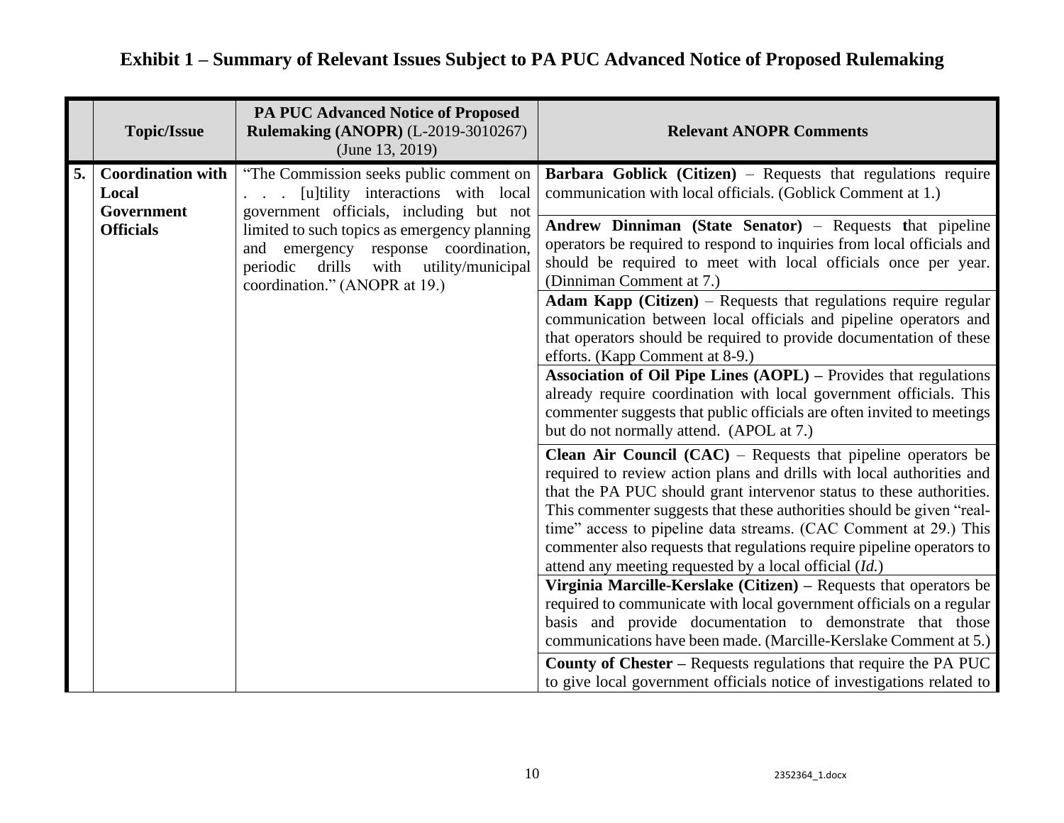# Exhibit 1 – Summary of Relevant Issues Subject to PA PUC Advanced Notice of Proposed Rulemaking

| | Topic/Issue | PA PUC Advanced Notice of Proposed Rulemaking (ANOPR) (L-2019-3010267) (June 13, 2019) | Relevant ANOPR Comments |
|---|---|---|---|
| 5. | **Coordination with Local Government Officials** | "The Commission seeks public comment on . . . [u]tility interactions with local government officials, including but not limited to such topics as emergency planning and emergency response coordination, periodic drills with utility/municipal coordination." (ANOPR at 19.) | **Barbara Goblick (Citizen)** – Requests that regulations require communication with local officials. (Goblick Comment at 1.) |
| | | | **Andrew Dinniman (State Senator)** – Requests that pipeline operators be required to respond to inquiries from local officials and should be required to meet with local officials once per year. (Dinniman Comment at 7.) |
| | | | **Adam Kapp (Citizen)** – Requests that regulations require regular communication between local officials and pipeline operators and that operators should be required to provide documentation of these efforts. (Kapp Comment at 8-9.) |
| | | | **Association of Oil Pipe Lines (AOPL) –** Provides that regulations already require coordination with local government officials. This commenter suggests that public officials are often invited to meetings but do not normally attend. (APOL at 7.) |
| | | | **Clean Air Council (CAC)** – Requests that pipeline operators be required to review action plans and drills with local authorities and that the PA PUC should grant intervenor status to these authorities. This commenter suggests that these authorities should be given "real-time" access to pipeline data streams. (CAC Comment at 29.) This commenter also requests that regulations require pipeline operators to attend any meeting requested by a local official (*Id.*) |
| | | | **Virginia Marcille-Kerslake (Citizen) –** Requests that operators be required to communicate with local government officials on a regular basis and provide documentation to demonstrate that those communications have been made. (Marcille-Kerslake Comment at 5.) |
| | | | **County of Chester –** Requests regulations that require the PA PUC to give local government officials notice of investigations related to |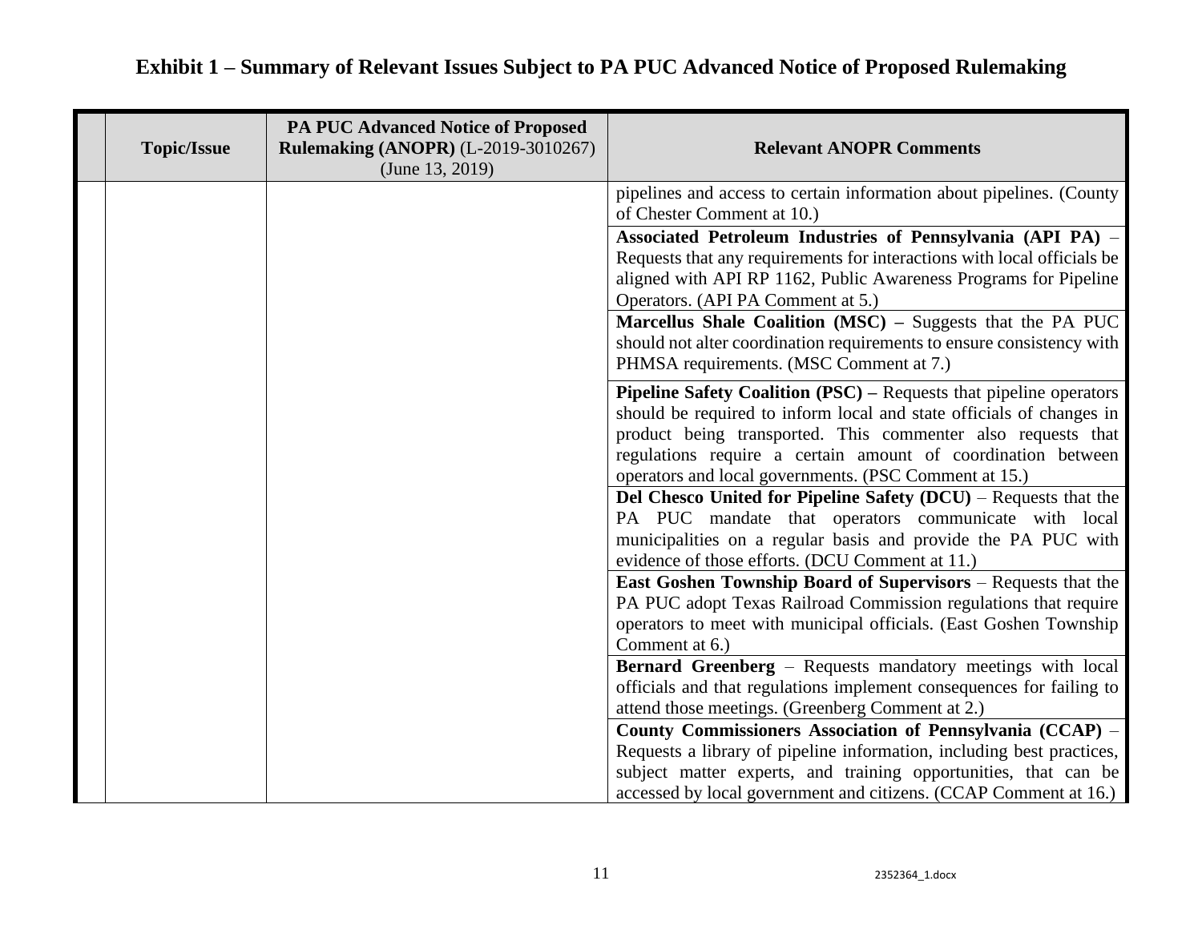# Exhibit 1 – Summary of Relevant Issues Subject to PA PUC Advanced Notice of Proposed Rulemaking

| | Topic/Issue | PA PUC Advanced Notice of Proposed Rulemaking (ANOPR) (L-2019-3010267) (June 13, 2019) | Relevant ANOPR Comments |
|---|---|---|---|
| | | | pipelines and access to certain information about pipelines. (County of Chester Comment at 10.) |
| | | | **Associated Petroleum Industries of Pennsylvania (API PA)** – Requests that any requirements for interactions with local officials be aligned with API RP 1162, Public Awareness Programs for Pipeline Operators. (API PA Comment at 5.) |
| | | | **Marcellus Shale Coalition (MSC) –** Suggests that the PA PUC should not alter coordination requirements to ensure consistency with PHMSA requirements. (MSC Comment at 7.) |
| | | | **Pipeline Safety Coalition (PSC) –** Requests that pipeline operators should be required to inform local and state officials of changes in product being transported. This commenter also requests that regulations require a certain amount of coordination between operators and local governments. (PSC Comment at 15.) |
| | | | **Del Chesco United for Pipeline Safety (DCU)** – Requests that the PA PUC mandate that operators communicate with local municipalities on a regular basis and provide the PA PUC with evidence of those efforts. (DCU Comment at 11.) |
| | | | **East Goshen Township Board of Supervisors** – Requests that the PA PUC adopt Texas Railroad Commission regulations that require operators to meet with municipal officials. (East Goshen Township Comment at 6.) |
| | | | **Bernard Greenberg** – Requests mandatory meetings with local officials and that regulations implement consequences for failing to attend those meetings. (Greenberg Comment at 2.) |
| | | | **County Commissioners Association of Pennsylvania (CCAP)** – Requests a library of pipeline information, including best practices, subject matter experts, and training opportunities, that can be accessed by local government and citizens. (CCAP Comment at 16.) |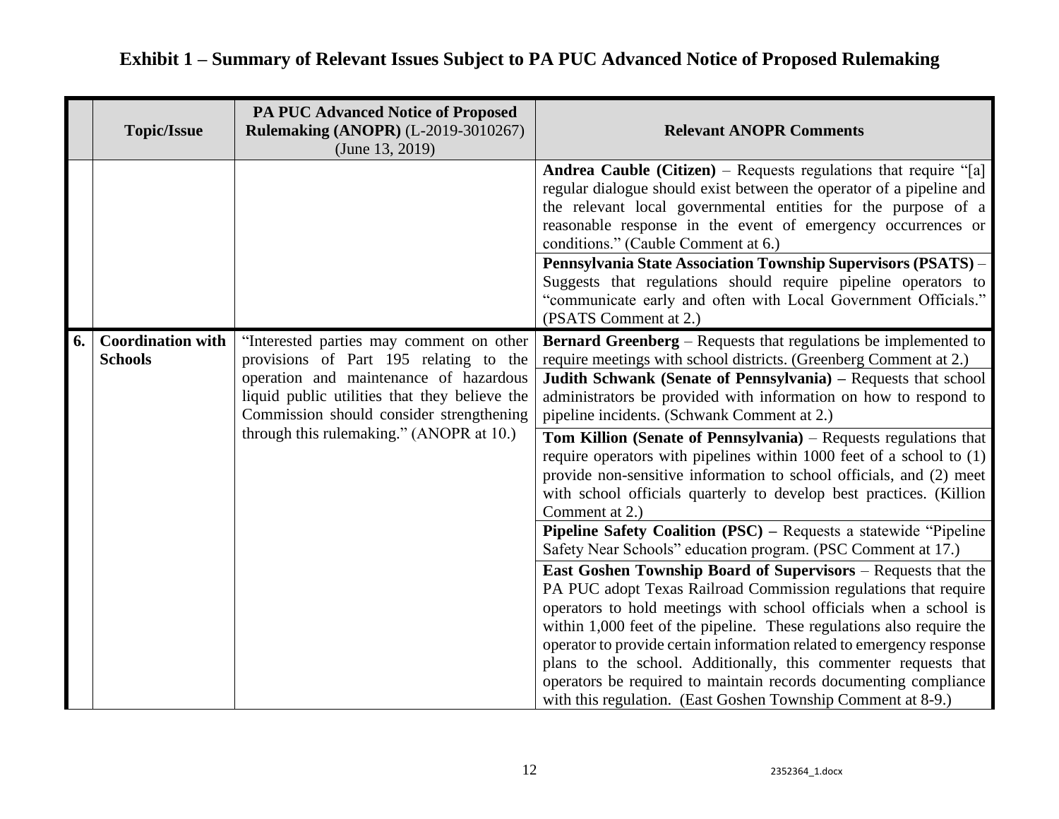# Exhibit 1 – Summary of Relevant Issues Subject to PA PUC Advanced Notice of Proposed Rulemaking

| | Topic/Issue | PA PUC Advanced Notice of Proposed Rulemaking (ANOPR) (L-2019-3010267) (June 13, 2019) | Relevant ANOPR Comments |
|---|---|---|---|
| | | | **Andrea Cauble (Citizen)** – Requests regulations that require "[a] regular dialogue should exist between the operator of a pipeline and the relevant local governmental entities for the purpose of a reasonable response in the event of emergency occurrences or conditions." (Cauble Comment at 6.) |
| | | | **Pennsylvania State Association Township Supervisors (PSATS)** – Suggests that regulations should require pipeline operators to "communicate early and often with Local Government Officials." (PSATS Comment at 2.) |
| **6.** | **Coordination with Schools** | "Interested parties may comment on other provisions of Part 195 relating to the operation and maintenance of hazardous liquid public utilities that they believe the Commission should consider strengthening through this rulemaking." (ANOPR at 10.) | **Bernard Greenberg** – Requests that regulations be implemented to require meetings with school districts. (Greenberg Comment at 2.) |
| | | | **Judith Schwank (Senate of Pennsylvania) –** Requests that school administrators be provided with information on how to respond to pipeline incidents. (Schwank Comment at 2.) |
| | | | **Tom Killion (Senate of Pennsylvania)** – Requests regulations that require operators with pipelines within 1000 feet of a school to (1) provide non-sensitive information to school officials, and (2) meet with school officials quarterly to develop best practices. (Killion Comment at 2.) |
| | | | **Pipeline Safety Coalition (PSC) –** Requests a statewide "Pipeline Safety Near Schools" education program. (PSC Comment at 17.) |
| | | | **East Goshen Township Board of Supervisors** – Requests that the PA PUC adopt Texas Railroad Commission regulations that require operators to hold meetings with school officials when a school is within 1,000 feet of the pipeline. These regulations also require the operator to provide certain information related to emergency response plans to the school. Additionally, this commenter requests that operators be required to maintain records documenting compliance with this regulation. (East Goshen Township Comment at 8-9.) |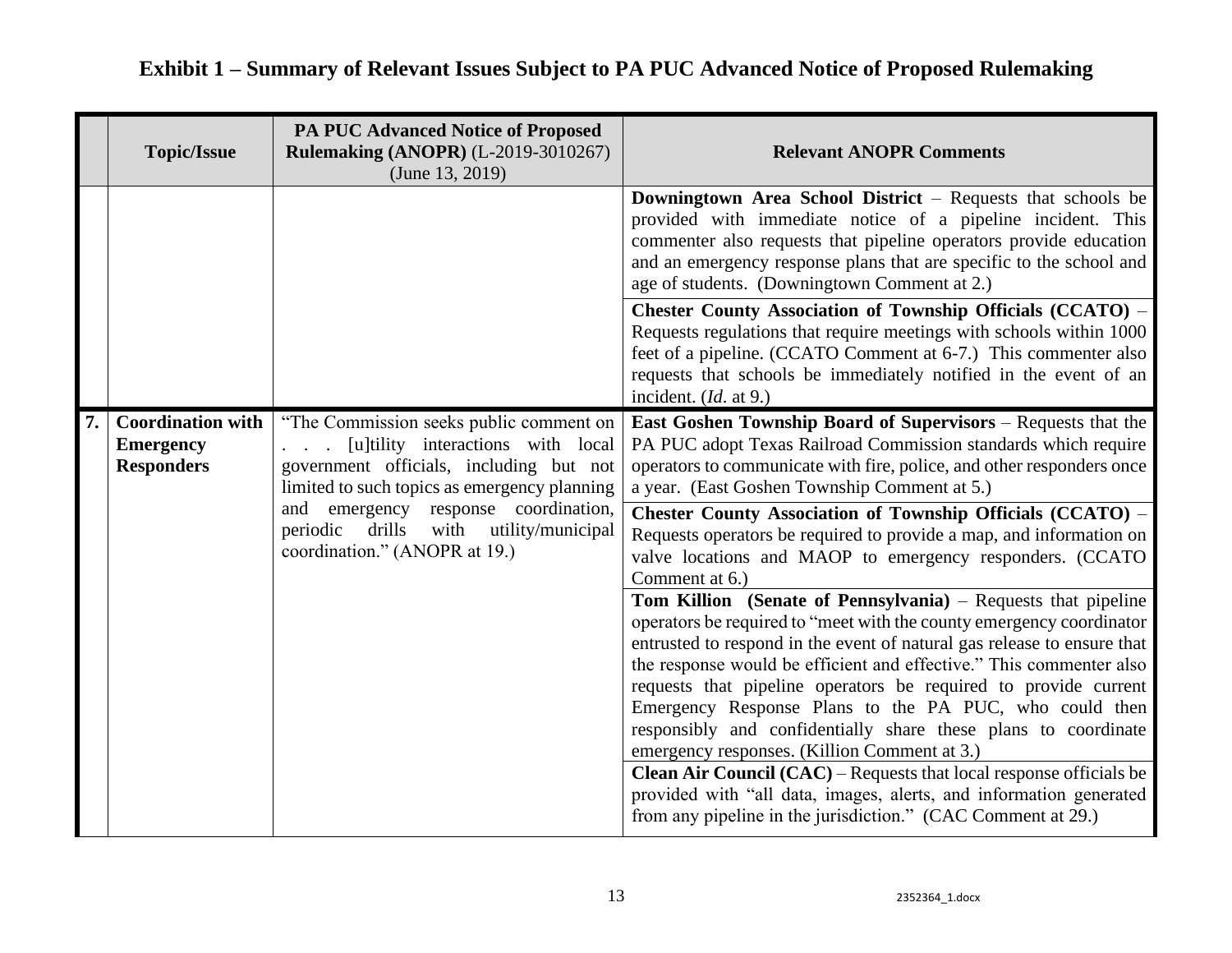# Exhibit 1 – Summary of Relevant Issues Subject to PA PUC Advanced Notice of Proposed Rulemaking

| | Topic/Issue | PA PUC Advanced Notice of Proposed Rulemaking (ANOPR) (L-2019-3010267) (June 13, 2019) | Relevant ANOPR Comments |
|---|---|---|---|
| | | | **Downingtown Area School District** – Requests that schools be provided with immediate notice of a pipeline incident. This commenter also requests that pipeline operators provide education and an emergency response plans that are specific to the school and age of students. (Downingtown Comment at 2.) |
| | | | **Chester County Association of Township Officials (CCATO)** – Requests regulations that require meetings with schools within 1000 feet of a pipeline. (CCATO Comment at 6-7.) This commenter also requests that schools be immediately notified in the event of an incident. (*Id.* at 9.) |
| **7.** | **Coordination with Emergency Responders** | "The Commission seeks public comment on . . . [u]tility interactions with local government officials, including but not limited to such topics as emergency planning and emergency response coordination, periodic drills with utility/municipal coordination." (ANOPR at 19.) | **East Goshen Township Board of Supervisors** – Requests that the PA PUC adopt Texas Railroad Commission standards which require operators to communicate with fire, police, and other responders once a year. (East Goshen Township Comment at 5.) |
| | | | **Chester County Association of Township Officials (CCATO)** – Requests operators be required to provide a map, and information on valve locations and MAOP to emergency responders. (CCATO Comment at 6.) |
| | | | **Tom Killion (Senate of Pennsylvania)** – Requests that pipeline operators be required to "meet with the county emergency coordinator entrusted to respond in the event of natural gas release to ensure that the response would be efficient and effective." This commenter also requests that pipeline operators be required to provide current Emergency Response Plans to the PA PUC, who could then responsibly and confidentially share these plans to coordinate emergency responses. (Killion Comment at 3.) |
| | | | **Clean Air Council (CAC)** – Requests that local response officials be provided with "all data, images, alerts, and information generated from any pipeline in the jurisdiction." (CAC Comment at 29.) |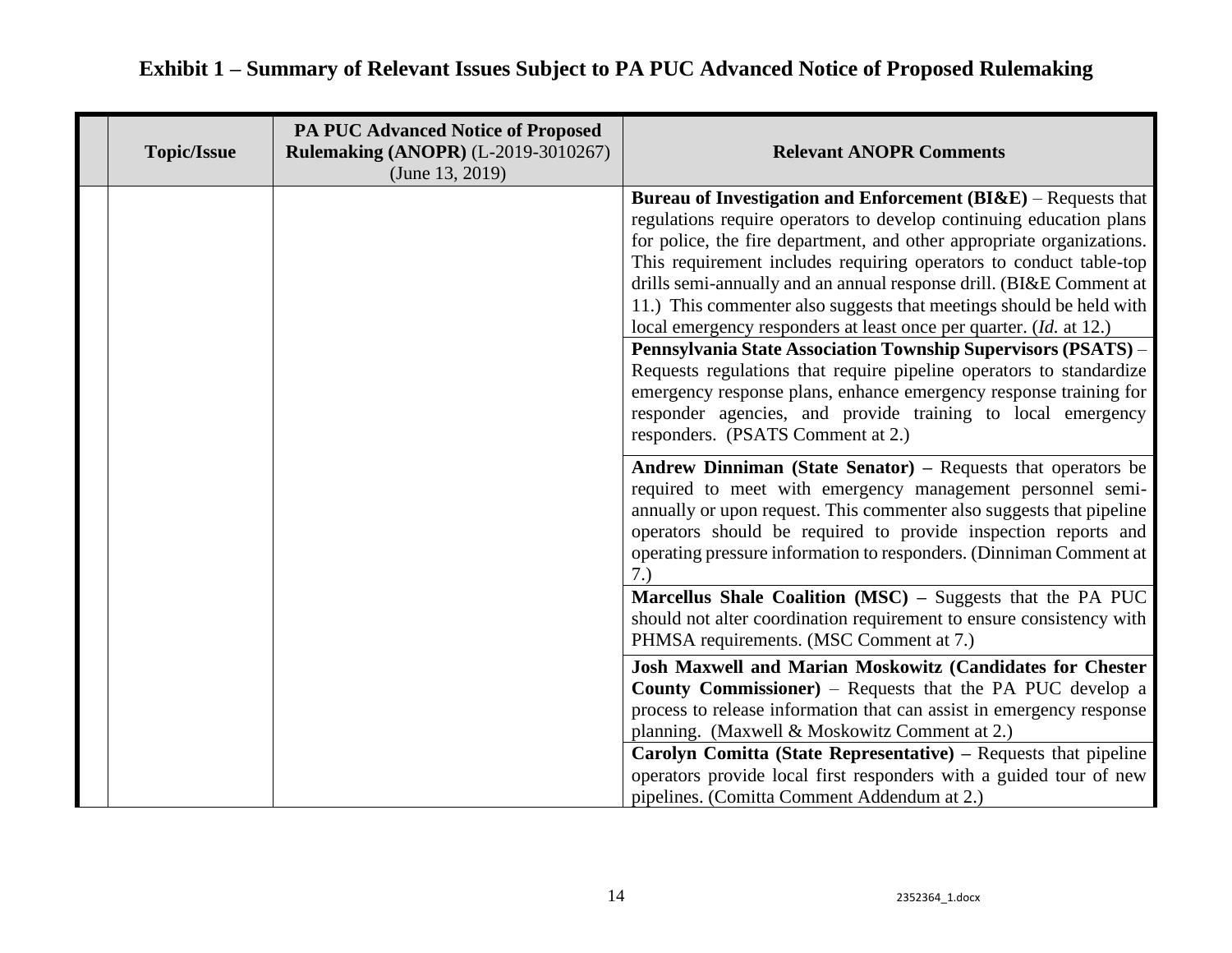# Exhibit 1 – Summary of Relevant Issues Subject to PA PUC Advanced Notice of Proposed Rulemaking

| | Topic/Issue | PA PUC Advanced Notice of Proposed Rulemaking (ANOPR) (L-2019-3010267) (June 13, 2019) | Relevant ANOPR Comments |
|---|---|---|---|
| | | | **Bureau of Investigation and Enforcement (BI&E)** – Requests that regulations require operators to develop continuing education plans for police, the fire department, and other appropriate organizations. This requirement includes requiring operators to conduct table-top drills semi-annually and an annual response drill. (BI&E Comment at 11.) This commenter also suggests that meetings should be held with local emergency responders at least once per quarter. (*Id.* at 12.) |
| | | | **Pennsylvania State Association Township Supervisors (PSATS)** – Requests regulations that require pipeline operators to standardize emergency response plans, enhance emergency response training for responder agencies, and provide training to local emergency responders. (PSATS Comment at 2.) |
| | | | **Andrew Dinniman (State Senator) –** Requests that operators be required to meet with emergency management personnel semi-annually or upon request. This commenter also suggests that pipeline operators should be required to provide inspection reports and operating pressure information to responders. (Dinniman Comment at 7.) |
| | | | **Marcellus Shale Coalition (MSC) –** Suggests that the PA PUC should not alter coordination requirement to ensure consistency with PHMSA requirements. (MSC Comment at 7.) |
| | | | **Josh Maxwell and Marian Moskowitz (Candidates for Chester County Commissioner)** – Requests that the PA PUC develop a process to release information that can assist in emergency response planning. (Maxwell & Moskowitz Comment at 2.) |
| | | | **Carolyn Comitta (State Representative) –** Requests that pipeline operators provide local first responders with a guided tour of new pipelines. (Comitta Comment Addendum at 2.) |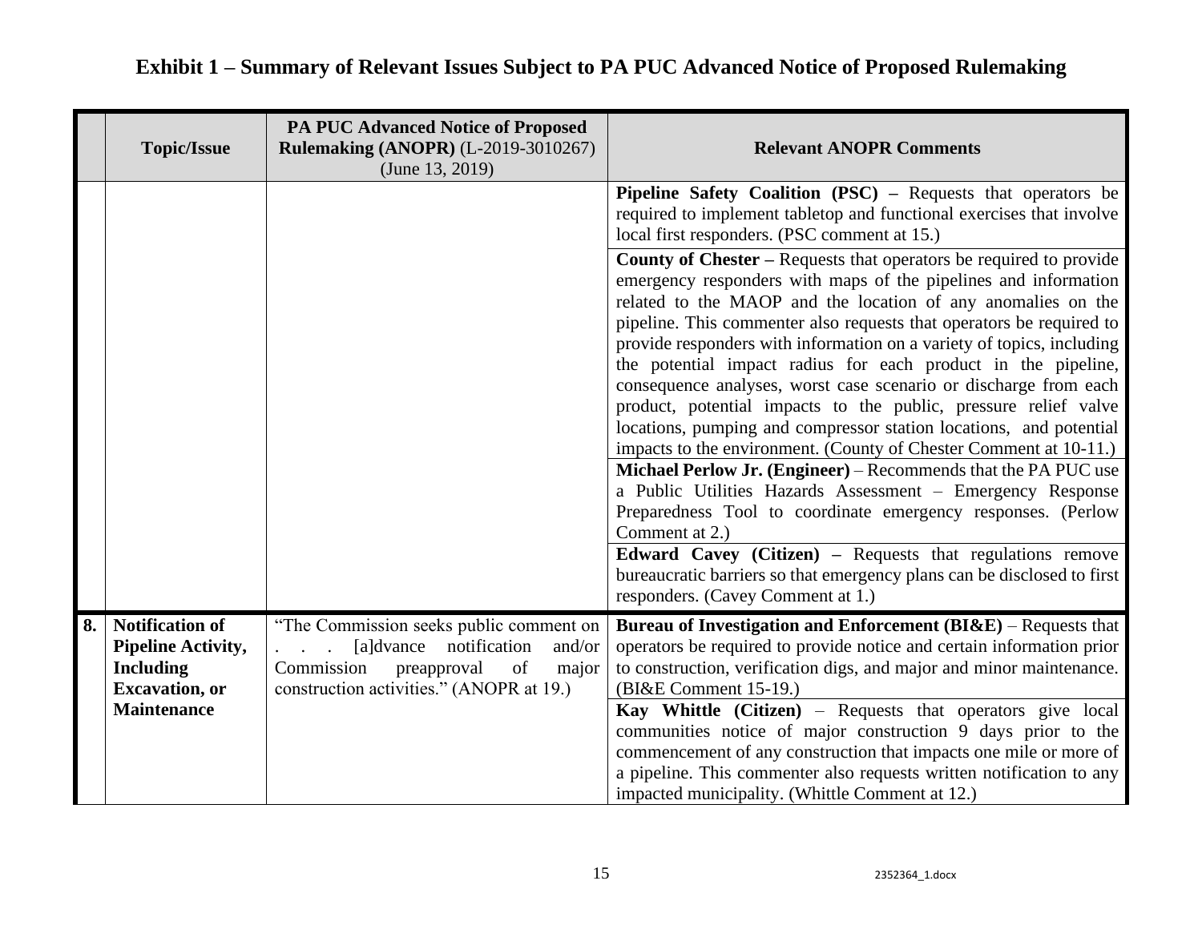# Exhibit 1 – Summary of Relevant Issues Subject to PA PUC Advanced Notice of Proposed Rulemaking

| | Topic/Issue | PA PUC Advanced Notice of Proposed Rulemaking (ANOPR) (L-2019-3010267) (June 13, 2019) | Relevant ANOPR Comments |
|---|---|---|---|
| | | | **Pipeline Safety Coalition (PSC) –** Requests that operators be required to implement tabletop and functional exercises that involve local first responders. (PSC comment at 15.) |
| | | | **County of Chester –** Requests that operators be required to provide emergency responders with maps of the pipelines and information related to the MAOP and the location of any anomalies on the pipeline. This commenter also requests that operators be required to provide responders with information on a variety of topics, including the potential impact radius for each product in the pipeline, consequence analyses, worst case scenario or discharge from each product, potential impacts to the public, pressure relief valve locations, pumping and compressor station locations, and potential impacts to the environment. (County of Chester Comment at 10-11.) |
| | | | **Michael Perlow Jr. (Engineer)** – Recommends that the PA PUC use a Public Utilities Hazards Assessment – Emergency Response Preparedness Tool to coordinate emergency responses. (Perlow Comment at 2.) |
| | | | **Edward Cavey (Citizen) –** Requests that regulations remove bureaucratic barriers so that emergency plans can be disclosed to first responders. (Cavey Comment at 1.) |
| **8.** | **Notification of Pipeline Activity, Including Excavation, or Maintenance** | "The Commission seeks public comment on . . . [a]dvance notification and/or Commission preapproval of major construction activities." (ANOPR at 19.) | **Bureau of Investigation and Enforcement (BI&E)** – Requests that operators be required to provide notice and certain information prior to construction, verification digs, and major and minor maintenance. (BI&E Comment 15-19.) |
| | | | **Kay Whittle (Citizen)** – Requests that operators give local communities notice of major construction 9 days prior to the commencement of any construction that impacts one mile or more of a pipeline. This commenter also requests written notification to any impacted municipality. (Whittle Comment at 12.) |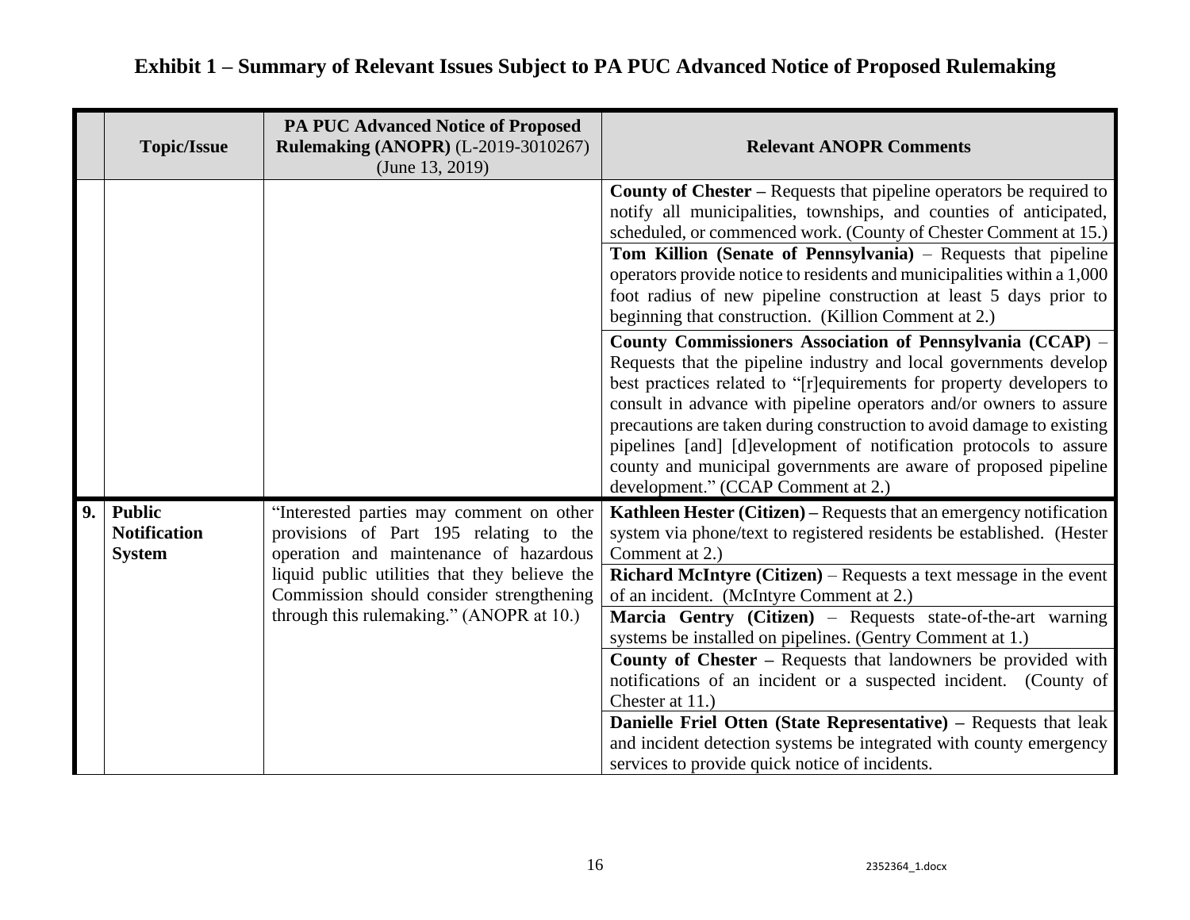# Exhibit 1 – Summary of Relevant Issues Subject to PA PUC Advanced Notice of Proposed Rulemaking

| | Topic/Issue | PA PUC Advanced Notice of Proposed Rulemaking (ANOPR) (L-2019-3010267) (June 13, 2019) | Relevant ANOPR Comments |
|---|---|---|---|
| | | | **County of Chester –** Requests that pipeline operators be required to notify all municipalities, townships, and counties of anticipated, scheduled, or commenced work. (County of Chester Comment at 15.) |
| | | | **Tom Killion (Senate of Pennsylvania)** – Requests that pipeline operators provide notice to residents and municipalities within a 1,000 foot radius of new pipeline construction at least 5 days prior to beginning that construction. (Killion Comment at 2.) |
| | | | **County Commissioners Association of Pennsylvania (CCAP)** – Requests that the pipeline industry and local governments develop best practices related to "[r]equirements for property developers to consult in advance with pipeline operators and/or owners to assure precautions are taken during construction to avoid damage to existing pipelines [and] [d]evelopment of notification protocols to assure county and municipal governments are aware of proposed pipeline development." (CCAP Comment at 2.) |
| **9.** | **Public Notification System** | "Interested parties may comment on other provisions of Part 195 relating to the operation and maintenance of hazardous liquid public utilities that they believe the Commission should consider strengthening through this rulemaking." (ANOPR at 10.) | **Kathleen Hester (Citizen) –** Requests that an emergency notification system via phone/text to registered residents be established. (Hester Comment at 2.) |
| | | | **Richard McIntyre (Citizen)** – Requests a text message in the event of an incident. (McIntyre Comment at 2.) |
| | | | **Marcia Gentry (Citizen)** – Requests state-of-the-art warning systems be installed on pipelines. (Gentry Comment at 1.) |
| | | | **County of Chester –** Requests that landowners be provided with notifications of an incident or a suspected incident. (County of Chester at 11.) |
| | | | **Danielle Friel Otten (State Representative) –** Requests that leak and incident detection systems be integrated with county emergency services to provide quick notice of incidents. |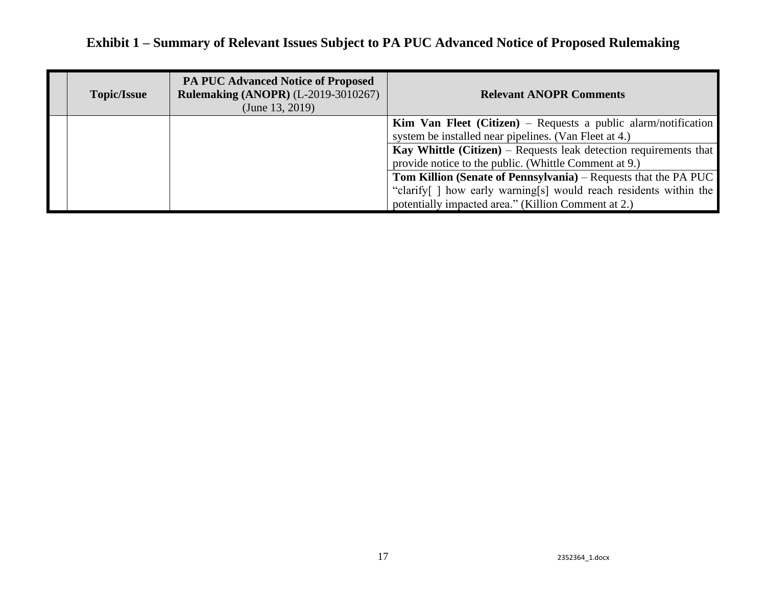# Exhibit 1 – Summary of Relevant Issues Subject to PA PUC Advanced Notice of Proposed Rulemaking

| | Topic/Issue | PA PUC Advanced Notice of Proposed Rulemaking (ANOPR) (L-2019-3010267) (June 13, 2019) | Relevant ANOPR Comments |
|---|---|---|---|
| | | | **Kim Van Fleet (Citizen)** – Requests a public alarm/notification system be installed near pipelines. (Van Fleet at 4.) |
| | | | **Kay Whittle (Citizen)** – Requests leak detection requirements that provide notice to the public. (Whittle Comment at 9.) |
| | | | **Tom Killion (Senate of Pennsylvania)** – Requests that the PA PUC "clarify[ ] how early warning[s] would reach residents within the potentially impacted area." (Killion Comment at 2.) |